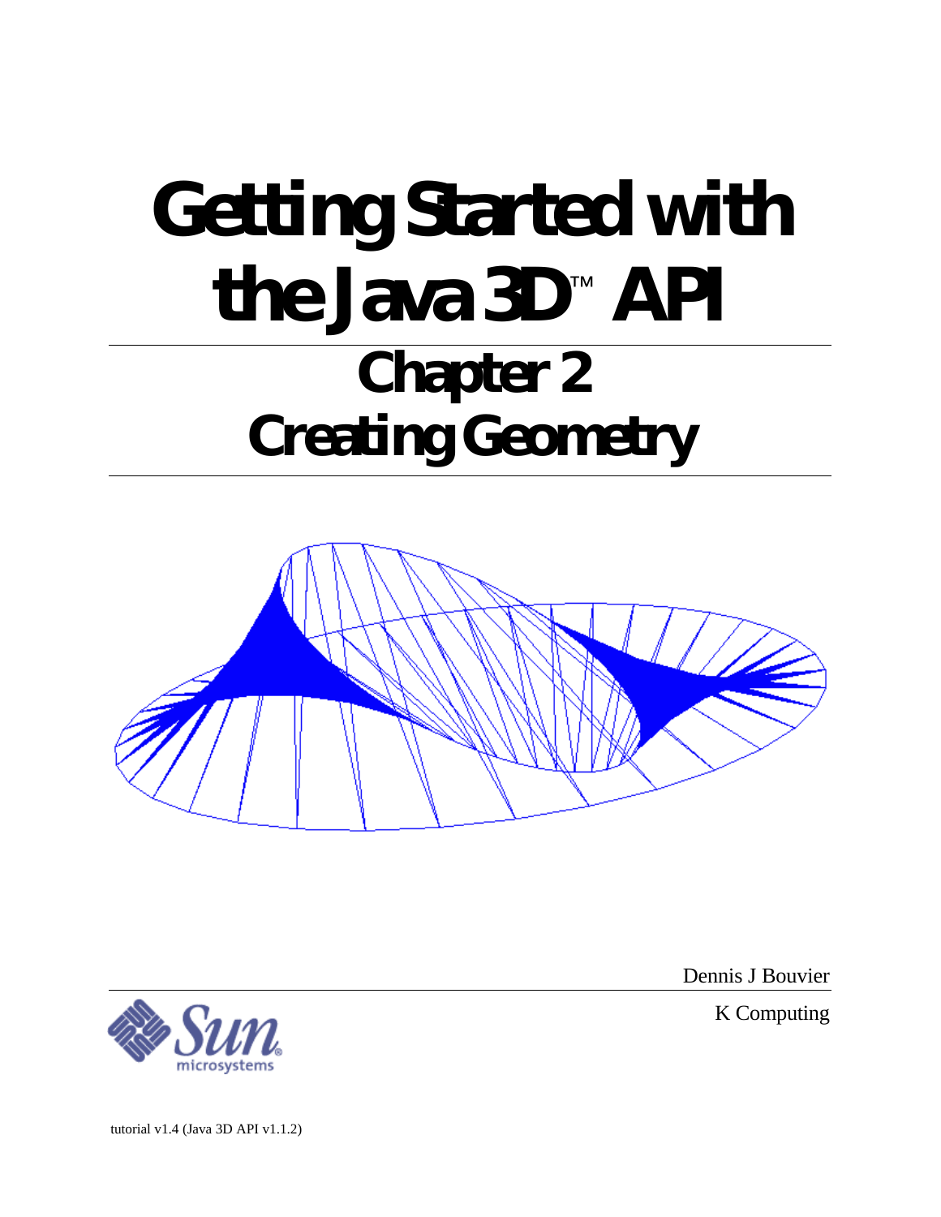# Getting Started with the Java 3D™ API

## Chapter 2
## Creating Geometry

Dennis J Bouvier

K Computing

tutorial v1.4 (Java 3D API v1.1.2)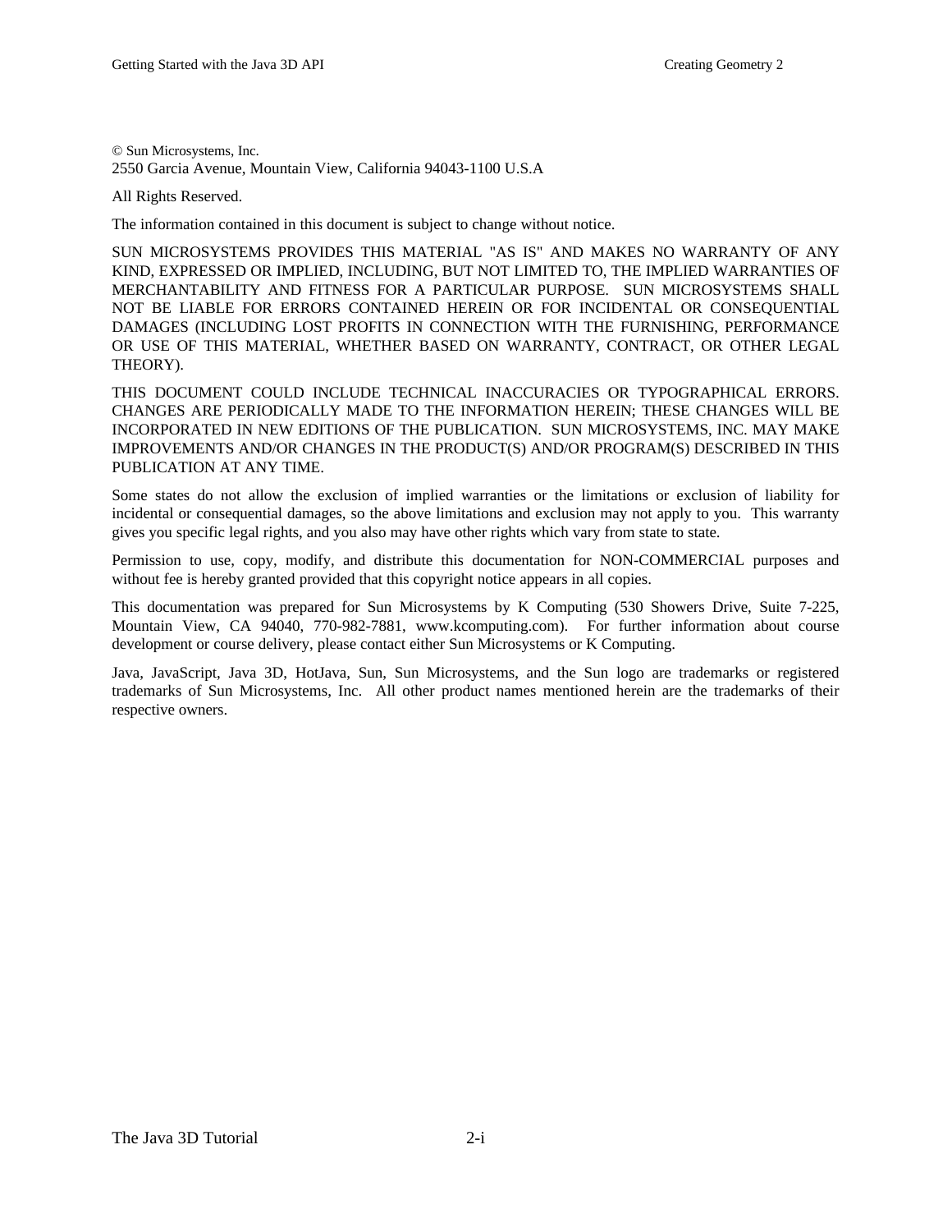© Sun Microsystems, Inc.
2550 Garcia Avenue, Mountain View, California 94043-1100 U.S.A

All Rights Reserved.

The information contained in this document is subject to change without notice.

SUN MICROSYSTEMS PROVIDES THIS MATERIAL "AS IS" AND MAKES NO WARRANTY OF ANY KIND, EXPRESSED OR IMPLIED, INCLUDING, BUT NOT LIMITED TO, THE IMPLIED WARRANTIES OF MERCHANTABILITY AND FITNESS FOR A PARTICULAR PURPOSE. SUN MICROSYSTEMS SHALL NOT BE LIABLE FOR ERRORS CONTAINED HEREIN OR FOR INCIDENTAL OR CONSEQUENTIAL DAMAGES (INCLUDING LOST PROFITS IN CONNECTION WITH THE FURNISHING, PERFORMANCE OR USE OF THIS MATERIAL, WHETHER BASED ON WARRANTY, CONTRACT, OR OTHER LEGAL THEORY).

THIS DOCUMENT COULD INCLUDE TECHNICAL INACCURACIES OR TYPOGRAPHICAL ERRORS. CHANGES ARE PERIODICALLY MADE TO THE INFORMATION HEREIN; THESE CHANGES WILL BE INCORPORATED IN NEW EDITIONS OF THE PUBLICATION. SUN MICROSYSTEMS, INC. MAY MAKE IMPROVEMENTS AND/OR CHANGES IN THE PRODUCT(S) AND/OR PROGRAM(S) DESCRIBED IN THIS PUBLICATION AT ANY TIME.

Some states do not allow the exclusion of implied warranties or the limitations or exclusion of liability for incidental or consequential damages, so the above limitations and exclusion may not apply to you. This warranty gives you specific legal rights, and you also may have other rights which vary from state to state.

Permission to use, copy, modify, and distribute this documentation for NON-COMMERCIAL purposes and without fee is hereby granted provided that this copyright notice appears in all copies.

This documentation was prepared for Sun Microsystems by K Computing (530 Showers Drive, Suite 7-225, Mountain View, CA 94040, 770-982-7881, www.kcomputing.com). For further information about course development or course delivery, please contact either Sun Microsystems or K Computing.

Java, JavaScript, Java 3D, HotJava, Sun, Sun Microsystems, and the Sun logo are trademarks or registered trademarks of Sun Microsystems, Inc. All other product names mentioned herein are the trademarks of their respective owners.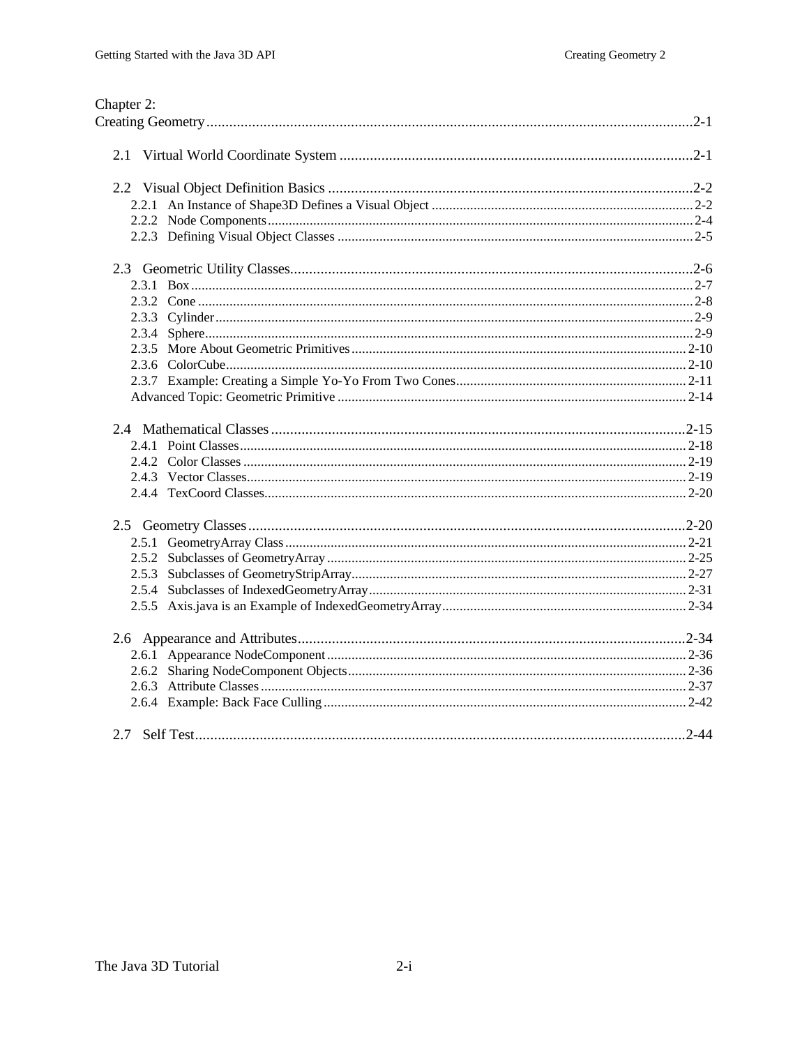Chapter 2:
Creating Geometry ........................................................................................................................2-1

2.1 Virtual World Coordinate System ............................................................................................2-1

2.2 Visual Object Definition Basics ................................................................................................2-2
- 2.2.1 An Instance of Shape3D Defines a Visual Object ..........................................................................2-2
- 2.2.2 Node Components........................................................................................................................2-4
- 2.2.3 Defining Visual Object Classes ....................................................................................................2-5

2.3 Geometric Utility Classes..........................................................................................................2-6
- 2.3.1 Box.............................................................................................................................................2-7
- 2.3.2 Cone ...........................................................................................................................................2-8
- 2.3.3 Cylinder.......................................................................................................................................2-9
- 2.3.4 Sphere.........................................................................................................................................2-9
- 2.3.5 More About Geometric Primitives...............................................................................................2-10
- 2.3.6 ColorCube..................................................................................................................................2-10
- 2.3.7 Example: Creating a Simple Yo-Yo From Two Cones.................................................................2-11
- Advanced Topic: Geometric Primitive ..................................................................................................2-14

2.4 Mathematical Classes .............................................................................................................2-15
- 2.4.1 Point Classes..............................................................................................................................2-18
- 2.4.2 Color Classes .............................................................................................................................2-19
- 2.4.3 Vector Classes............................................................................................................................2-19
- 2.4.4 TexCoord Classes.......................................................................................................................2-20

2.5 Geometry Classes ...................................................................................................................2-20
- 2.5.1 GeometryArray Class .................................................................................................................2-21
- 2.5.2 Subclasses of GeometryArray.....................................................................................................2-25
- 2.5.3 Subclasses of GeometryStripArray..............................................................................................2-27
- 2.5.4 Subclasses of IndexedGeometryArray..........................................................................................2-31
- 2.5.5 Axis.java is an Example of IndexedGeometryArray.....................................................................2-34

2.6 Appearance and Attributes......................................................................................................2-34
- 2.6.1 Appearance NodeComponent......................................................................................................2-36
- 2.6.2 Sharing NodeComponent Objects................................................................................................2-36
- 2.6.3 Attribute Classes........................................................................................................................2-37
- 2.6.4 Example: Back Face Culling......................................................................................................2-42

2.7 Self Test.................................................................................................................................2-44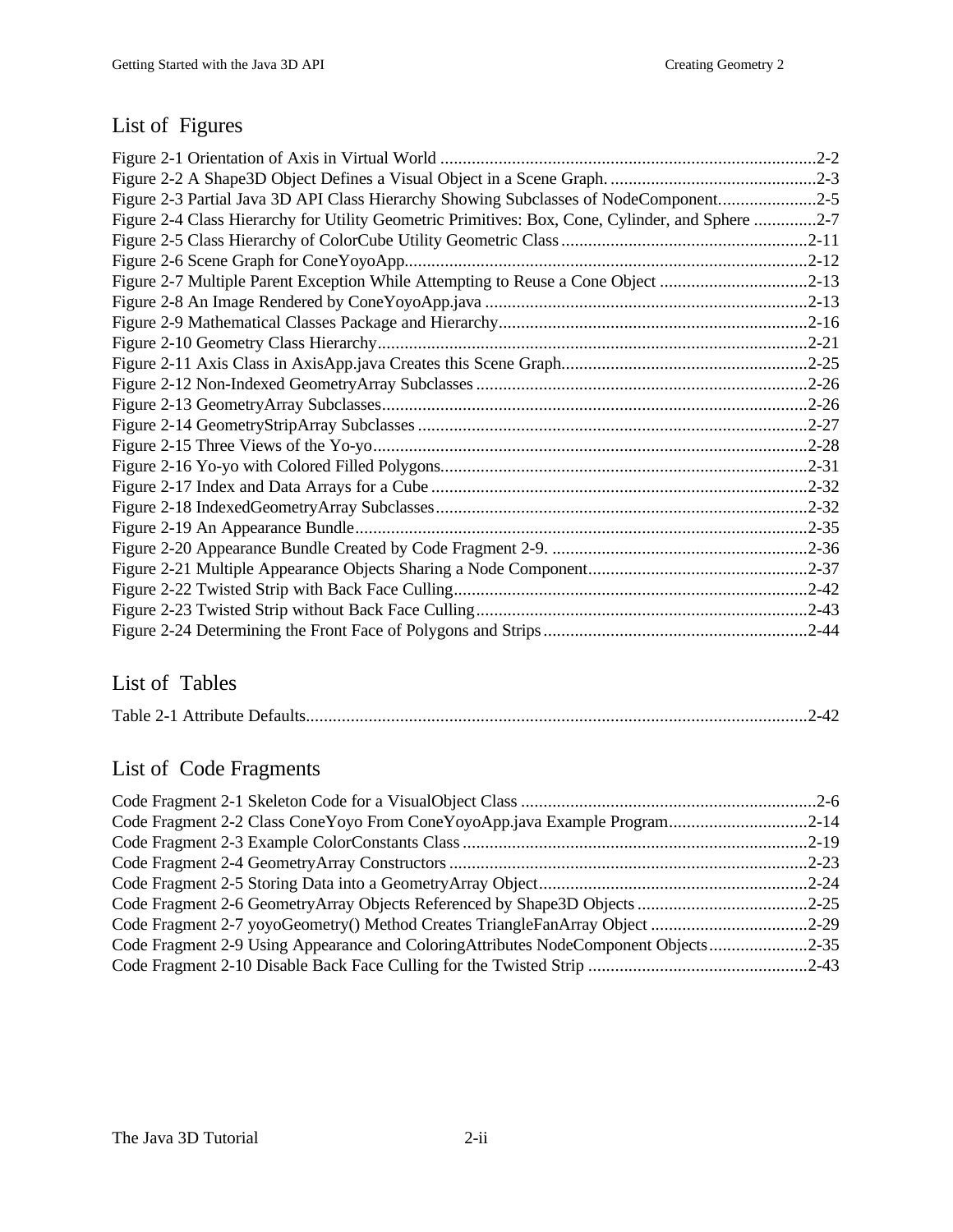## List of Figures

Figure 2-1 Orientation of Axis in Virtual World ....................................................................................2-2
Figure 2-2 A Shape3D Object Defines a Visual Object in a Scene Graph. ..............................................2-3
Figure 2-3 Partial Java 3D API Class Hierarchy Showing Subclasses of NodeComponent......................2-5
Figure 2-4 Class Hierarchy for Utility Geometric Primitives: Box, Cone, Cylinder, and Sphere ..............2-7
Figure 2-5 Class Hierarchy of ColorCube Utility Geometric Class.......................................................2-11
Figure 2-6 Scene Graph for ConeYoyoApp.........................................................................................2-12
Figure 2-7 Multiple Parent Exception While Attempting to Reuse a Cone Object .................................2-13
Figure 2-8 An Image Rendered by ConeYoyoApp.java ........................................................................2-13
Figure 2-9 Mathematical Classes Package and Hierarchy.....................................................................2-16
Figure 2-10 Geometry Class Hierarchy................................................................................................2-21
Figure 2-11 Axis Class in AxisApp.java Creates this Scene Graph.......................................................2-25
Figure 2-12 Non-Indexed GeometryArray Subclasses ..........................................................................2-26
Figure 2-13 GeometryArray Subclasses...............................................................................................2-26
Figure 2-14 GeometryStripArray Subclasses .......................................................................................2-27
Figure 2-15 Three Views of the Yo-yo.................................................................................................2-28
Figure 2-16 Yo-yo with Colored Filled Polygons..................................................................................2-31
Figure 2-17 Index and Data Arrays for a Cube ....................................................................................2-32
Figure 2-18 IndexedGeometryArray Subclasses...................................................................................2-32
Figure 2-19 An Appearance Bundle.....................................................................................................2-35
Figure 2-20 Appearance Bundle Created by Code Fragment 2-9. ..........................................................2-36
Figure 2-21 Multiple Appearance Objects Sharing a Node Component.................................................2-37
Figure 2-22 Twisted Strip with Back Face Culling...............................................................................2-42
Figure 2-23 Twisted Strip without Back Face Culling..........................................................................2-43
Figure 2-24 Determining the Front Face of Polygons and Strips...........................................................2-44

## List of Tables

Table 2-1 Attribute Defaults................................................................................................................2-42

## List of Code Fragments

Code Fragment 2-1 Skeleton Code for a VisualObject Class ..................................................................2-6
Code Fragment 2-2 Class ConeYoyo From ConeYoyoApp.java Example Program...............................2-14
Code Fragment 2-3 Example ColorConstants Class .............................................................................2-19
Code Fragment 2-4 GeometryArray Constructors ................................................................................2-23
Code Fragment 2-5 Storing Data into a GeometryArray Object............................................................2-24
Code Fragment 2-6 GeometryArray Objects Referenced by Shape3D Objects ......................................2-25
Code Fragment 2-7 yoyoGeometry() Method Creates TriangleFanArray Object ...................................2-29
Code Fragment 2-9 Using Appearance and ColoringAttributes NodeComponent Objects......................2-35
Code Fragment 2-10 Disable Back Face Culling for the Twisted Strip .................................................2-43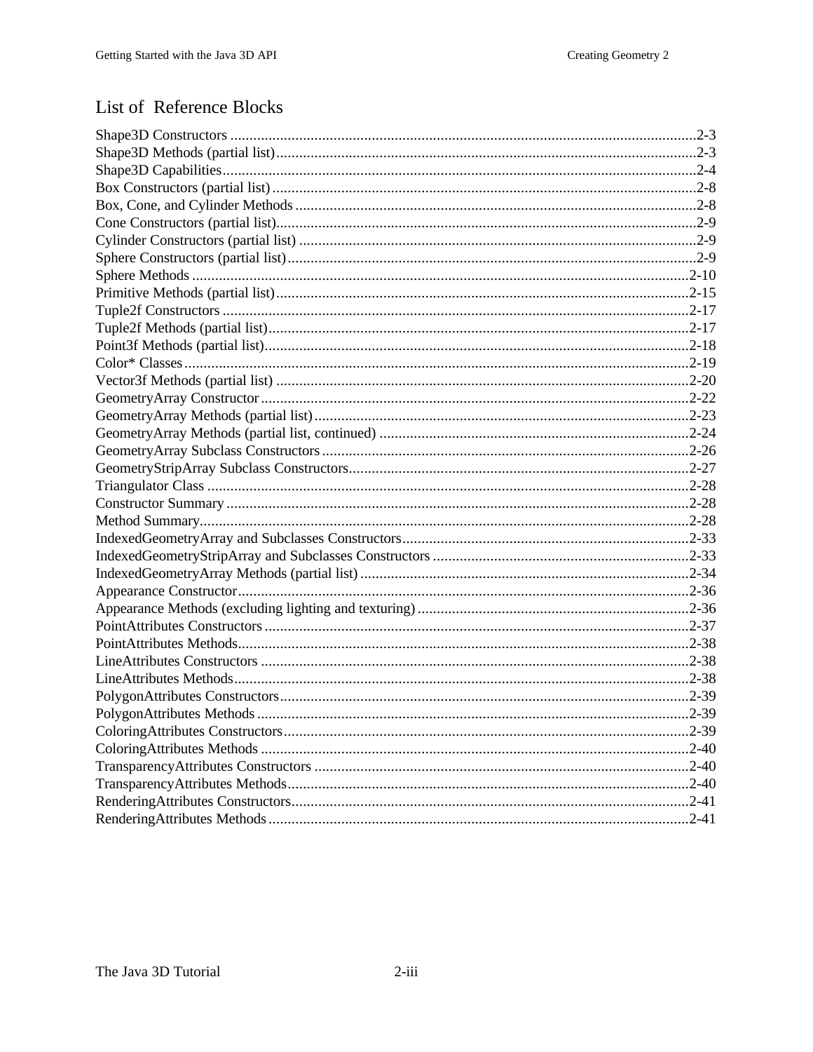## List of Reference Blocks

Shape3D Constructors ........................................................................................................................2-3
Shape3D Methods (partial list)............................................................................................................2-3
Shape3D Capabilities..........................................................................................................................2-4
Box Constructors (partial list).............................................................................................................2-8
Box, Cone, and Cylinder Methods.......................................................................................................2-8
Cone Constructors (partial list)............................................................................................................2-9
Cylinder Constructors (partial list).......................................................................................................2-9
Sphere Constructors (partial list).........................................................................................................2-9
Sphere Methods................................................................................................................................2-10
Primitive Methods (partial list)...........................................................................................................2-15
Tuple2f Constructors.........................................................................................................................2-17
Tuple2f Methods (partial list).............................................................................................................2-17
Point3f Methods (partial list)..............................................................................................................2-18
Color* Classes...................................................................................................................................2-19
Vector3f Methods (partial list)...........................................................................................................2-20
GeometryArray Constructor...............................................................................................................2-22
GeometryArray Methods (partial list).................................................................................................2-23
GeometryArray Methods (partial list, continued)................................................................................2-24
GeometryArray Subclass Constructors...............................................................................................2-26
GeometryStripArray Subclass Constructors........................................................................................2-27
Triangulator Class.............................................................................................................................2-28
Constructor Summary........................................................................................................................2-28
Method Summary..............................................................................................................................2-28
IndexedGeometryArray and Subclasses Constructors..........................................................................2-33
IndexedGeometryStripArray and Subclasses Constructors..................................................................2-33
IndexedGeometryArray Methods (partial list).....................................................................................2-34
Appearance Constructor....................................................................................................................2-36
Appearance Methods (excluding lighting and texturing)......................................................................2-36
PointAttributes Constructors..............................................................................................................2-37
PointAttributes Methods.....................................................................................................................2-38
LineAttributes Constructors...............................................................................................................2-38
LineAttributes Methods.....................................................................................................................2-38
PolygonAttributes Constructors..........................................................................................................2-39
PolygonAttributes Methods................................................................................................................2-39
ColoringAttributes Constructors.........................................................................................................2-39
ColoringAttributes Methods...............................................................................................................2-40
TransparencyAttributes Constructors.................................................................................................2-40
TransparencyAttributes Methods........................................................................................................2-40
RenderingAttributes Constructors.......................................................................................................2-41
RenderingAttributes Methods.............................................................................................................2-41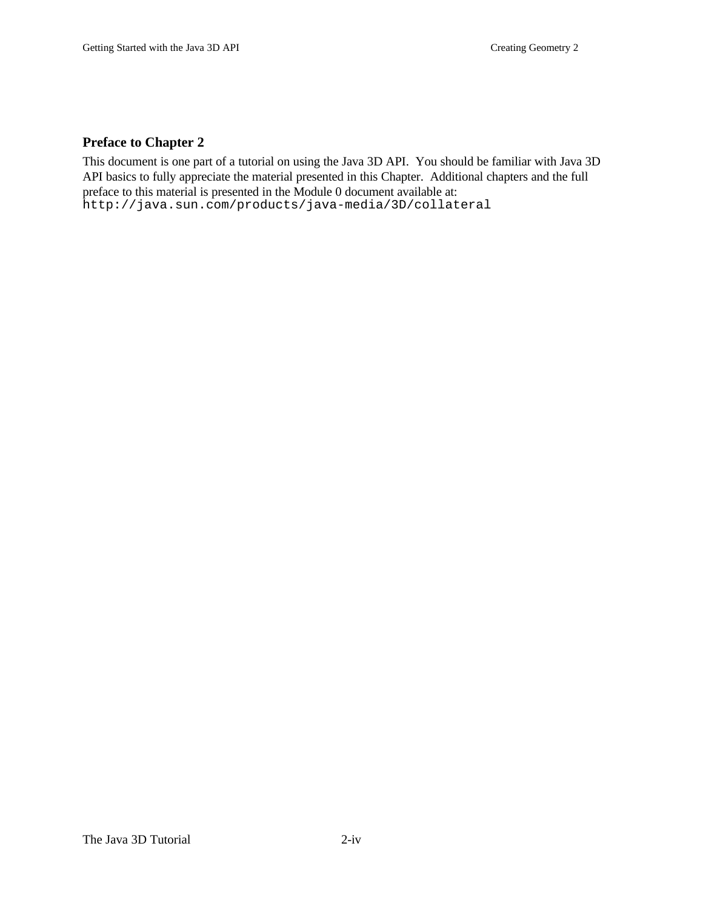## Preface to Chapter 2

This document is one part of a tutorial on using the Java 3D API. You should be familiar with Java 3D API basics to fully appreciate the material presented in this Chapter. Additional chapters and the full preface to this material is presented in the Module 0 document available at:
`http://java.sun.com/products/java-media/3D/collateral`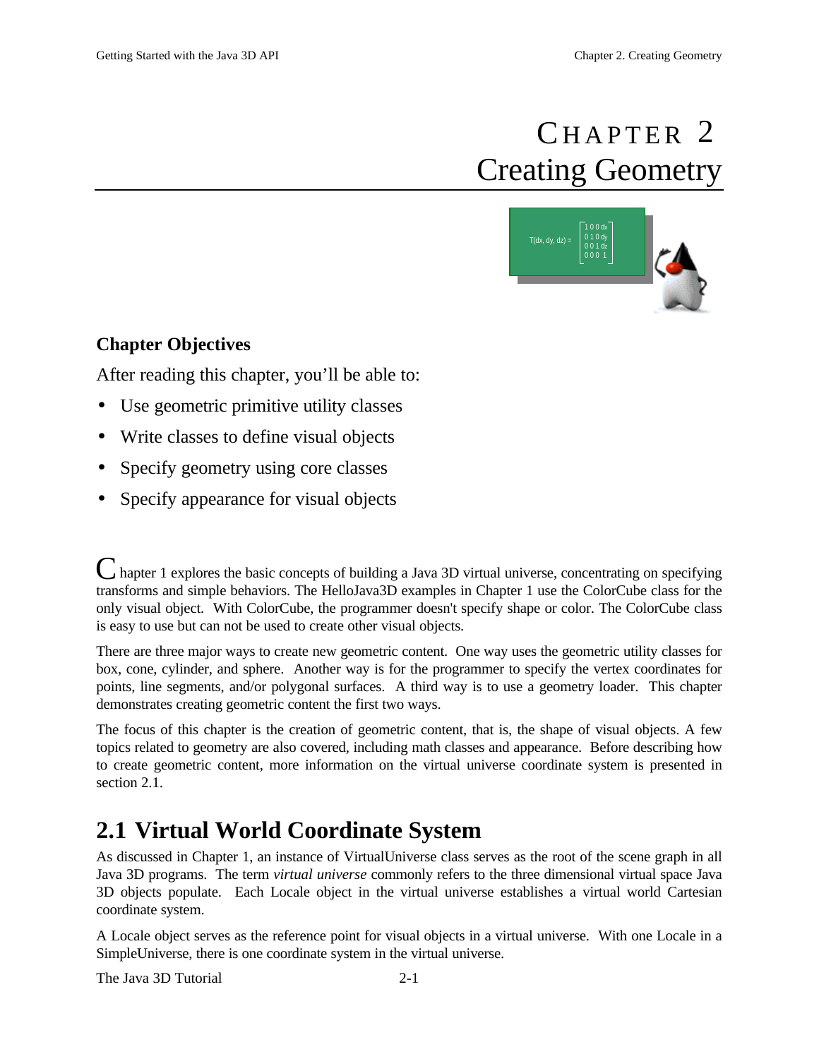# CHAPTER 2
# Creating Geometry

### Chapter Objectives

After reading this chapter, you'll be able to:

- Use geometric primitive utility classes
- Write classes to define visual objects
- Specify geometry using core classes
- Specify appearance for visual objects

Chapter 1 explores the basic concepts of building a Java 3D virtual universe, concentrating on specifying transforms and simple behaviors. The HelloJava3D examples in Chapter 1 use the ColorCube class for the only visual object. With ColorCube, the programmer doesn't specify shape or color. The ColorCube class is easy to use but can not be used to create other visual objects.

There are three major ways to create new geometric content. One way uses the geometric utility classes for box, cone, cylinder, and sphere. Another way is for the programmer to specify the vertex coordinates for points, line segments, and/or polygonal surfaces. A third way is to use a geometry loader. This chapter demonstrates creating geometric content the first two ways.

The focus of this chapter is the creation of geometric content, that is, the shape of visual objects. A few topics related to geometry are also covered, including math classes and appearance. Before describing how to create geometric content, more information on the virtual universe coordinate system is presented in section 2.1.

## 2.1 Virtual World Coordinate System

As discussed in Chapter 1, an instance of VirtualUniverse class serves as the root of the scene graph in all Java 3D programs. The term *virtual universe* commonly refers to the three dimensional virtual space Java 3D objects populate. Each Locale object in the virtual universe establishes a virtual world Cartesian coordinate system.

A Locale object serves as the reference point for visual objects in a virtual universe. With one Locale in a SimpleUniverse, there is one coordinate system in the virtual universe.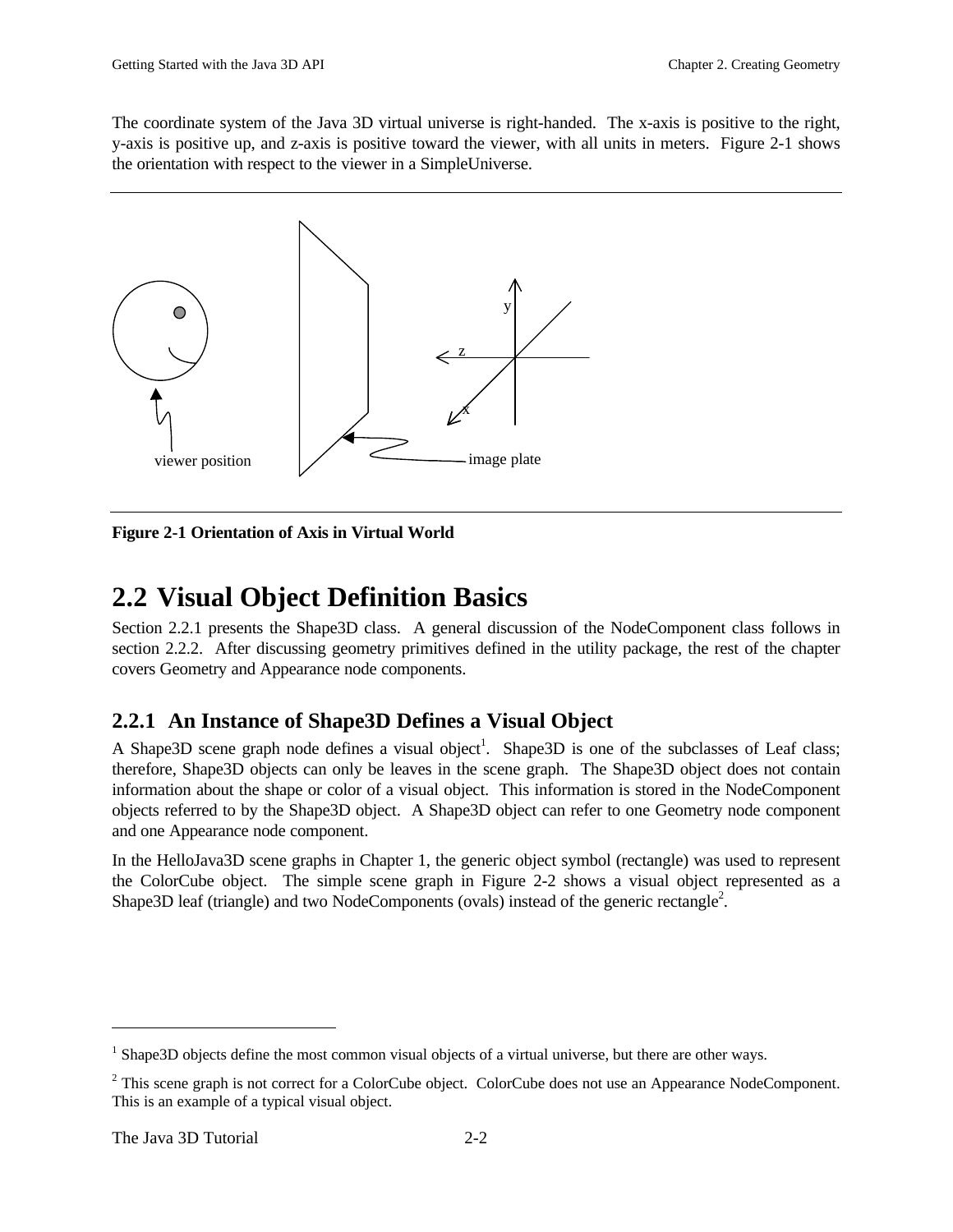The coordinate system of the Java 3D virtual universe is right-handed. The x-axis is positive to the right, y-axis is positive up, and z-axis is positive toward the viewer, with all units in meters. Figure 2-1 shows the orientation with respect to the viewer in a SimpleUniverse.

**Figure 2-1 Orientation of Axis in Virtual World**

## 2.2 Visual Object Definition Basics

Section 2.2.1 presents the Shape3D class. A general discussion of the NodeComponent class follows in section 2.2.2. After discussing geometry primitives defined in the utility package, the rest of the chapter covers Geometry and Appearance node components.

### 2.2.1 An Instance of Shape3D Defines a Visual Object

A Shape3D scene graph node defines a visual object[1]. Shape3D is one of the subclasses of Leaf class; therefore, Shape3D objects can only be leaves in the scene graph. The Shape3D object does not contain information about the shape or color of a visual object. This information is stored in the NodeComponent objects referred to by the Shape3D object. A Shape3D object can refer to one Geometry node component and one Appearance node component.

In the HelloJava3D scene graphs in Chapter 1, the generic object symbol (rectangle) was used to represent the ColorCube object. The simple scene graph in Figure 2-2 shows a visual object represented as a Shape3D leaf (triangle) and two NodeComponents (ovals) instead of the generic rectangle[2].

---

[1] Shape3D objects define the most common visual objects of a virtual universe, but there are other ways.

[2] This scene graph is not correct for a ColorCube object. ColorCube does not use an Appearance NodeComponent. This is an example of a typical visual object.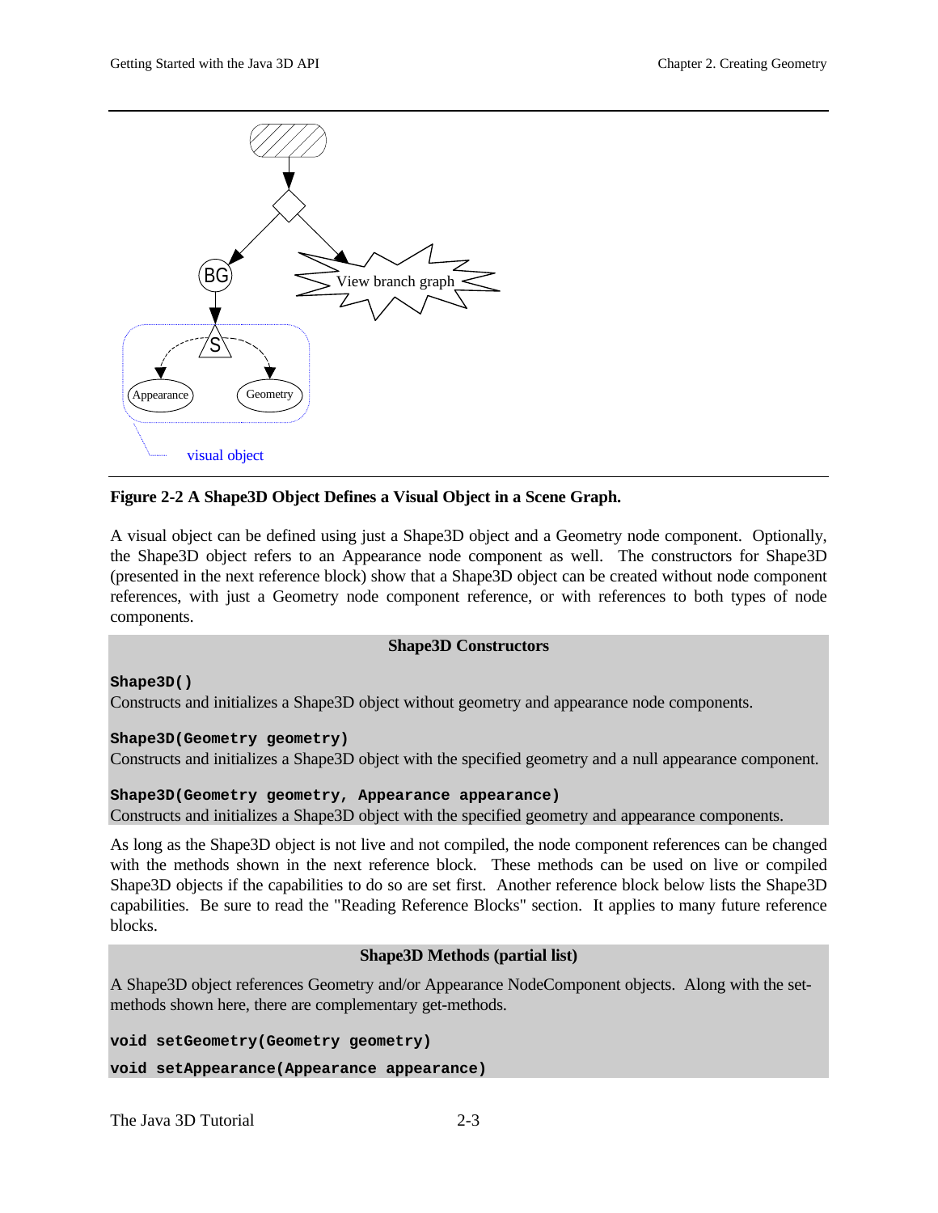**Figure 2-2 A Shape3D Object Defines a Visual Object in a Scene Graph.**

A visual object can be defined using just a Shape3D object and a Geometry node component. Optionally, the Shape3D object refers to an Appearance node component as well. The constructors for Shape3D (presented in the next reference block) show that a Shape3D object can be created without node component references, with just a Geometry node component reference, or with references to both types of node components.

**Shape3D Constructors**

**`Shape3D()`**
Constructs and initializes a Shape3D object without geometry and appearance node components.

**`Shape3D(Geometry geometry)`**
Constructs and initializes a Shape3D object with the specified geometry and a null appearance component.

**`Shape3D(Geometry geometry, Appearance appearance)`**
Constructs and initializes a Shape3D object with the specified geometry and appearance components.

As long as the Shape3D object is not live and not compiled, the node component references can be changed with the methods shown in the next reference block. These methods can be used on live or compiled Shape3D objects if the capabilities to do so are set first. Another reference block below lists the Shape3D capabilities. Be sure to read the "Reading Reference Blocks" section. It applies to many future reference blocks.

**Shape3D Methods (partial list)**

A Shape3D object references Geometry and/or Appearance NodeComponent objects. Along with the set-methods shown here, there are complementary get-methods.

**`void setGeometry(Geometry geometry)`**

**`void setAppearance(Appearance appearance)`**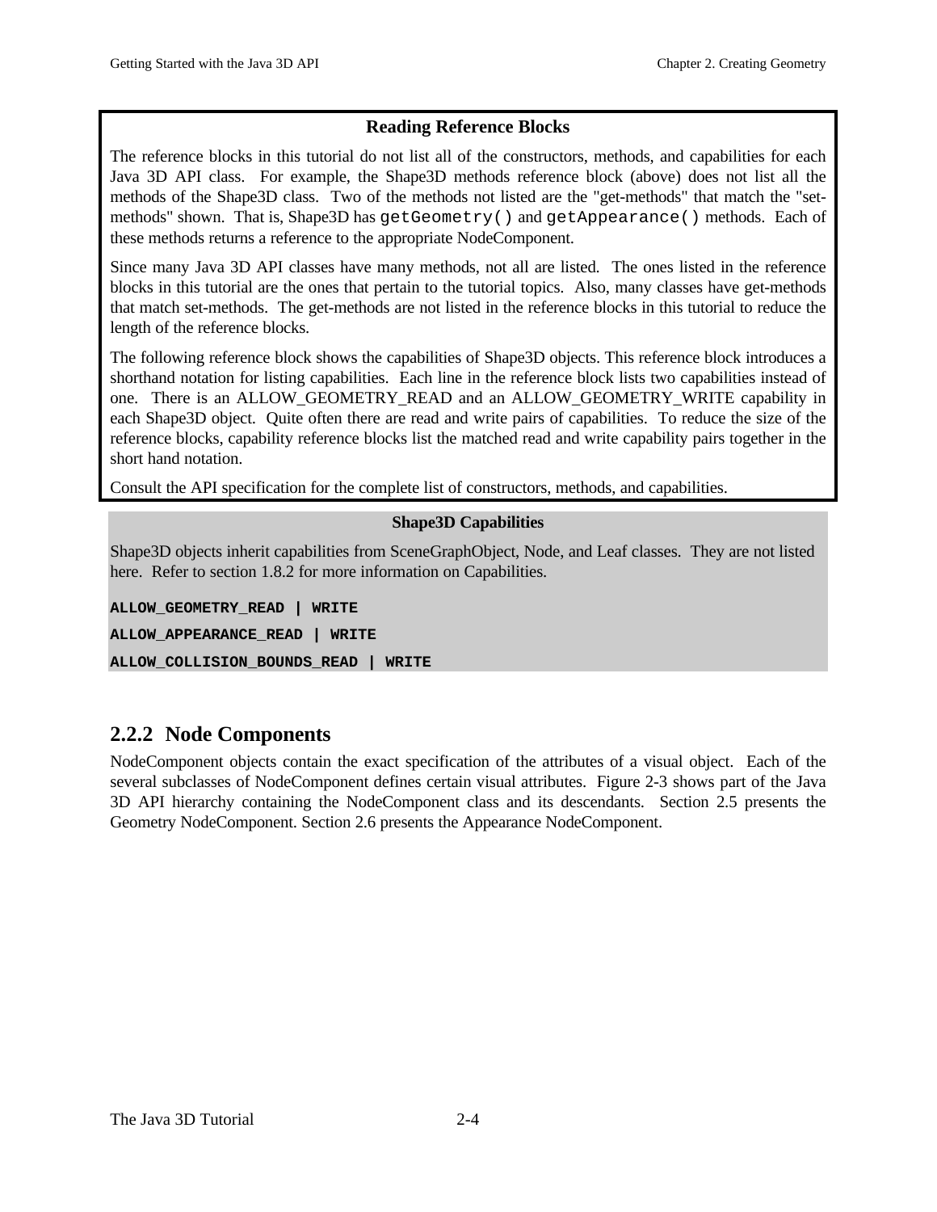**Reading Reference Blocks**

The reference blocks in this tutorial do not list all of the constructors, methods, and capabilities for each Java 3D API class. For example, the Shape3D methods reference block (above) does not list all the methods of the Shape3D class. Two of the methods not listed are the "get-methods" that match the "set-methods" shown. That is, Shape3D has `getGeometry()` and `getAppearance()` methods. Each of these methods returns a reference to the appropriate NodeComponent.

Since many Java 3D API classes have many methods, not all are listed. The ones listed in the reference blocks in this tutorial are the ones that pertain to the tutorial topics. Also, many classes have get-methods that match set-methods. The get-methods are not listed in the reference blocks in this tutorial to reduce the length of the reference blocks.

The following reference block shows the capabilities of Shape3D objects. This reference block introduces a shorthand notation for listing capabilities. Each line in the reference block lists two capabilities instead of one. There is an ALLOW_GEOMETRY_READ and an ALLOW_GEOMETRY_WRITE capability in each Shape3D object. Quite often there are read and write pairs of capabilities. To reduce the size of the reference blocks, capability reference blocks list the matched read and write capability pairs together in the short hand notation.

Consult the API specification for the complete list of constructors, methods, and capabilities.

**Shape3D Capabilities**

Shape3D objects inherit capabilities from SceneGraphObject, Node, and Leaf classes. They are not listed here. Refer to section 1.8.2 for more information on Capabilities.

**ALLOW_GEOMETRY_READ | WRITE**

**ALLOW_APPEARANCE_READ | WRITE**

**ALLOW_COLLISION_BOUNDS_READ | WRITE**

## 2.2.2 Node Components

NodeComponent objects contain the exact specification of the attributes of a visual object. Each of the several subclasses of NodeComponent defines certain visual attributes. Figure 2-3 shows part of the Java 3D API hierarchy containing the NodeComponent class and its descendants. Section 2.5 presents the Geometry NodeComponent. Section 2.6 presents the Appearance NodeComponent.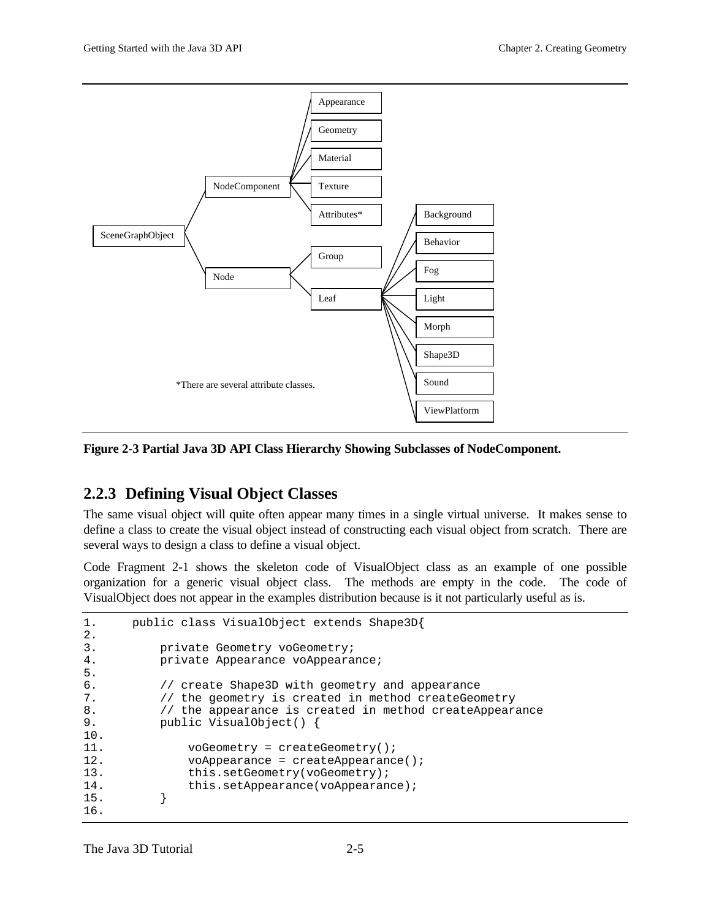Figure 2-3 Partial Java 3D API Class Hierarchy Showing Subclasses of NodeComponent.

## 2.2.3 Defining Visual Object Classes

The same visual object will quite often appear many times in a single virtual universe. It makes sense to define a class to create the visual object instead of constructing each visual object from scratch. There are several ways to design a class to define a visual object.

Code Fragment 2-1 shows the skeleton code of VisualObject class as an example of one possible organization for a generic visual object class. The methods are empty in the code. The code of VisualObject does not appear in the examples distribution because is it not particularly useful as is.

```
1.      public class VisualObject extends Shape3D{
2.
3.          private Geometry voGeometry;
4.          private Appearance voAppearance;
5.
6.          // create Shape3D with geometry and appearance
7.          // the geometry is created in method createGeometry
8.          // the appearance is created in method createAppearance
9.          public VisualObject() {
10.
11.             voGeometry = createGeometry();
12.             voAppearance = createAppearance();
13.             this.setGeometry(voGeometry);
14.             this.setAppearance(voAppearance);
15.         }
16.
```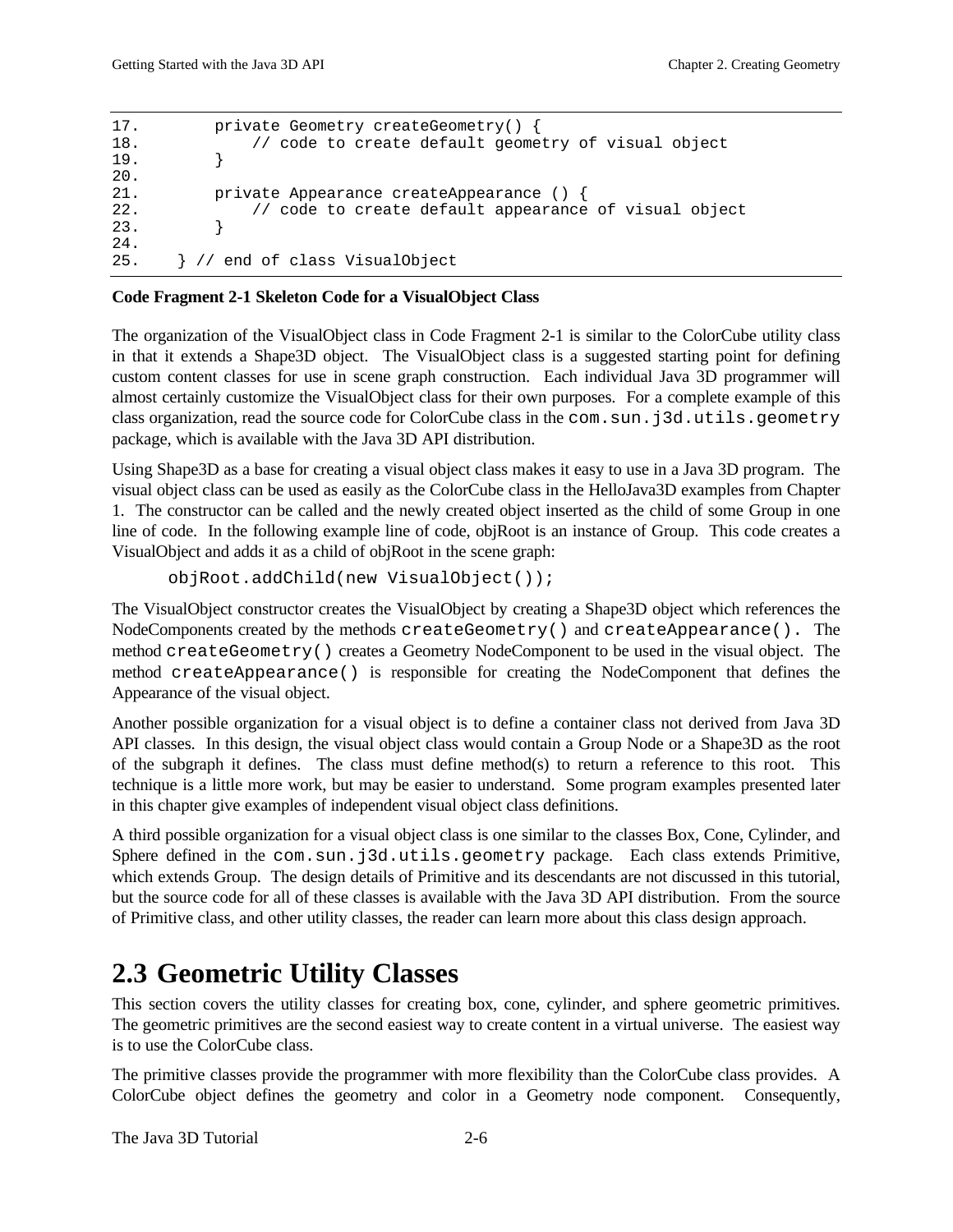```
17.         private Geometry createGeometry() {
18.             // code to create default geometry of visual object
19.         }
20.
21.         private Appearance createAppearance () {
22.             // code to create default appearance of visual object
23.         }
24.
25.     } // end of class VisualObject
```

**Code Fragment 2-1 Skeleton Code for a VisualObject Class**

The organization of the VisualObject class in Code Fragment 2-1 is similar to the ColorCube utility class in that it extends a Shape3D object. The VisualObject class is a suggested starting point for defining custom content classes for use in scene graph construction. Each individual Java 3D programmer will almost certainly customize the VisualObject class for their own purposes. For a complete example of this class organization, read the source code for ColorCube class in the `com.sun.j3d.utils.geometry` package, which is available with the Java 3D API distribution.

Using Shape3D as a base for creating a visual object class makes it easy to use in a Java 3D program. The visual object class can be used as easily as the ColorCube class in the HelloJava3D examples from Chapter 1. The constructor can be called and the newly created object inserted as the child of some Group in one line of code. In the following example line of code, objRoot is an instance of Group. This code creates a VisualObject and adds it as a child of objRoot in the scene graph:

```
objRoot.addChild(new VisualObject());
```

The VisualObject constructor creates the VisualObject by creating a Shape3D object which references the NodeComponents created by the methods `createGeometry()` and `createAppearance()`. The method `createGeometry()` creates a Geometry NodeComponent to be used in the visual object. The method `createAppearance()` is responsible for creating the NodeComponent that defines the Appearance of the visual object.

Another possible organization for a visual object is to define a container class not derived from Java 3D API classes. In this design, the visual object class would contain a Group Node or a Shape3D as the root of the subgraph it defines. The class must define method(s) to return a reference to this root. This technique is a little more work, but may be easier to understand. Some program examples presented later in this chapter give examples of independent visual object class definitions.

A third possible organization for a visual object class is one similar to the classes Box, Cone, Cylinder, and Sphere defined in the `com.sun.j3d.utils.geometry` package. Each class extends Primitive, which extends Group. The design details of Primitive and its descendants are not discussed in this tutorial, but the source code for all of these classes is available with the Java 3D API distribution. From the source of Primitive class, and other utility classes, the reader can learn more about this class design approach.

# 2.3 Geometric Utility Classes

This section covers the utility classes for creating box, cone, cylinder, and sphere geometric primitives. The geometric primitives are the second easiest way to create content in a virtual universe. The easiest way is to use the ColorCube class.

The primitive classes provide the programmer with more flexibility than the ColorCube class provides. A ColorCube object defines the geometry and color in a Geometry node component. Consequently,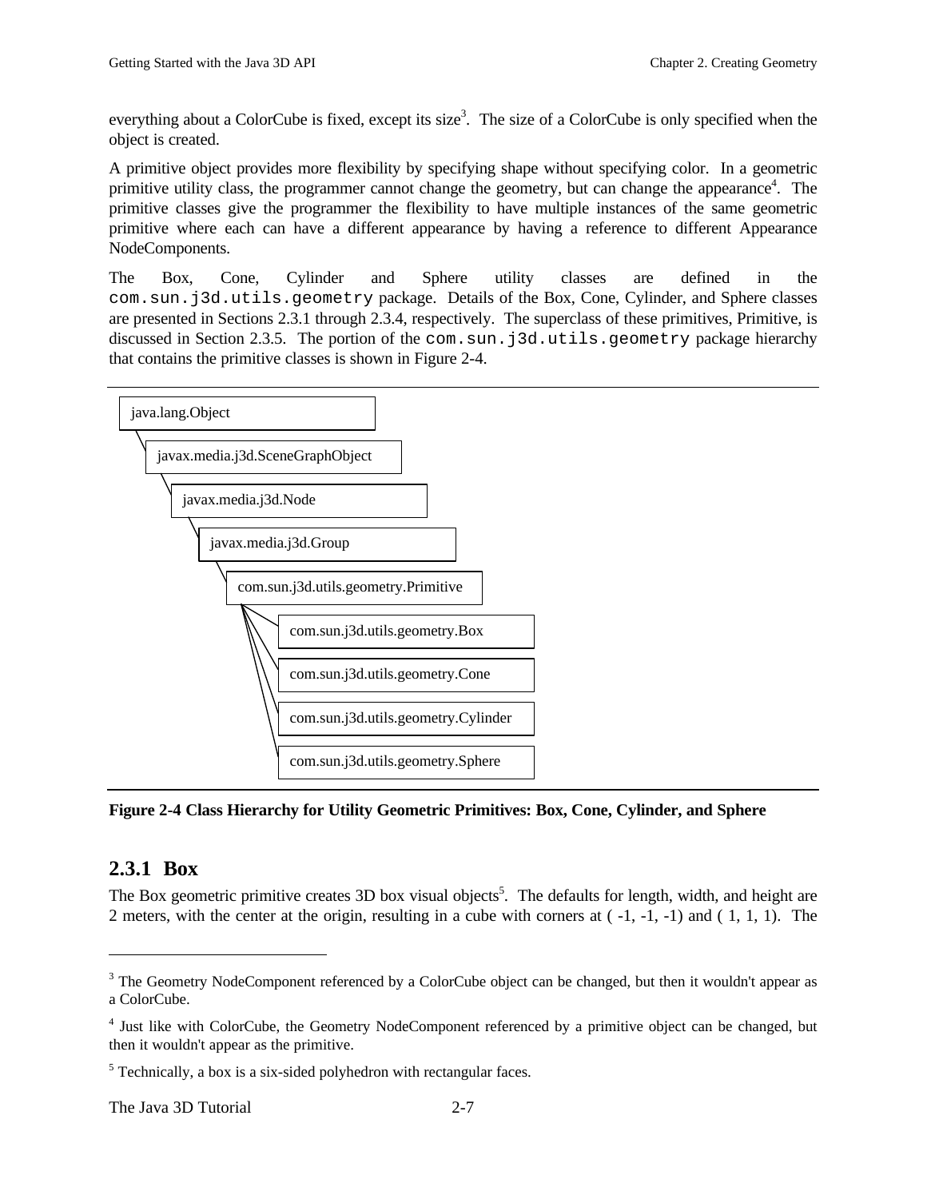everything about a ColorCube is fixed, except its size[3]. The size of a ColorCube is only specified when the object is created.

A primitive object provides more flexibility by specifying shape without specifying color. In a geometric primitive utility class, the programmer cannot change the geometry, but can change the appearance[4]. The primitive classes give the programmer the flexibility to have multiple instances of the same geometric primitive where each can have a different appearance by having a reference to different Appearance NodeComponents.

The Box, Cone, Cylinder and Sphere utility classes are defined in the `com.sun.j3d.utils.geometry` package. Details of the Box, Cone, Cylinder, and Sphere classes are presented in Sections 2.3.1 through 2.3.4, respectively. The superclass of these primitives, Primitive, is discussed in Section 2.3.5. The portion of the `com.sun.j3d.utils.geometry` package hierarchy that contains the primitive classes is shown in Figure 2-4.

```
java.lang.Object
  javax.media.j3d.SceneGraphObject
    javax.media.j3d.Node
      javax.media.j3d.Group
        com.sun.j3d.utils.geometry.Primitive
          com.sun.j3d.utils.geometry.Box
          com.sun.j3d.utils.geometry.Cone
          com.sun.j3d.utils.geometry.Cylinder
          com.sun.j3d.utils.geometry.Sphere
```

**Figure 2-4 Class Hierarchy for Utility Geometric Primitives: Box, Cone, Cylinder, and Sphere**

### 2.3.1 Box

The Box geometric primitive creates 3D box visual objects[5]. The defaults for length, width, and height are 2 meters, with the center at the origin, resulting in a cube with corners at ( -1, -1, -1) and ( 1, 1, 1). The

---

[3] The Geometry NodeComponent referenced by a ColorCube object can be changed, but then it wouldn't appear as a ColorCube.

[4] Just like with ColorCube, the Geometry NodeComponent referenced by a primitive object can be changed, but then it wouldn't appear as the primitive.

[5] Technically, a box is a six-sided polyhedron with rectangular faces.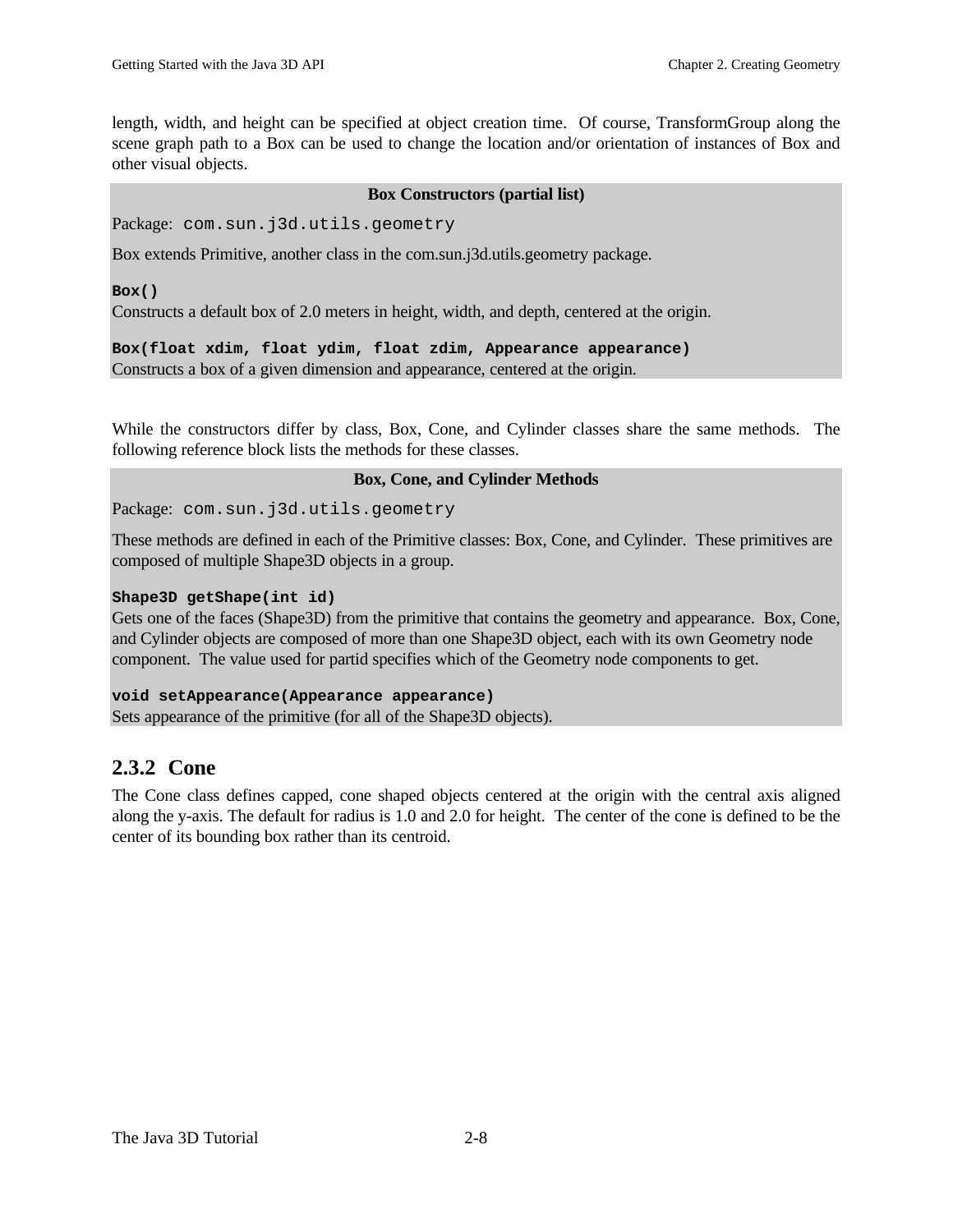length, width, and height can be specified at object creation time. Of course, TransformGroup along the scene graph path to a Box can be used to change the location and/or orientation of instances of Box and other visual objects.

**Box Constructors (partial list)**

Package: `com.sun.j3d.utils.geometry`

Box extends Primitive, another class in the com.sun.j3d.utils.geometry package.

**`Box()`**
Constructs a default box of 2.0 meters in height, width, and depth, centered at the origin.

**`Box(float xdim, float ydim, float zdim, Appearance appearance)`**
Constructs a box of a given dimension and appearance, centered at the origin.

While the constructors differ by class, Box, Cone, and Cylinder classes share the same methods. The following reference block lists the methods for these classes.

**Box, Cone, and Cylinder Methods**

Package: `com.sun.j3d.utils.geometry`

These methods are defined in each of the Primitive classes: Box, Cone, and Cylinder. These primitives are composed of multiple Shape3D objects in a group.

**`Shape3D getShape(int id)`**
Gets one of the faces (Shape3D) from the primitive that contains the geometry and appearance. Box, Cone, and Cylinder objects are composed of more than one Shape3D object, each with its own Geometry node component. The value used for partid specifies which of the Geometry node components to get.

**`void setAppearance(Appearance appearance)`**
Sets appearance of the primitive (for all of the Shape3D objects).

### 2.3.2 Cone

The Cone class defines capped, cone shaped objects centered at the origin with the central axis aligned along the y-axis. The default for radius is 1.0 and 2.0 for height. The center of the cone is defined to be the center of its bounding box rather than its centroid.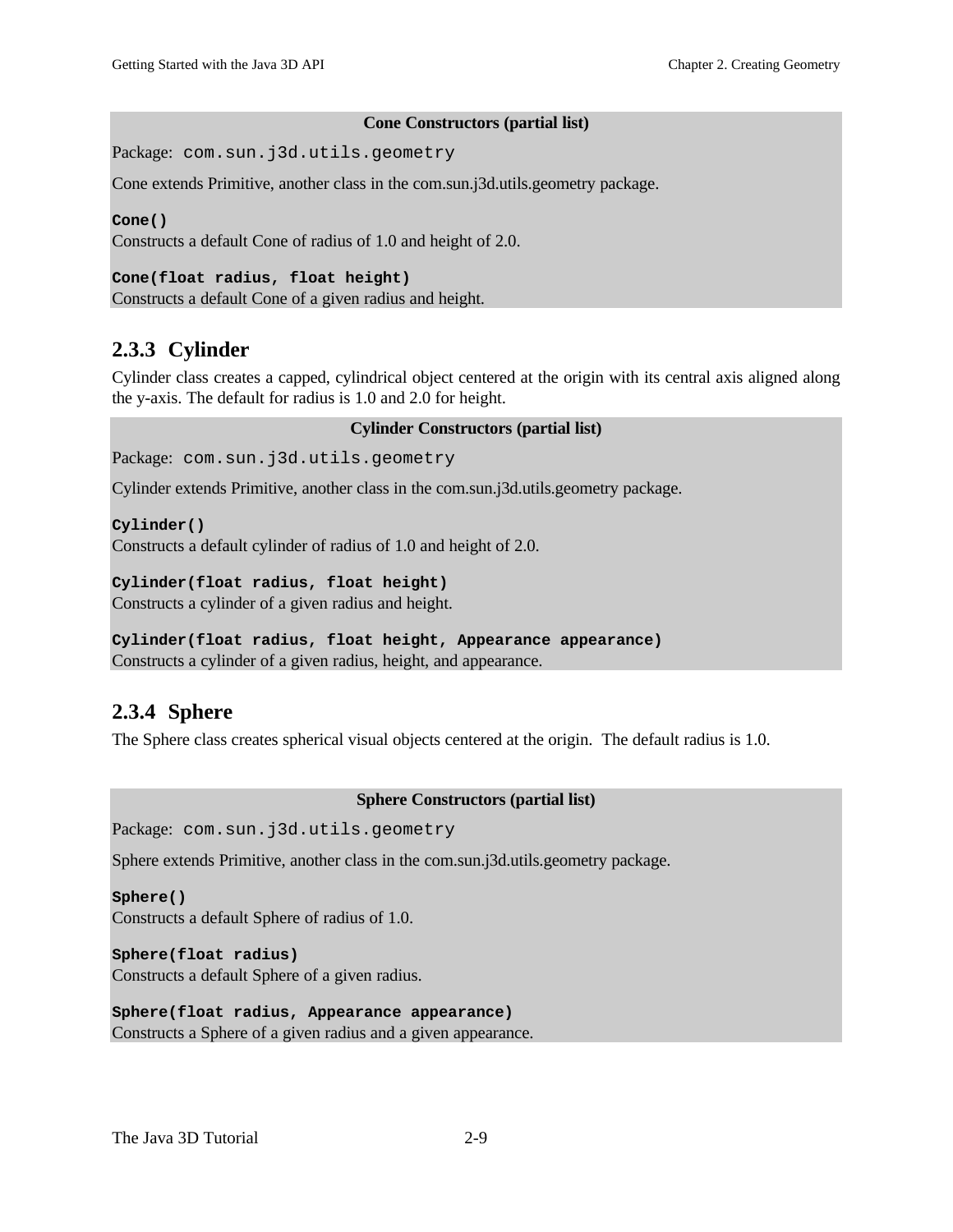**Cone Constructors (partial list)**

Package: `com.sun.j3d.utils.geometry`

Cone extends Primitive, another class in the com.sun.j3d.utils.geometry package.

**`Cone()`**
Constructs a default Cone of radius of 1.0 and height of 2.0.

**`Cone(float radius, float height)`**
Constructs a default Cone of a given radius and height.

### 2.3.3 Cylinder

Cylinder class creates a capped, cylindrical object centered at the origin with its central axis aligned along the y-axis. The default for radius is 1.0 and 2.0 for height.

**Cylinder Constructors (partial list)**

Package: `com.sun.j3d.utils.geometry`

Cylinder extends Primitive, another class in the com.sun.j3d.utils.geometry package.

**`Cylinder()`**
Constructs a default cylinder of radius of 1.0 and height of 2.0.

**`Cylinder(float radius, float height)`**
Constructs a cylinder of a given radius and height.

**`Cylinder(float radius, float height, Appearance appearance)`**
Constructs a cylinder of a given radius, height, and appearance.

### 2.3.4 Sphere

The Sphere class creates spherical visual objects centered at the origin. The default radius is 1.0.

**Sphere Constructors (partial list)**

Package: `com.sun.j3d.utils.geometry`

Sphere extends Primitive, another class in the com.sun.j3d.utils.geometry package.

**`Sphere()`**
Constructs a default Sphere of radius of 1.0.

**`Sphere(float radius)`**
Constructs a default Sphere of a given radius.

**`Sphere(float radius, Appearance appearance)`**
Constructs a Sphere of a given radius and a given appearance.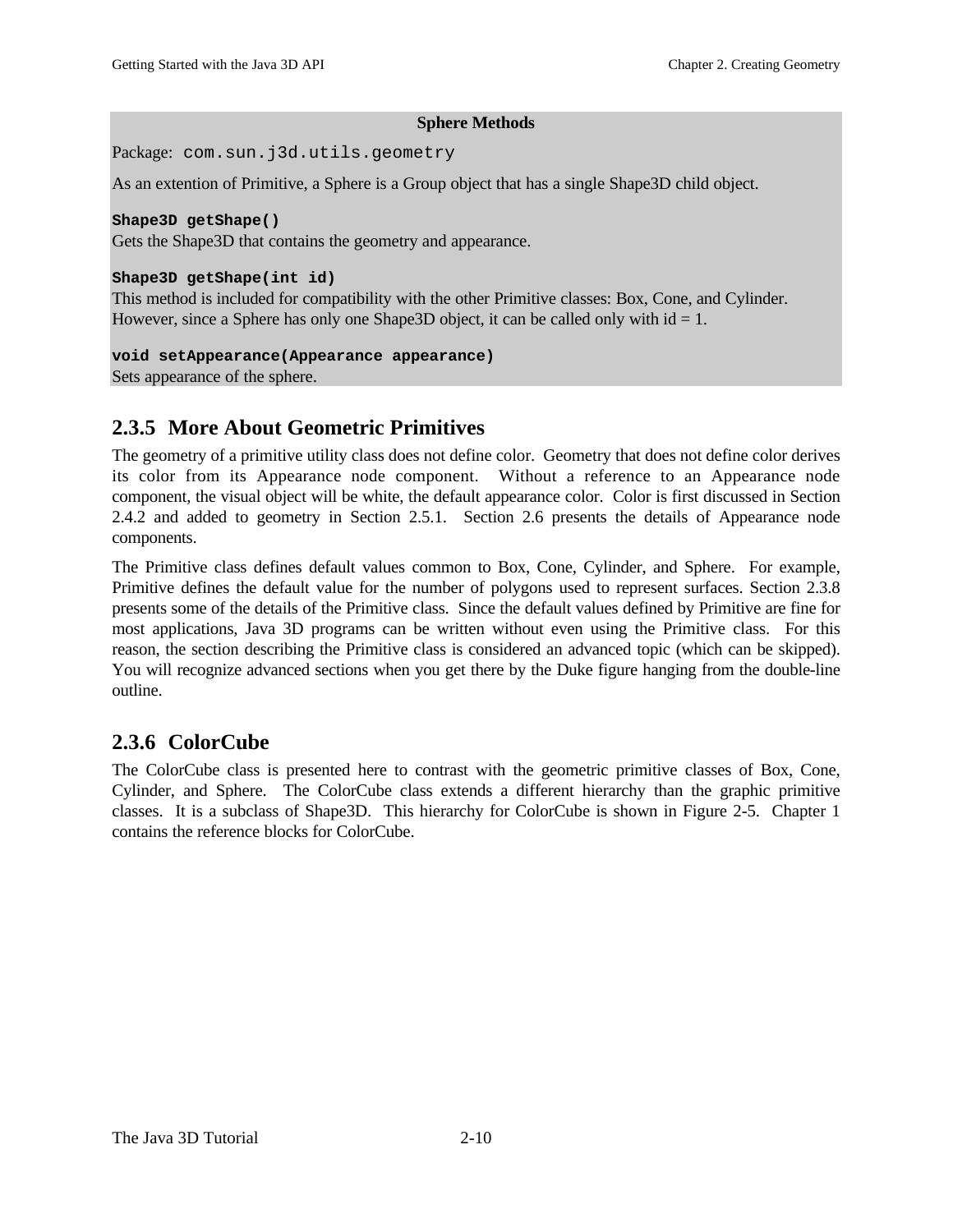**Sphere Methods**

Package: `com.sun.j3d.utils.geometry`

As an extention of Primitive, a Sphere is a Group object that has a single Shape3D child object.

**`Shape3D getShape()`**
Gets the Shape3D that contains the geometry and appearance.

**`Shape3D getShape(int id)`**
This method is included for compatibility with the other Primitive classes: Box, Cone, and Cylinder. However, since a Sphere has only one Shape3D object, it can be called only with id = 1.

**`void setAppearance(Appearance appearance)`**
Sets appearance of the sphere.

## 2.3.5 More About Geometric Primitives

The geometry of a primitive utility class does not define color. Geometry that does not define color derives its color from its Appearance node component. Without a reference to an Appearance node component, the visual object will be white, the default appearance color. Color is first discussed in Section 2.4.2 and added to geometry in Section 2.5.1. Section 2.6 presents the details of Appearance node components.

The Primitive class defines default values common to Box, Cone, Cylinder, and Sphere. For example, Primitive defines the default value for the number of polygons used to represent surfaces. Section 2.3.8 presents some of the details of the Primitive class. Since the default values defined by Primitive are fine for most applications, Java 3D programs can be written without even using the Primitive class. For this reason, the section describing the Primitive class is considered an advanced topic (which can be skipped). You will recognize advanced sections when you get there by the Duke figure hanging from the double-line outline.

## 2.3.6 ColorCube

The ColorCube class is presented here to contrast with the geometric primitive classes of Box, Cone, Cylinder, and Sphere. The ColorCube class extends a different hierarchy than the graphic primitive classes. It is a subclass of Shape3D. This hierarchy for ColorCube is shown in Figure 2-5. Chapter 1 contains the reference blocks for ColorCube.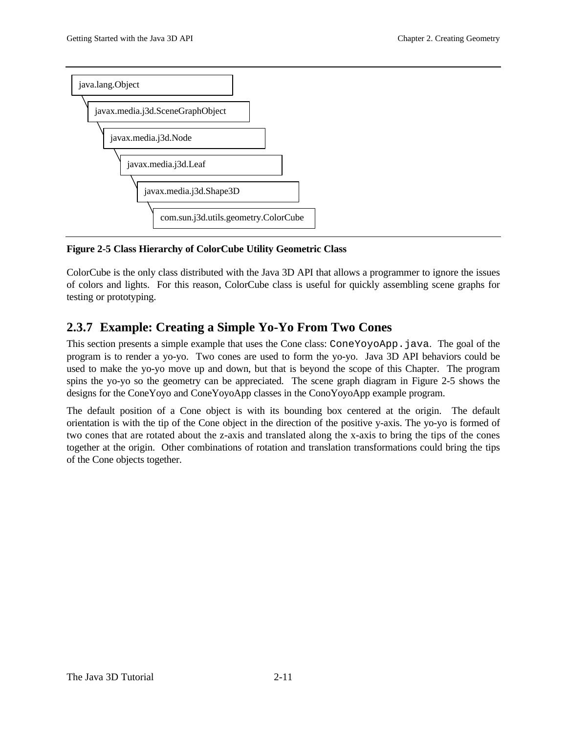```
java.lang.Object
  javax.media.j3d.SceneGraphObject
    javax.media.j3d.Node
      javax.media.j3d.Leaf
        javax.media.j3d.Shape3D
          com.sun.j3d.utils.geometry.ColorCube
```

**Figure 2-5 Class Hierarchy of ColorCube Utility Geometric Class**

ColorCube is the only class distributed with the Java 3D API that allows a programmer to ignore the issues of colors and lights. For this reason, ColorCube class is useful for quickly assembling scene graphs for testing or prototyping.

### 2.3.7 Example: Creating a Simple Yo-Yo From Two Cones

This section presents a simple example that uses the Cone class: `ConeYoyoApp.java`. The goal of the program is to render a yo-yo. Two cones are used to form the yo-yo. Java 3D API behaviors could be used to make the yo-yo move up and down, but that is beyond the scope of this Chapter. The program spins the yo-yo so the geometry can be appreciated. The scene graph diagram in Figure 2-5 shows the designs for the ConeYoyo and ConeYoyoApp classes in the ConoYoyoApp example program.

The default position of a Cone object is with its bounding box centered at the origin. The default orientation is with the tip of the Cone object in the direction of the positive y-axis. The yo-yo is formed of two cones that are rotated about the z-axis and translated along the x-axis to bring the tips of the cones together at the origin. Other combinations of rotation and translation transformations could bring the tips of the Cone objects together.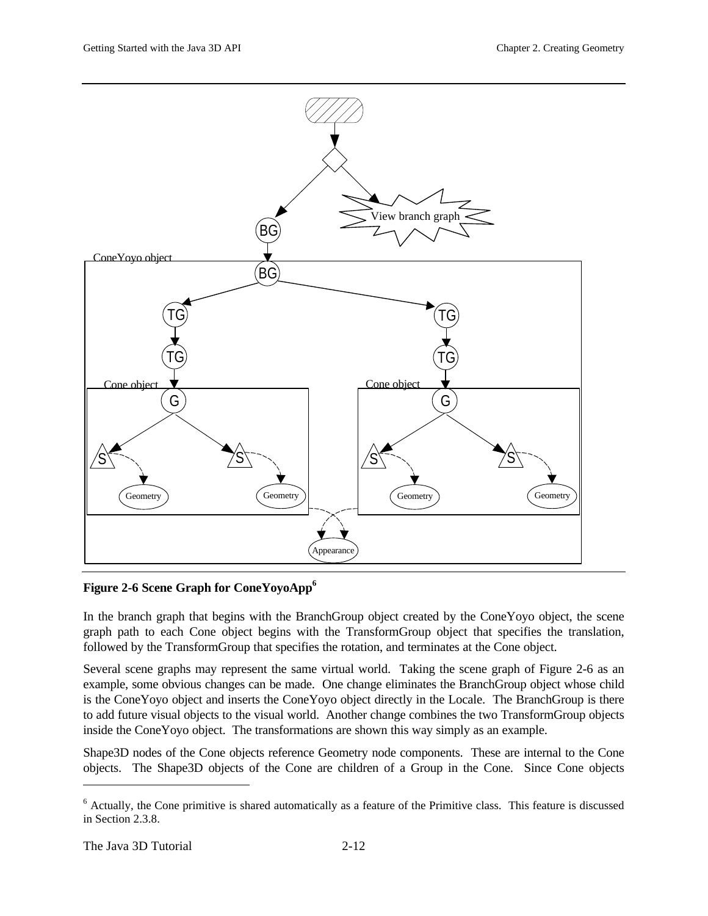**Figure 2-6 Scene Graph for ConeYoyoApp**[6]

In the branch graph that begins with the BranchGroup object created by the ConeYoyo object, the scene graph path to each Cone object begins with the TransformGroup object that specifies the translation, followed by the TransformGroup that specifies the rotation, and terminates at the Cone object.

Several scene graphs may represent the same virtual world. Taking the scene graph of Figure 2-6 as an example, some obvious changes can be made. One change eliminates the BranchGroup object whose child is the ConeYoyo object and inserts the ConeYoyo object directly in the Locale. The BranchGroup is there to add future visual objects to the visual world. Another change combines the two TransformGroup objects inside the ConeYoyo object. The transformations are shown this way simply as an example.

Shape3D nodes of the Cone objects reference Geometry node components. These are internal to the Cone objects. The Shape3D objects of the Cone are children of a Group in the Cone. Since Cone objects

[6] Actually, the Cone primitive is shared automatically as a feature of the Primitive class. This feature is discussed in Section 2.3.8.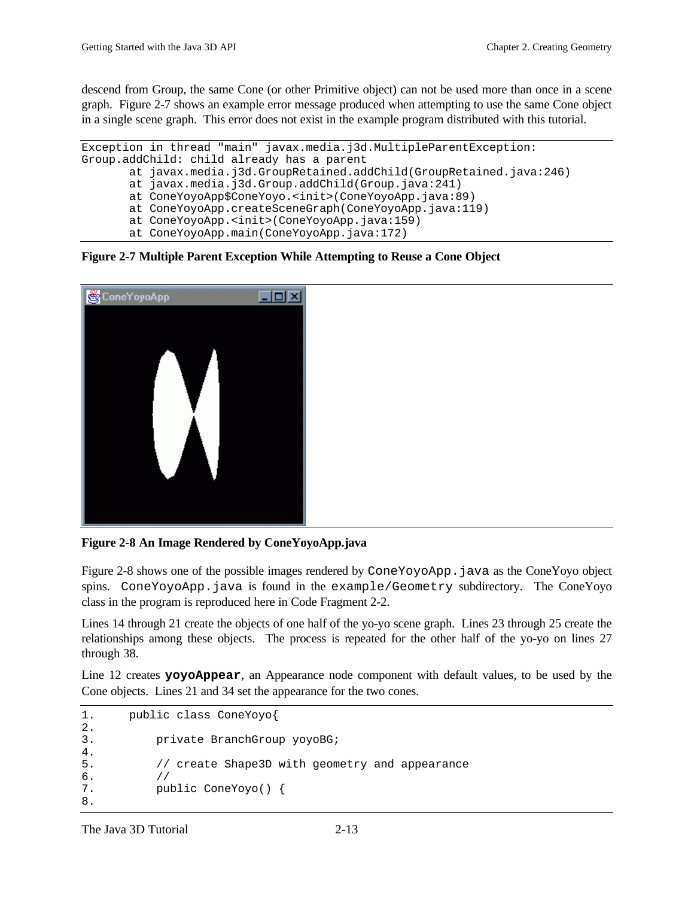descend from Group, the same Cone (or other Primitive object) can not be used more than once in a scene graph. Figure 2-7 shows an example error message produced when attempting to use the same Cone object in a single scene graph. This error does not exist in the example program distributed with this tutorial.

```
Exception in thread "main" javax.media.j3d.MultipleParentException:
Group.addChild: child already has a parent
       at javax.media.j3d.GroupRetained.addChild(GroupRetained.java:246)
       at javax.media.j3d.Group.addChild(Group.java:241)
       at ConeYoyoApp$ConeYoyo.<init>(ConeYoyoApp.java:89)
       at ConeYoyoApp.createSceneGraph(ConeYoyoApp.java:119)
       at ConeYoyoApp.<init>(ConeYoyoApp.java:159)
       at ConeYoyoApp.main(ConeYoyoApp.java:172)
```

**Figure 2-7 Multiple Parent Exception While Attempting to Reuse a Cone Object**

**Figure 2-8 An Image Rendered by ConeYoyoApp.java**

Figure 2-8 shows one of the possible images rendered by `ConeYoyoApp.java` as the ConeYoyo object spins. `ConeYoyoApp.java` is found in the `example/Geometry` subdirectory. The ConeYoyo class in the program is reproduced here in Code Fragment 2-2.

Lines 14 through 21 create the objects of one half of the yo-yo scene graph. Lines 23 through 25 create the relationships among these objects. The process is repeated for the other half of the yo-yo on lines 27 through 38.

Line 12 creates **`yoyoAppear`**, an Appearance node component with default values, to be used by the Cone objects. Lines 21 and 34 set the appearance for the two cones.

```
1.      public class ConeYoyo{
2.
3.          private BranchGroup yoyoBG;
4.
5.          // create Shape3D with geometry and appearance
6.          //
7.          public ConeYoyo() {
8.
```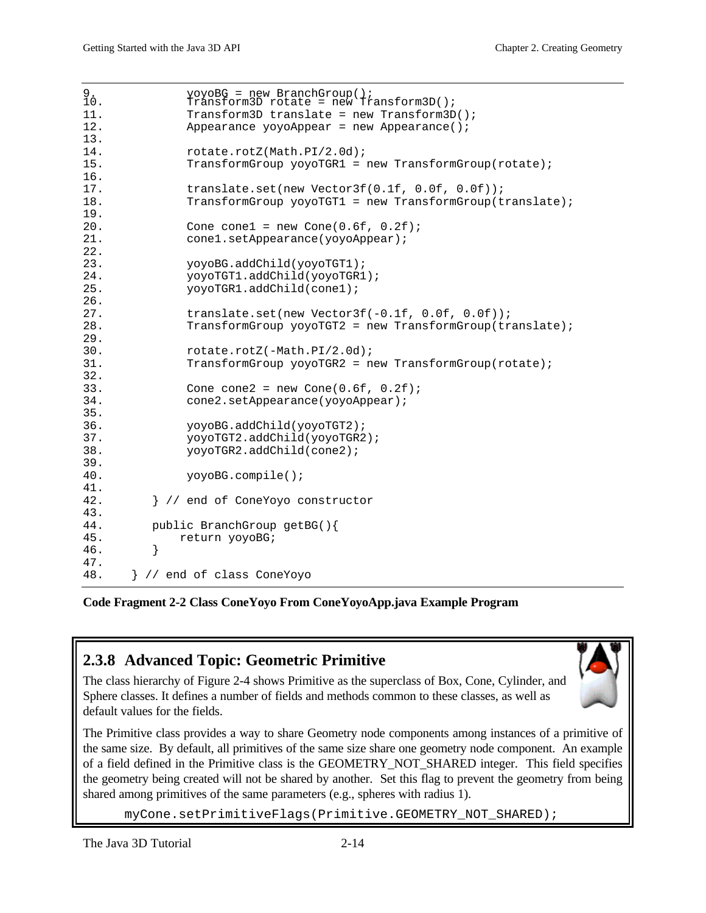```
9.            yoyoBG = new BranchGroup();
10.           Transform3D rotate = new Transform3D();
11.           Transform3D translate = new Transform3D();
12.           Appearance yoyoAppear = new Appearance();
13.
14.           rotate.rotZ(Math.PI/2.0d);
15.           TransformGroup yoyoTGR1 = new TransformGroup(rotate);
16.
17.           translate.set(new Vector3f(0.1f, 0.0f, 0.0f));
18.           TransformGroup yoyoTGT1 = new TransformGroup(translate);
19.
20.           Cone cone1 = new Cone(0.6f, 0.2f);
21.           cone1.setAppearance(yoyoAppear);
22.
23.           yoyoBG.addChild(yoyoTGT1);
24.           yoyoTGT1.addChild(yoyoTGR1);
25.           yoyoTGR1.addChild(cone1);
26.
27.           translate.set(new Vector3f(-0.1f, 0.0f, 0.0f));
28.           TransformGroup yoyoTGT2 = new TransformGroup(translate);
29.
30.           rotate.rotZ(-Math.PI/2.0d);
31.           TransformGroup yoyoTGR2 = new TransformGroup(rotate);
32.
33.           Cone cone2 = new Cone(0.6f, 0.2f);
34.           cone2.setAppearance(yoyoAppear);
35.
36.           yoyoBG.addChild(yoyoTGT2);
37.           yoyoTGT2.addChild(yoyoTGR2);
38.           yoyoTGR2.addChild(cone2);
39.
40.           yoyoBG.compile();
41.
42.       } // end of ConeYoyo constructor
43.
44.       public BranchGroup getBG(){
45.           return yoyoBG;
46.       }
47.
48.   } // end of class ConeYoyo
```

**Code Fragment 2-2 Class ConeYoyo From ConeYoyoApp.java Example Program**

### 2.3.8 Advanced Topic: Geometric Primitive

The class hierarchy of Figure 2-4 shows Primitive as the superclass of Box, Cone, Cylinder, and Sphere classes. It defines a number of fields and methods common to these classes, as well as default values for the fields.

The Primitive class provides a way to share Geometry node components among instances of a primitive of the same size. By default, all primitives of the same size share one geometry node component. An example of a field defined in the Primitive class is the GEOMETRY_NOT_SHARED integer. This field specifies the geometry being created will not be shared by another. Set this flag to prevent the geometry from being shared among primitives of the same parameters (e.g., spheres with radius 1).

```
myCone.setPrimitiveFlags(Primitive.GEOMETRY_NOT_SHARED);
```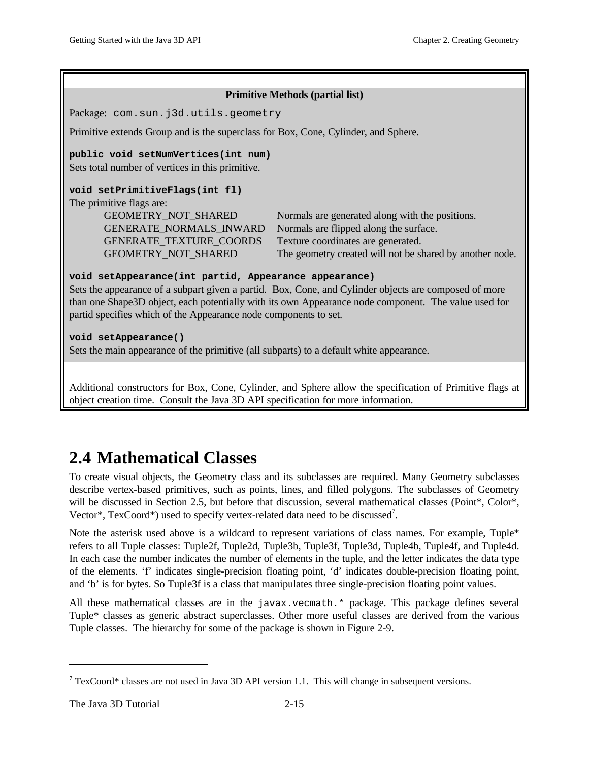**Primitive Methods (partial list)**

Package: `com.sun.j3d.utils.geometry`

Primitive extends Group and is the superclass for Box, Cone, Cylinder, and Sphere.

**`public void setNumVertices(int num)`**
Sets total number of vertices in this primitive.

**`void setPrimitiveFlags(int fl)`**
The primitive flags are:

| | |
|---|---|
| GEOMETRY_NOT_SHARED | Normals are generated along with the positions. |
| GENERATE_NORMALS_INWARD | Normals are flipped along the surface. |
| GENERATE_TEXTURE_COORDS | Texture coordinates are generated. |
| GEOMETRY_NOT_SHARED | The geometry created will not be shared by another node. |

**`void setAppearance(int partid, Appearance appearance)`**
Sets the appearance of a subpart given a partid. Box, Cone, and Cylinder objects are composed of more than one Shape3D object, each potentially with its own Appearance node component. The value used for partid specifies which of the Appearance node components to set.

**`void setAppearance()`**
Sets the main appearance of the primitive (all subparts) to a default white appearance.

Additional constructors for Box, Cone, Cylinder, and Sphere allow the specification of Primitive flags at object creation time. Consult the Java 3D API specification for more information.

## 2.4 Mathematical Classes

To create visual objects, the Geometry class and its subclasses are required. Many Geometry subclasses describe vertex-based primitives, such as points, lines, and filled polygons. The subclasses of Geometry will be discussed in Section 2.5, but before that discussion, several mathematical classes (Point*, Color*, Vector*, TexCoord*) used to specify vertex-related data need to be discussed[7].

Note the asterisk used above is a wildcard to represent variations of class names. For example, Tuple* refers to all Tuple classes: Tuple2f, Tuple2d, Tuple3b, Tuple3f, Tuple3d, Tuple4b, Tuple4f, and Tuple4d. In each case the number indicates the number of elements in the tuple, and the letter indicates the data type of the elements. 'f' indicates single-precision floating point, 'd' indicates double-precision floating point, and 'b' is for bytes. So Tuple3f is a class that manipulates three single-precision floating point values.

All these mathematical classes are in the `javax.vecmath.*` package. This package defines several Tuple* classes as generic abstract superclasses. Other more useful classes are derived from the various Tuple classes. The hierarchy for some of the package is shown in Figure 2-9.

---

[7] TexCoord* classes are not used in Java 3D API version 1.1. This will change in subsequent versions.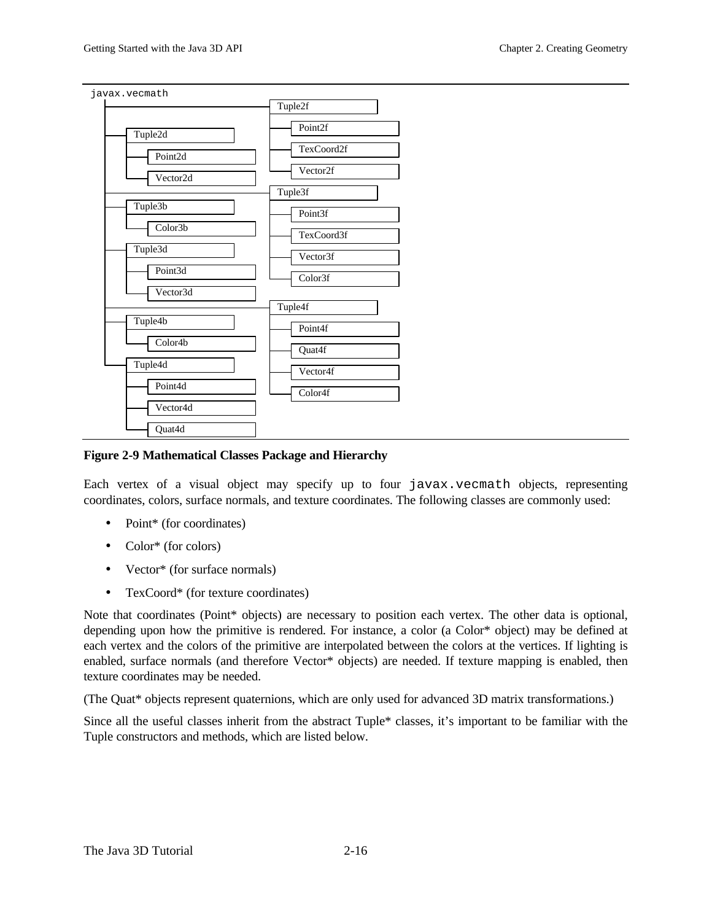javax.vecmath

- Tuple2f
  - Point2f
  - TexCoord2f
  - Vector2f
- Tuple2d
  - Point2d
  - Vector2d
- Tuple3f
  - Point3f
  - TexCoord3f
  - Vector3f
  - Color3f
- Tuple3b
  - Color3b
- Tuple3d
  - Point3d
  - Vector3d
- Tuple4f
  - Point4f
  - Quat4f
  - Vector4f
  - Color4f
- Tuple4b
  - Color4b
- Tuple4d
  - Point4d
  - Vector4d
  - Quat4d

**Figure 2-9 Mathematical Classes Package and Hierarchy**

Each vertex of a visual object may specify up to four `javax.vecmath` objects, representing coordinates, colors, surface normals, and texture coordinates. The following classes are commonly used:

- Point* (for coordinates)
- Color* (for colors)
- Vector* (for surface normals)
- TexCoord* (for texture coordinates)

Note that coordinates (Point* objects) are necessary to position each vertex. The other data is optional, depending upon how the primitive is rendered. For instance, a color (a Color* object) may be defined at each vertex and the colors of the primitive are interpolated between the colors at the vertices. If lighting is enabled, surface normals (and therefore Vector* objects) are needed. If texture mapping is enabled, then texture coordinates may be needed.

(The Quat* objects represent quaternions, which are only used for advanced 3D matrix transformations.)

Since all the useful classes inherit from the abstract Tuple* classes, it's important to be familiar with the Tuple constructors and methods, which are listed below.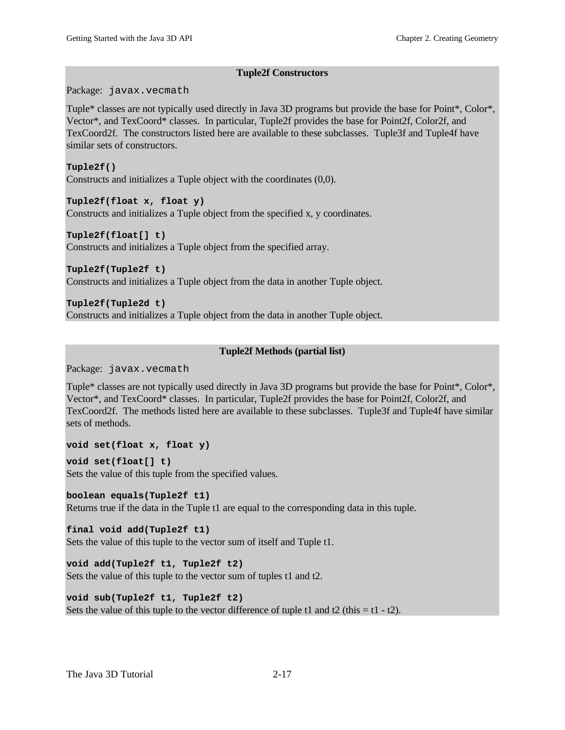### Tuple2f Constructors

Package: `javax.vecmath`

Tuple* classes are not typically used directly in Java 3D programs but provide the base for Point*, Color*, Vector*, and TexCoord* classes. In particular, Tuple2f provides the base for Point2f, Color2f, and TexCoord2f. The constructors listed here are available to these subclasses. Tuple3f and Tuple4f have similar sets of constructors.

**`Tuple2f()`**
Constructs and initializes a Tuple object with the coordinates (0,0).

**`Tuple2f(float x, float y)`**
Constructs and initializes a Tuple object from the specified x, y coordinates.

**`Tuple2f(float[] t)`**
Constructs and initializes a Tuple object from the specified array.

**`Tuple2f(Tuple2f t)`**
Constructs and initializes a Tuple object from the data in another Tuple object.

**`Tuple2f(Tuple2d t)`**
Constructs and initializes a Tuple object from the data in another Tuple object.

### Tuple2f Methods (partial list)

Package: `javax.vecmath`

Tuple* classes are not typically used directly in Java 3D programs but provide the base for Point*, Color*, Vector*, and TexCoord* classes. In particular, Tuple2f provides the base for Point2f, Color2f, and TexCoord2f. The methods listed here are available to these subclasses. Tuple3f and Tuple4f have similar sets of methods.

**`void set(float x, float y)`**

**`void set(float[] t)`**
Sets the value of this tuple from the specified values.

**`boolean equals(Tuple2f t1)`**
Returns true if the data in the Tuple t1 are equal to the corresponding data in this tuple.

**`final void add(Tuple2f t1)`**
Sets the value of this tuple to the vector sum of itself and Tuple t1.

**`void add(Tuple2f t1, Tuple2f t2)`**
Sets the value of this tuple to the vector sum of tuples t1 and t2.

**`void sub(Tuple2f t1, Tuple2f t2)`**
Sets the value of this tuple to the vector difference of tuple t1 and t2 (this = t1 - t2).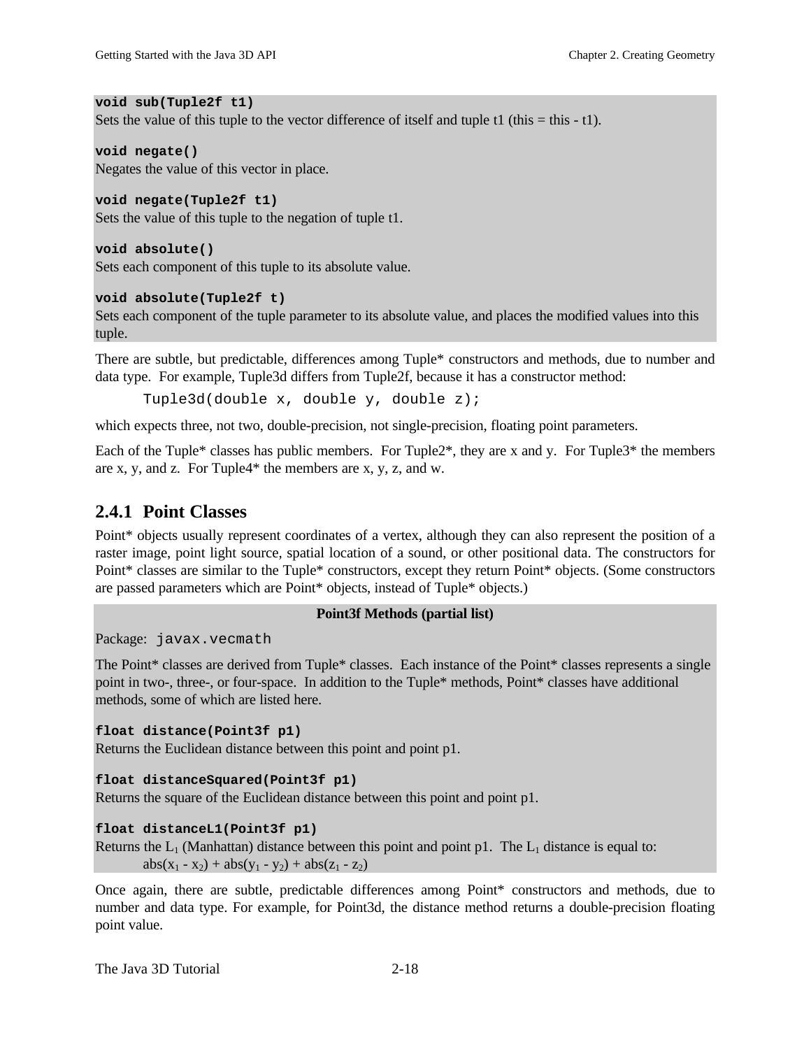**void sub(Tuple2f t1)**
Sets the value of this tuple to the vector difference of itself and tuple t1 (this = this - t1).

**void negate()**
Negates the value of this vector in place.

**void negate(Tuple2f t1)**
Sets the value of this tuple to the negation of tuple t1.

**void absolute()**
Sets each component of this tuple to its absolute value.

**void absolute(Tuple2f t)**
Sets each component of the tuple parameter to its absolute value, and places the modified values into this tuple.

There are subtle, but predictable, differences among Tuple* constructors and methods, due to number and data type. For example, Tuple3d differs from Tuple2f, because it has a constructor method:

```
Tuple3d(double x, double y, double z);
```

which expects three, not two, double-precision, not single-precision, floating point parameters.

Each of the Tuple* classes has public members. For Tuple2*, they are x and y. For Tuple3* the members are x, y, and z. For Tuple4* the members are x, y, z, and w.

### 2.4.1 Point Classes

Point* objects usually represent coordinates of a vertex, although they can also represent the position of a raster image, point light source, spatial location of a sound, or other positional data. The constructors for Point* classes are similar to the Tuple* constructors, except they return Point* objects. (Some constructors are passed parameters which are Point* objects, instead of Tuple* objects.)

**Point3f Methods (partial list)**

Package: `javax.vecmath`

The Point* classes are derived from Tuple* classes. Each instance of the Point* classes represents a single point in two-, three-, or four-space. In addition to the Tuple* methods, Point* classes have additional methods, some of which are listed here.

**float distance(Point3f p1)**
Returns the Euclidean distance between this point and point p1.

**float distanceSquared(Point3f p1)**
Returns the square of the Euclidean distance between this point and point p1.

**float distanceL1(Point3f p1)**
Returns the $L_1$ (Manhattan) distance between this point and point p1. The $L_1$ distance is equal to:

$$abs(x_1 - x_2) + abs(y_1 - y_2) + abs(z_1 - z_2)$$

Once again, there are subtle, predictable differences among Point* constructors and methods, due to number and data type. For example, for Point3d, the distance method returns a double-precision floating point value.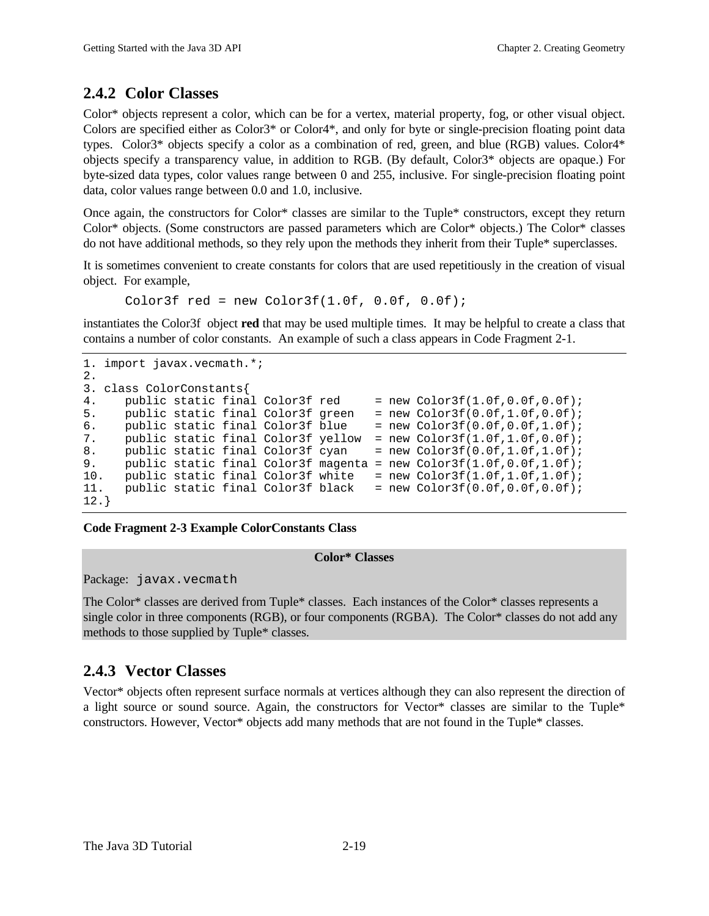### 2.4.2 Color Classes

Color* objects represent a color, which can be for a vertex, material property, fog, or other visual object. Colors are specified either as Color3* or Color4*, and only for byte or single-precision floating point data types. Color3* objects specify a color as a combination of red, green, and blue (RGB) values. Color4* objects specify a transparency value, in addition to RGB. (By default, Color3* objects are opaque.) For byte-sized data types, color values range between 0 and 255, inclusive. For single-precision floating point data, color values range between 0.0 and 1.0, inclusive.

Once again, the constructors for Color* classes are similar to the Tuple* constructors, except they return Color* objects. (Some constructors are passed parameters which are Color* objects.) The Color* classes do not have additional methods, so they rely upon the methods they inherit from their Tuple* superclasses.

It is sometimes convenient to create constants for colors that are used repetitiously in the creation of visual object. For example,

```
Color3f red = new Color3f(1.0f, 0.0f, 0.0f);
```

instantiates the Color3f object **red** that may be used multiple times. It may be helpful to create a class that contains a number of color constants. An example of such a class appears in Code Fragment 2-1.

```
1. import javax.vecmath.*;
2.
3. class ColorConstants{
4.    public static final Color3f red     = new Color3f(1.0f,0.0f,0.0f);
5.    public static final Color3f green   = new Color3f(0.0f,1.0f,0.0f);
6.    public static final Color3f blue    = new Color3f(0.0f,0.0f,1.0f);
7.    public static final Color3f yellow  = new Color3f(1.0f,1.0f,0.0f);
8.    public static final Color3f cyan    = new Color3f(0.0f,1.0f,1.0f);
9.    public static final Color3f magenta = new Color3f(1.0f,0.0f,1.0f);
10.   public static final Color3f white   = new Color3f(1.0f,1.0f,1.0f);
11.   public static final Color3f black   = new Color3f(0.0f,0.0f,0.0f);
12.}
```

**Code Fragment 2-3 Example ColorConstants Class**

**Color* Classes**

Package: `javax.vecmath`

The Color* classes are derived from Tuple* classes. Each instances of the Color* classes represents a single color in three components (RGB), or four components (RGBA). The Color* classes do not add any methods to those supplied by Tuple* classes.

### 2.4.3 Vector Classes

Vector* objects often represent surface normals at vertices although they can also represent the direction of a light source or sound source. Again, the constructors for Vector* classes are similar to the Tuple* constructors. However, Vector* objects add many methods that are not found in the Tuple* classes.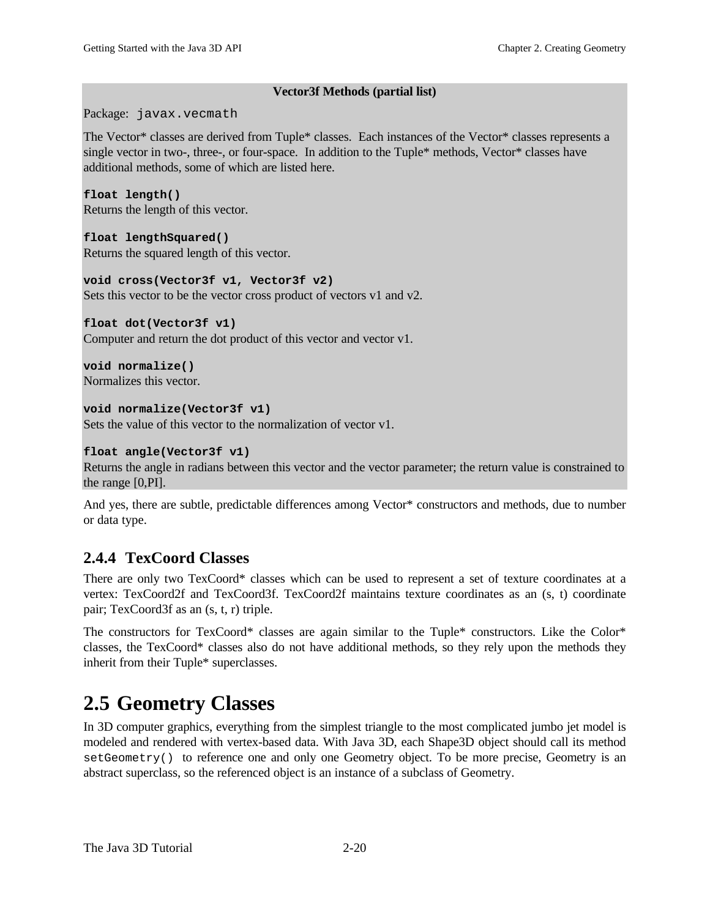**Vector3f Methods (partial list)**

Package: `javax.vecmath`

The Vector* classes are derived from Tuple* classes. Each instances of the Vector* classes represents a single vector in two-, three-, or four-space. In addition to the Tuple* methods, Vector* classes have additional methods, some of which are listed here.

**`float length()`**
Returns the length of this vector.

**`float lengthSquared()`**
Returns the squared length of this vector.

**`void cross(Vector3f v1, Vector3f v2)`**
Sets this vector to be the vector cross product of vectors v1 and v2.

**`float dot(Vector3f v1)`**
Computer and return the dot product of this vector and vector v1.

**`void normalize()`**
Normalizes this vector.

**`void normalize(Vector3f v1)`**
Sets the value of this vector to the normalization of vector v1.

**`float angle(Vector3f v1)`**
Returns the angle in radians between this vector and the vector parameter; the return value is constrained to the range [0,PI].

And yes, there are subtle, predictable differences among Vector* constructors and methods, due to number or data type.

### 2.4.4 TexCoord Classes

There are only two TexCoord* classes which can be used to represent a set of texture coordinates at a vertex: TexCoord2f and TexCoord3f. TexCoord2f maintains texture coordinates as an (s, t) coordinate pair; TexCoord3f as an (s, t, r) triple.

The constructors for TexCoord* classes are again similar to the Tuple* constructors. Like the Color* classes, the TexCoord* classes also do not have additional methods, so they rely upon the methods they inherit from their Tuple* superclasses.

## 2.5 Geometry Classes

In 3D computer graphics, everything from the simplest triangle to the most complicated jumbo jet model is modeled and rendered with vertex-based data. With Java 3D, each Shape3D object should call its method `setGeometry()` to reference one and only one Geometry object. To be more precise, Geometry is an abstract superclass, so the referenced object is an instance of a subclass of Geometry.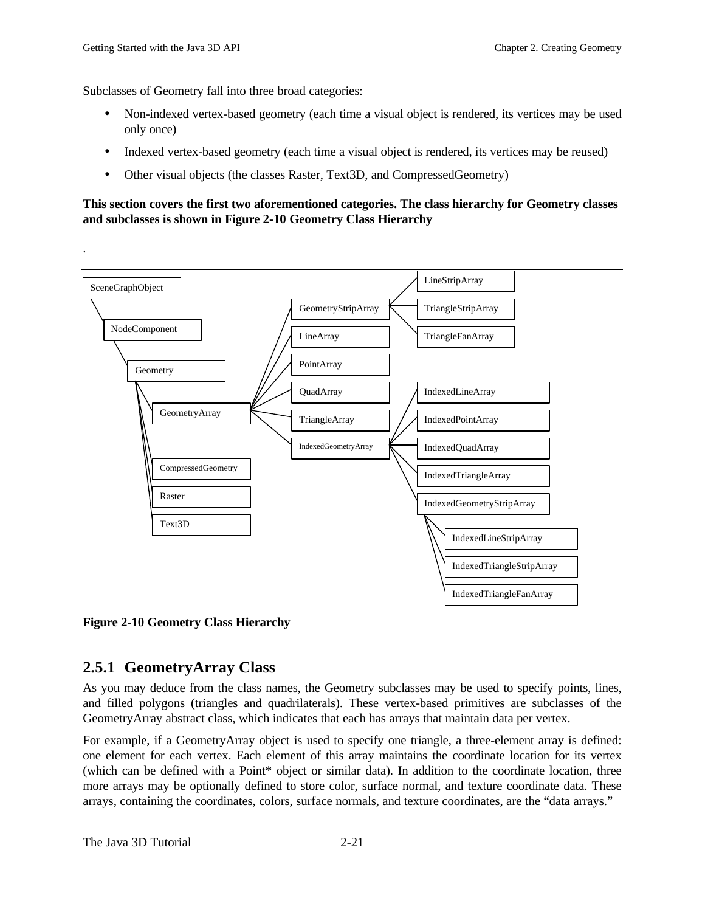Subclasses of Geometry fall into three broad categories:

- Non-indexed vertex-based geometry (each time a visual object is rendered, its vertices may be used only once)
- Indexed vertex-based geometry (each time a visual object is rendered, its vertices may be reused)
- Other visual objects (the classes Raster, Text3D, and CompressedGeometry)

**This section covers the first two aforementioned categories. The class hierarchy for Geometry classes and subclasses is shown in Figure 2-10 Geometry Class Hierarchy**

.

- SceneGraphObject
  - NodeComponent
    - Geometry
      - GeometryArray
        - GeometryStripArray
          - LineStripArray
          - TriangleStripArray
          - TriangleFanArray
        - LineArray
        - PointArray
        - QuadArray
        - TriangleArray
        - IndexedGeometryArray
          - IndexedLineArray
          - IndexedPointArray
          - IndexedQuadArray
          - IndexedTriangleArray
          - IndexedGeometryStripArray
            - IndexedLineStripArray
            - IndexedTriangleStripArray
            - IndexedTriangleFanArray
      - CompressedGeometry
      - Raster
      - Text3D

**Figure 2-10 Geometry Class Hierarchy**

## 2.5.1 GeometryArray Class

As you may deduce from the class names, the Geometry subclasses may be used to specify points, lines, and filled polygons (triangles and quadrilaterals). These vertex-based primitives are subclasses of the GeometryArray abstract class, which indicates that each has arrays that maintain data per vertex.

For example, if a GeometryArray object is used to specify one triangle, a three-element array is defined: one element for each vertex. Each element of this array maintains the coordinate location for its vertex (which can be defined with a Point* object or similar data). In addition to the coordinate location, three more arrays may be optionally defined to store color, surface normal, and texture coordinate data. These arrays, containing the coordinates, colors, surface normals, and texture coordinates, are the “data arrays.”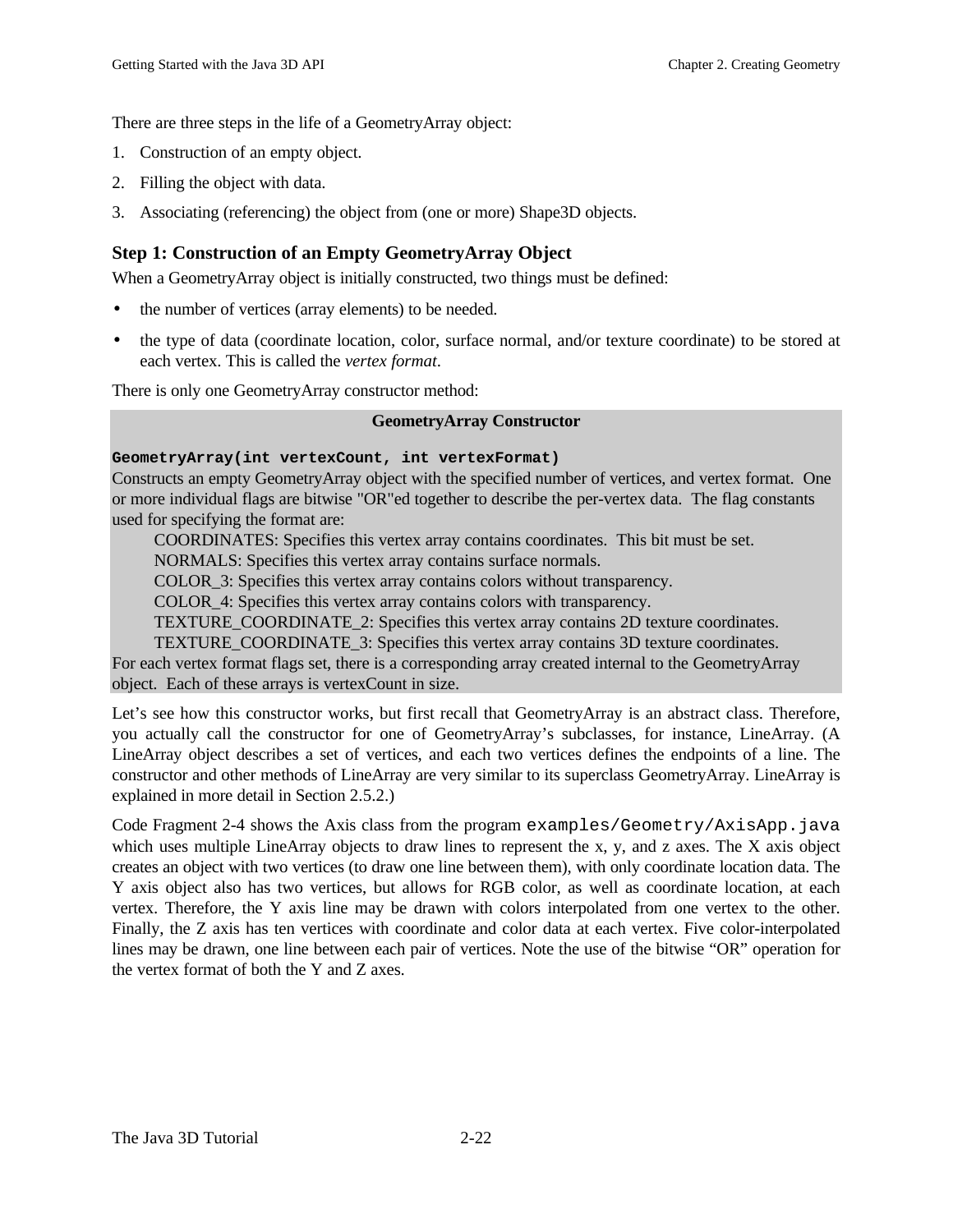There are three steps in the life of a GeometryArray object:

1. Construction of an empty object.
2. Filling the object with data.
3. Associating (referencing) the object from (one or more) Shape3D objects.

### Step 1: Construction of an Empty GeometryArray Object

When a GeometryArray object is initially constructed, two things must be defined:

- the number of vertices (array elements) to be needed.
- the type of data (coordinate location, color, surface normal, and/or texture coordinate) to be stored at each vertex. This is called the *vertex format*.

There is only one GeometryArray constructor method:

**GeometryArray Constructor**

**`GeometryArray(int vertexCount, int vertexFormat)`**

Constructs an empty GeometryArray object with the specified number of vertices, and vertex format. One or more individual flags are bitwise "OR"ed together to describe the per-vertex data. The flag constants used for specifying the format are:

COORDINATES: Specifies this vertex array contains coordinates. This bit must be set.
NORMALS: Specifies this vertex array contains surface normals.
COLOR_3: Specifies this vertex array contains colors without transparency.
COLOR_4: Specifies this vertex array contains colors with transparency.
TEXTURE_COORDINATE_2: Specifies this vertex array contains 2D texture coordinates.
TEXTURE_COORDINATE_3: Specifies this vertex array contains 3D texture coordinates.

For each vertex format flags set, there is a corresponding array created internal to the GeometryArray object. Each of these arrays is vertexCount in size.

Let's see how this constructor works, but first recall that GeometryArray is an abstract class. Therefore, you actually call the constructor for one of GeometryArray's subclasses, for instance, LineArray. (A LineArray object describes a set of vertices, and each two vertices defines the endpoints of a line. The constructor and other methods of LineArray are very similar to its superclass GeometryArray. LineArray is explained in more detail in Section 2.5.2.)

Code Fragment 2-4 shows the Axis class from the program `examples/Geometry/AxisApp.java` which uses multiple LineArray objects to draw lines to represent the x, y, and z axes. The X axis object creates an object with two vertices (to draw one line between them), with only coordinate location data. The Y axis object also has two vertices, but allows for RGB color, as well as coordinate location, at each vertex. Therefore, the Y axis line may be drawn with colors interpolated from one vertex to the other. Finally, the Z axis has ten vertices with coordinate and color data at each vertex. Five color-interpolated lines may be drawn, one line between each pair of vertices. Note the use of the bitwise "OR" operation for the vertex format of both the Y and Z axes.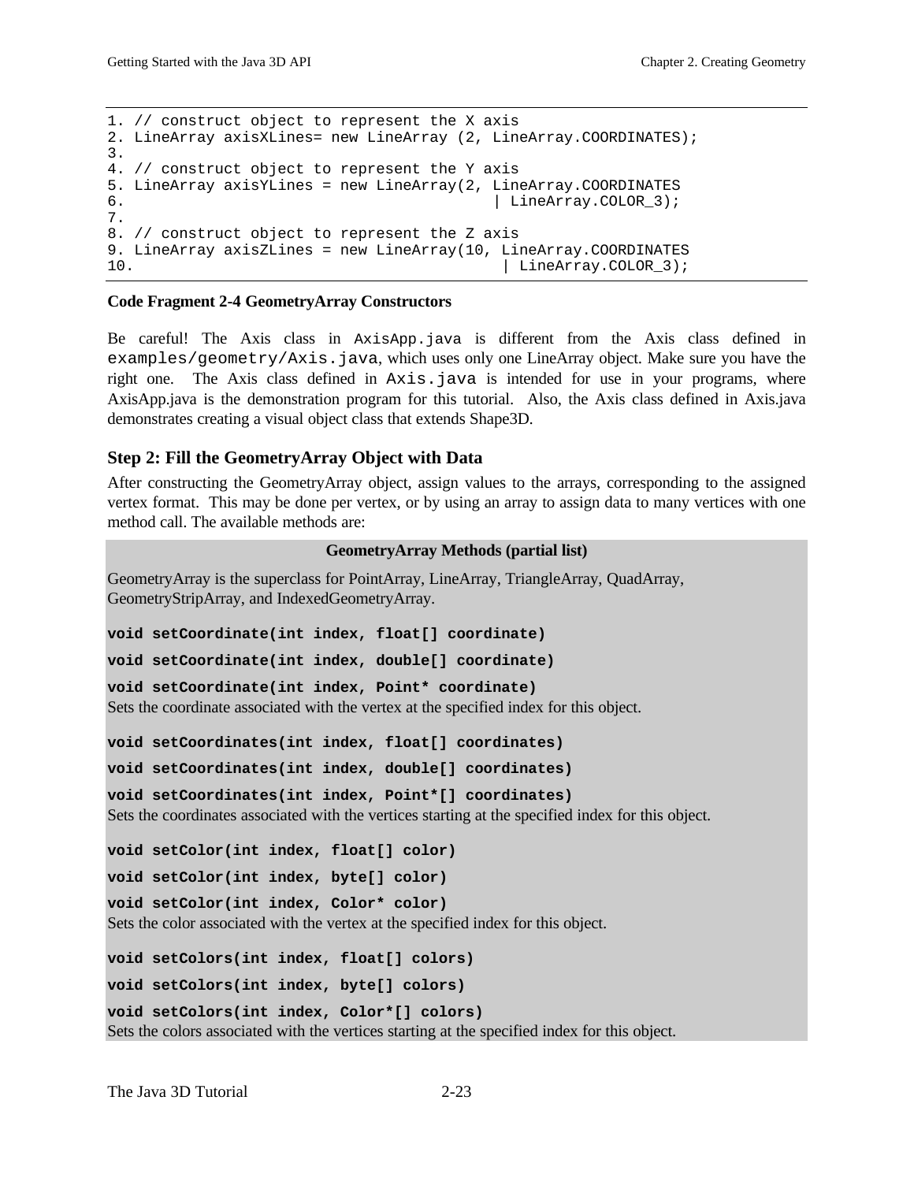```
1. // construct object to represent the X axis
2. LineArray axisXLines= new LineArray (2, LineArray.COORDINATES);
3.
4. // construct object to represent the Y axis
5. LineArray axisYLines = new LineArray(2, LineArray.COORDINATES
6.                                         | LineArray.COLOR_3);
7.
8. // construct object to represent the Z axis
9. LineArray axisZLines = new LineArray(10, LineArray.COORDINATES
10.                                         | LineArray.COLOR_3);
```

**Code Fragment 2-4 GeometryArray Constructors**

Be careful! The Axis class in `AxisApp.java` is different from the Axis class defined in `examples/geometry/Axis.java`, which uses only one LineArray object. Make sure you have the right one. The Axis class defined in `Axis.java` is intended for use in your programs, where AxisApp.java is the demonstration program for this tutorial. Also, the Axis class defined in Axis.java demonstrates creating a visual object class that extends Shape3D.

### Step 2: Fill the GeometryArray Object with Data

After constructing the GeometryArray object, assign values to the arrays, corresponding to the assigned vertex format. This may be done per vertex, or by using an array to assign data to many vertices with one method call. The available methods are:

**GeometryArray Methods (partial list)**

GeometryArray is the superclass for PointArray, LineArray, TriangleArray, QuadArray, GeometryStripArray, and IndexedGeometryArray.

**`void setCoordinate(int index, float[] coordinate)`**

**`void setCoordinate(int index, double[] coordinate)`**

**`void setCoordinate(int index, Point* coordinate)`**

Sets the coordinate associated with the vertex at the specified index for this object.

**`void setCoordinates(int index, float[] coordinates)`**

**`void setCoordinates(int index, double[] coordinates)`**

**`void setCoordinates(int index, Point*[] coordinates)`**

Sets the coordinates associated with the vertices starting at the specified index for this object.

**`void setColor(int index, float[] color)`**

**`void setColor(int index, byte[] color)`**

**`void setColor(int index, Color* color)`**

Sets the color associated with the vertex at the specified index for this object.

**`void setColors(int index, float[] colors)`**

**`void setColors(int index, byte[] colors)`**

**`void setColors(int index, Color*[] colors)`**

Sets the colors associated with the vertices starting at the specified index for this object.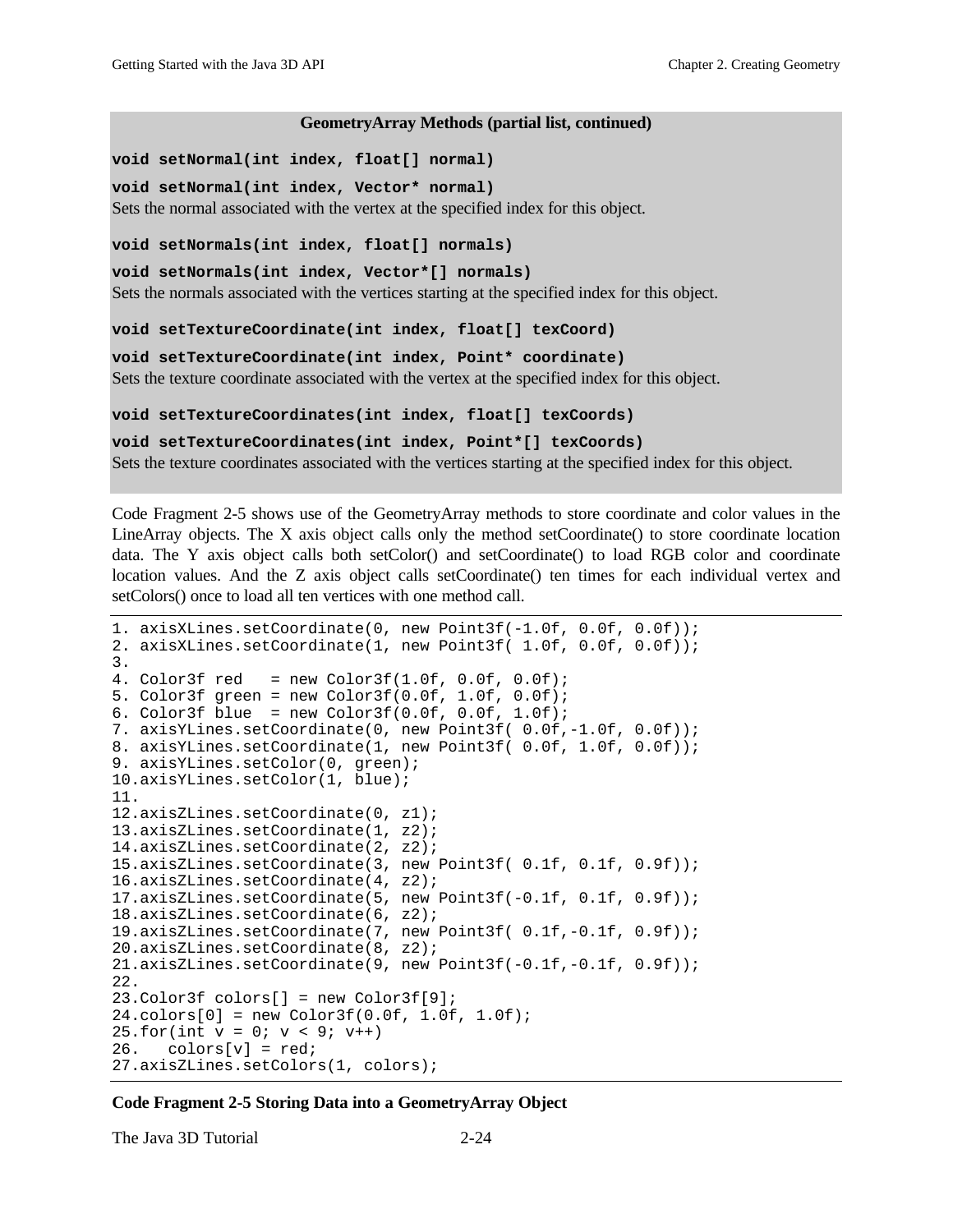**GeometryArray Methods (partial list, continued)**

**`void setNormal(int index, float[] normal)`**

**`void setNormal(int index, Vector* normal)`**

Sets the normal associated with the vertex at the specified index for this object.

**`void setNormals(int index, float[] normals)`**

**`void setNormals(int index, Vector*[] normals)`**

Sets the normals associated with the vertices starting at the specified index for this object.

**`void setTextureCoordinate(int index, float[] texCoord)`**

**`void setTextureCoordinate(int index, Point* coordinate)`**

Sets the texture coordinate associated with the vertex at the specified index for this object.

**`void setTextureCoordinates(int index, float[] texCoords)`**

**`void setTextureCoordinates(int index, Point*[] texCoords)`**

Sets the texture coordinates associated with the vertices starting at the specified index for this object.

Code Fragment 2-5 shows use of the GeometryArray methods to store coordinate and color values in the LineArray objects. The X axis object calls only the method setCoordinate() to store coordinate location data. The Y axis object calls both setColor() and setCoordinate() to load RGB color and coordinate location values. And the Z axis object calls setCoordinate() ten times for each individual vertex and setColors() once to load all ten vertices with one method call.

```
1. axisXLines.setCoordinate(0, new Point3f(-1.0f, 0.0f, 0.0f));
2. axisXLines.setCoordinate(1, new Point3f( 1.0f, 0.0f, 0.0f));
3.
4. Color3f red   = new Color3f(1.0f, 0.0f, 0.0f);
5. Color3f green = new Color3f(0.0f, 1.0f, 0.0f);
6. Color3f blue  = new Color3f(0.0f, 0.0f, 1.0f);
7. axisYLines.setCoordinate(0, new Point3f( 0.0f,-1.0f, 0.0f));
8. axisYLines.setCoordinate(1, new Point3f( 0.0f, 1.0f, 0.0f));
9. axisYLines.setColor(0, green);
10.axisYLines.setColor(1, blue);
11.
12.axisZLines.setCoordinate(0, z1);
13.axisZLines.setCoordinate(1, z2);
14.axisZLines.setCoordinate(2, z2);
15.axisZLines.setCoordinate(3, new Point3f( 0.1f, 0.1f, 0.9f));
16.axisZLines.setCoordinate(4, z2);
17.axisZLines.setCoordinate(5, new Point3f(-0.1f, 0.1f, 0.9f));
18.axisZLines.setCoordinate(6, z2);
19.axisZLines.setCoordinate(7, new Point3f( 0.1f,-0.1f, 0.9f));
20.axisZLines.setCoordinate(8, z2);
21.axisZLines.setCoordinate(9, new Point3f(-0.1f,-0.1f, 0.9f));
22.
23.Color3f colors[] = new Color3f[9];
24.colors[0] = new Color3f(0.0f, 1.0f, 1.0f);
25.for(int v = 0; v < 9; v++)
26.   colors[v] = red;
27.axisZLines.setColors(1, colors);
```

**Code Fragment 2-5 Storing Data into a GeometryArray Object**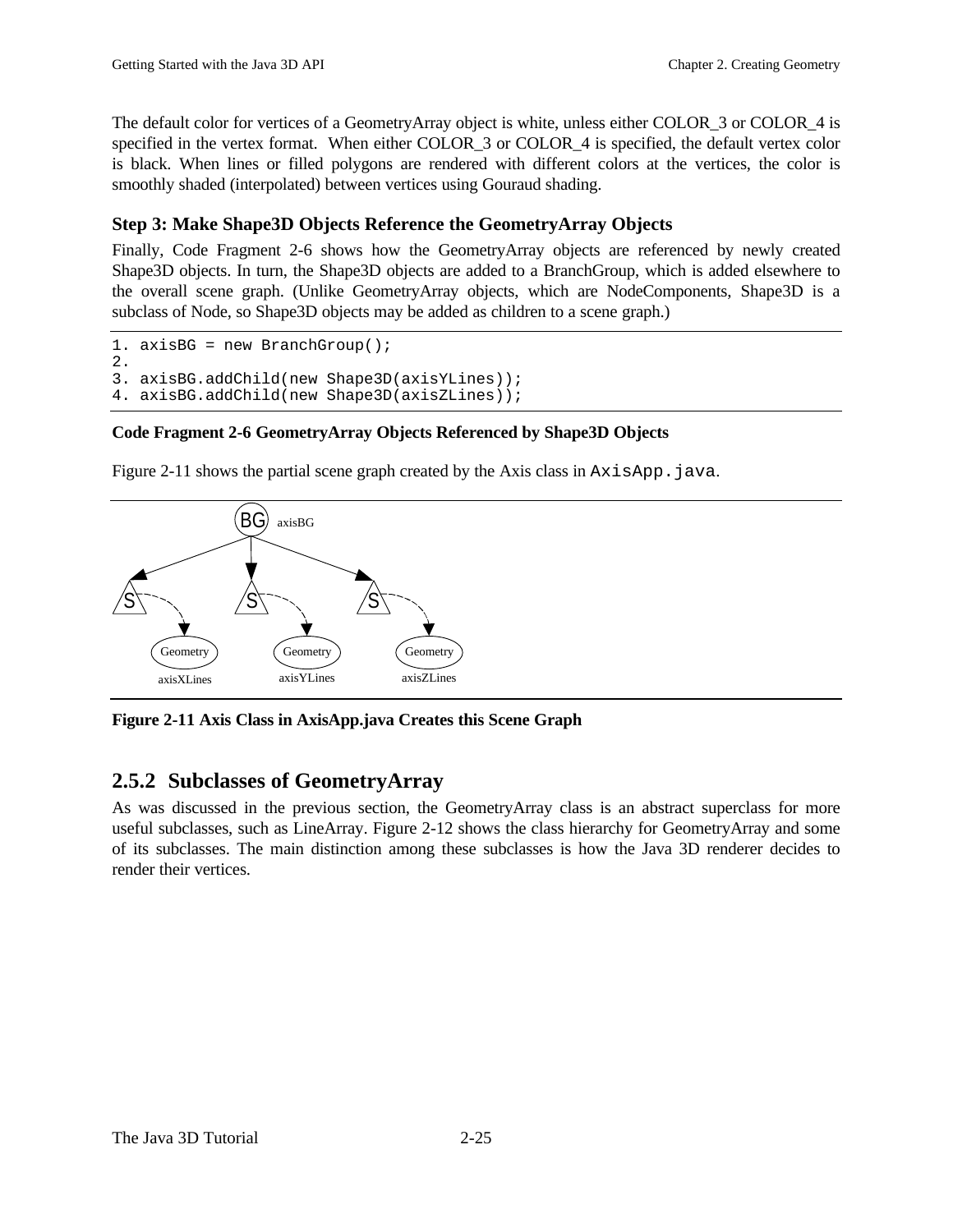The default color for vertices of a GeometryArray object is white, unless either COLOR_3 or COLOR_4 is specified in the vertex format. When either COLOR_3 or COLOR_4 is specified, the default vertex color is black. When lines or filled polygons are rendered with different colors at the vertices, the color is smoothly shaded (interpolated) between vertices using Gouraud shading.

### Step 3: Make Shape3D Objects Reference the GeometryArray Objects

Finally, Code Fragment 2-6 shows how the GeometryArray objects are referenced by newly created Shape3D objects. In turn, the Shape3D objects are added to a BranchGroup, which is added elsewhere to the overall scene graph. (Unlike GeometryArray objects, which are NodeComponents, Shape3D is a subclass of Node, so Shape3D objects may be added as children to a scene graph.)

```
1. axisBG = new BranchGroup();
2.
3. axisBG.addChild(new Shape3D(axisYLines));
4. axisBG.addChild(new Shape3D(axisZLines));
```

**Code Fragment 2-6 GeometryArray Objects Referenced by Shape3D Objects**

Figure 2-11 shows the partial scene graph created by the Axis class in AxisApp.java.

**Figure 2-11 Axis Class in AxisApp.java Creates this Scene Graph**

## 2.5.2 Subclasses of GeometryArray

As was discussed in the previous section, the GeometryArray class is an abstract superclass for more useful subclasses, such as LineArray. Figure 2-12 shows the class hierarchy for GeometryArray and some of its subclasses. The main distinction among these subclasses is how the Java 3D renderer decides to render their vertices.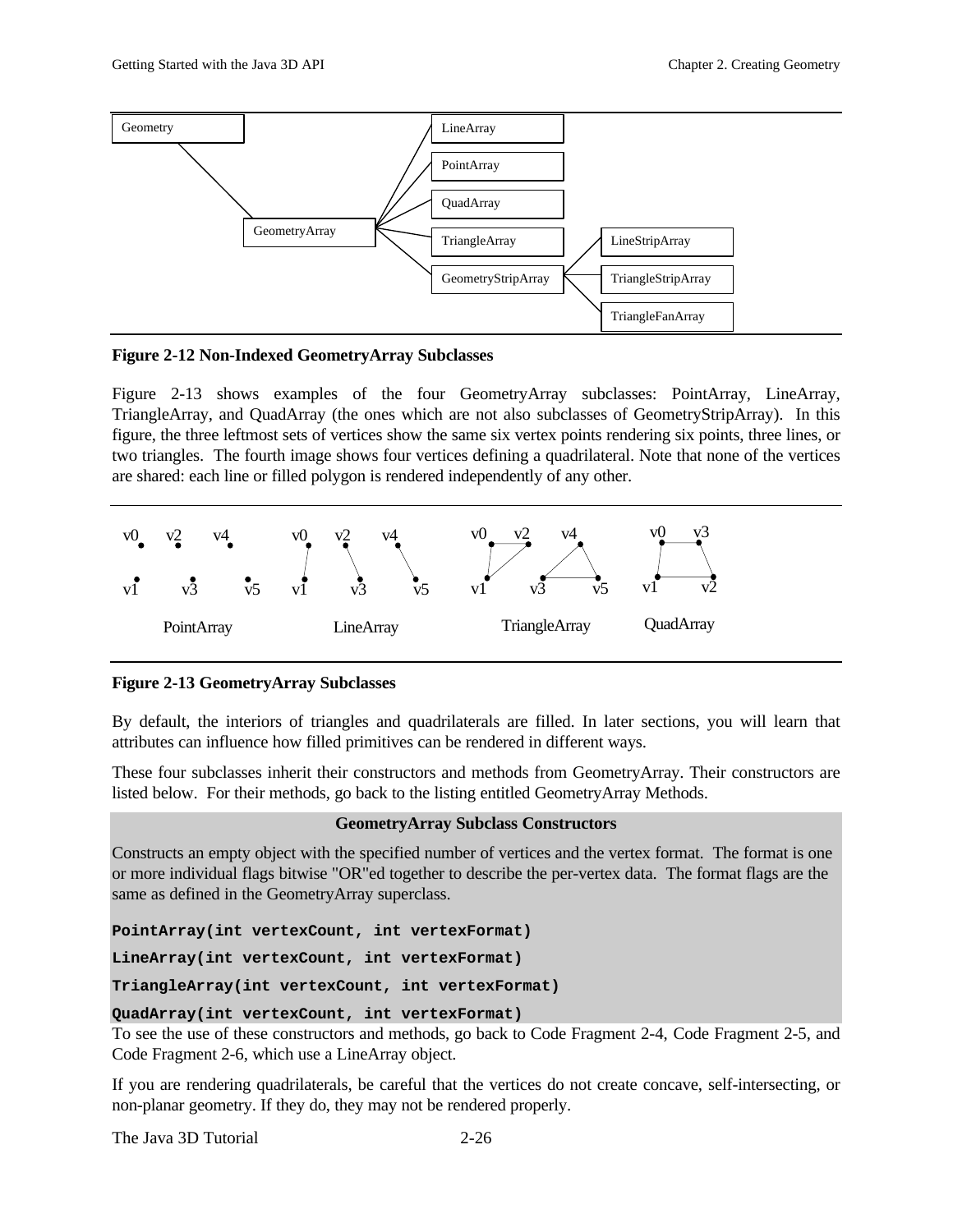**Figure 2-12 Non-Indexed GeometryArray Subclasses**

Figure 2-13 shows examples of the four GeometryArray subclasses: PointArray, LineArray, TriangleArray, and QuadArray (the ones which are not also subclasses of GeometryStripArray). In this figure, the three leftmost sets of vertices show the same six vertex points rendering six points, three lines, or two triangles. The fourth image shows four vertices defining a quadrilateral. Note that none of the vertices are shared: each line or filled polygon is rendered independently of any other.

**Figure 2-13 GeometryArray Subclasses**

By default, the interiors of triangles and quadrilaterals are filled. In later sections, you will learn that attributes can influence how filled primitives can be rendered in different ways.

These four subclasses inherit their constructors and methods from GeometryArray. Their constructors are listed below. For their methods, go back to the listing entitled GeometryArray Methods.

**GeometryArray Subclass Constructors**

Constructs an empty object with the specified number of vertices and the vertex format. The format is one or more individual flags bitwise "OR"ed together to describe the per-vertex data. The format flags are the same as defined in the GeometryArray superclass.

**`PointArray(int vertexCount, int vertexFormat)`**

**`LineArray(int vertexCount, int vertexFormat)`**

**`TriangleArray(int vertexCount, int vertexFormat)`**

**`QuadArray(int vertexCount, int vertexFormat)`**

To see the use of these constructors and methods, go back to Code Fragment 2-4, Code Fragment 2-5, and Code Fragment 2-6, which use a LineArray object.

If you are rendering quadrilaterals, be careful that the vertices do not create concave, self-intersecting, or non-planar geometry. If they do, they may not be rendered properly.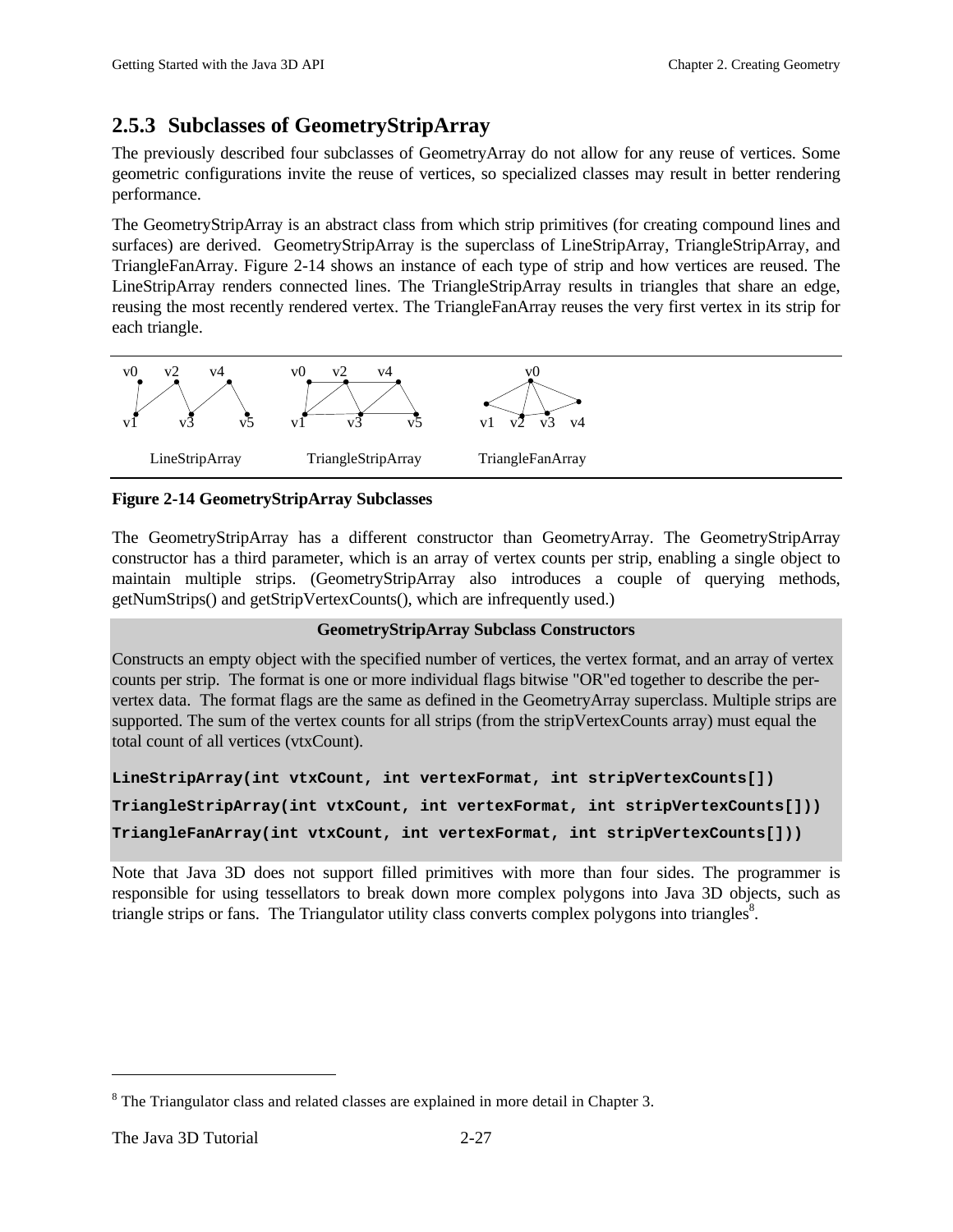### 2.5.3 Subclasses of GeometryStripArray

The previously described four subclasses of GeometryArray do not allow for any reuse of vertices. Some geometric configurations invite the reuse of vertices, so specialized classes may result in better rendering performance.

The GeometryStripArray is an abstract class from which strip primitives (for creating compound lines and surfaces) are derived. GeometryStripArray is the superclass of LineStripArray, TriangleStripArray, and TriangleFanArray. Figure 2-14 shows an instance of each type of strip and how vertices are reused. The LineStripArray renders connected lines. The TriangleStripArray results in triangles that share an edge, reusing the most recently rendered vertex. The TriangleFanArray reuses the very first vertex in its strip for each triangle.

**Figure 2-14 GeometryStripArray Subclasses**

The GeometryStripArray has a different constructor than GeometryArray. The GeometryStripArray constructor has a third parameter, which is an array of vertex counts per strip, enabling a single object to maintain multiple strips. (GeometryStripArray also introduces a couple of querying methods, getNumStrips() and getStripVertexCounts(), which are infrequently used.)

**GeometryStripArray Subclass Constructors**

Constructs an empty object with the specified number of vertices, the vertex format, and an array of vertex counts per strip. The format is one or more individual flags bitwise "OR"ed together to describe the per-vertex data. The format flags are the same as defined in the GeometryArray superclass. Multiple strips are supported. The sum of the vertex counts for all strips (from the stripVertexCounts array) must equal the total count of all vertices (vtxCount).

```
LineStripArray(int vtxCount, int vertexFormat, int stripVertexCounts[])
TriangleStripArray(int vtxCount, int vertexFormat, int stripVertexCounts[]))
TriangleFanArray(int vtxCount, int vertexFormat, int stripVertexCounts[]))
```

Note that Java 3D does not support filled primitives with more than four sides. The programmer is responsible for using tessellators to break down more complex polygons into Java 3D objects, such as triangle strips or fans. The Triangulator utility class converts complex polygons into triangles[8].

[8] The Triangulator class and related classes are explained in more detail in Chapter 3.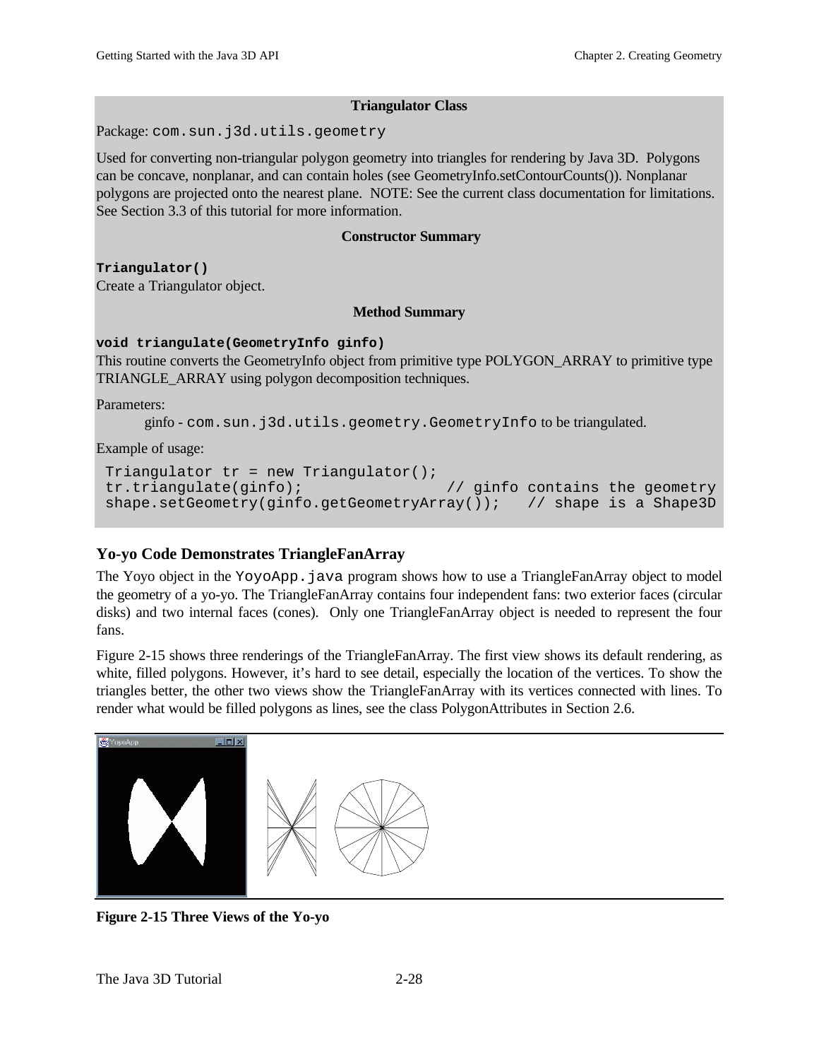**Triangulator Class**

Package: `com.sun.j3d.utils.geometry`

Used for converting non-triangular polygon geometry into triangles for rendering by Java 3D. Polygons can be concave, nonplanar, and can contain holes (see GeometryInfo.setContourCounts()). Nonplanar polygons are projected onto the nearest plane. NOTE: See the current class documentation for limitations. See Section 3.3 of this tutorial for more information.

**Constructor Summary**

**`Triangulator()`**
Create a Triangulator object.

**Method Summary**

**`void triangulate(GeometryInfo ginfo)`**
This routine converts the GeometryInfo object from primitive type POLYGON_ARRAY to primitive type TRIANGLE_ARRAY using polygon decomposition techniques.

Parameters:

ginfo - `com.sun.j3d.utils.geometry.GeometryInfo` to be triangulated.

Example of usage:

```
Triangulator tr = new Triangulator();
tr.triangulate(ginfo);               // ginfo contains the geometry
shape.setGeometry(ginfo.getGeometryArray());   // shape is a Shape3D
```

### Yo-yo Code Demonstrates TriangleFanArray

The Yoyo object in the `YoyoApp.java` program shows how to use a TriangleFanArray object to model the geometry of a yo-yo. The TriangleFanArray contains four independent fans: two exterior faces (circular disks) and two internal faces (cones). Only one TriangleFanArray object is needed to represent the four fans.

Figure 2-15 shows three renderings of the TriangleFanArray. The first view shows its default rendering, as white, filled polygons. However, it's hard to see detail, especially the location of the vertices. To show the triangles better, the other two views show the TriangleFanArray with its vertices connected with lines. To render what would be filled polygons as lines, see the class PolygonAttributes in Section 2.6.

**Figure 2-15 Three Views of the Yo-yo**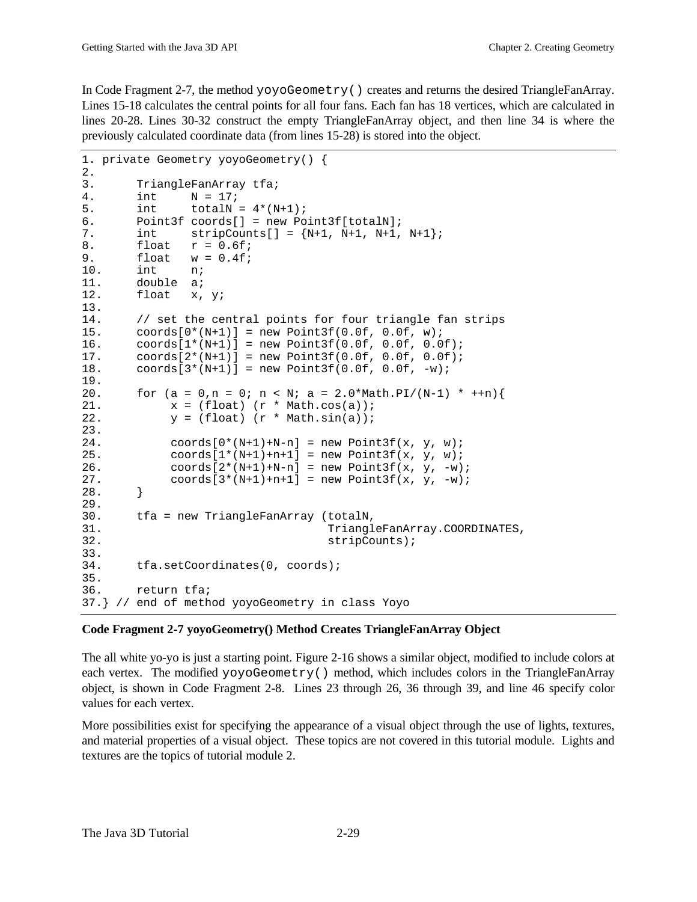In Code Fragment 2-7, the method `yoyoGeometry()` creates and returns the desired TriangleFanArray. Lines 15-18 calculates the central points for all four fans. Each fan has 18 vertices, which are calculated in lines 20-28. Lines 30-32 construct the empty TriangleFanArray object, and then line 34 is where the previously calculated coordinate data (from lines 15-28) is stored into the object.

```
1. private Geometry yoyoGeometry() {
2.
3.      TriangleFanArray tfa;
4.      int     N = 17;
5.      int     totalN = 4*(N+1);
6.      Point3f coords[] = new Point3f[totalN];
7.      int     stripCounts[] = {N+1, N+1, N+1, N+1};
8.      float   r = 0.6f;
9.      float   w = 0.4f;
10.     int     n;
11.     double  a;
12.     float   x, y;
13.
14.     // set the central points for four triangle fan strips
15.     coords[0*(N+1)] = new Point3f(0.0f, 0.0f, w);
16.     coords[1*(N+1)] = new Point3f(0.0f, 0.0f, 0.0f);
17.     coords[2*(N+1)] = new Point3f(0.0f, 0.0f, 0.0f);
18.     coords[3*(N+1)] = new Point3f(0.0f, 0.0f, -w);
19.
20.     for (a = 0,n = 0; n < N; a = 2.0*Math.PI/(N-1) * ++n){
21.          x = (float) (r * Math.cos(a));
22.          y = (float) (r * Math.sin(a));
23.
24.          coords[0*(N+1)+N-n] = new Point3f(x, y, w);
25.          coords[1*(N+1)+n+1] = new Point3f(x, y, w);
26.          coords[2*(N+1)+N-n] = new Point3f(x, y, -w);
27.          coords[3*(N+1)+n+1] = new Point3f(x, y, -w);
28.     }
29.
30.     tfa = new TriangleFanArray (totalN,
31.                                 TriangleFanArray.COORDINATES,
32.                                 stripCounts);
33.
34.     tfa.setCoordinates(0, coords);
35.
36.     return tfa;
37.} // end of method yoyoGeometry in class Yoyo
```

**Code Fragment 2-7 yoyoGeometry() Method Creates TriangleFanArray Object**

The all white yo-yo is just a starting point. Figure 2-16 shows a similar object, modified to include colors at each vertex. The modified `yoyoGeometry()` method, which includes colors in the TriangleFanArray object, is shown in Code Fragment 2-8. Lines 23 through 26, 36 through 39, and line 46 specify color values for each vertex.

More possibilities exist for specifying the appearance of a visual object through the use of lights, textures, and material properties of a visual object. These topics are not covered in this tutorial module. Lights and textures are the topics of tutorial module 2.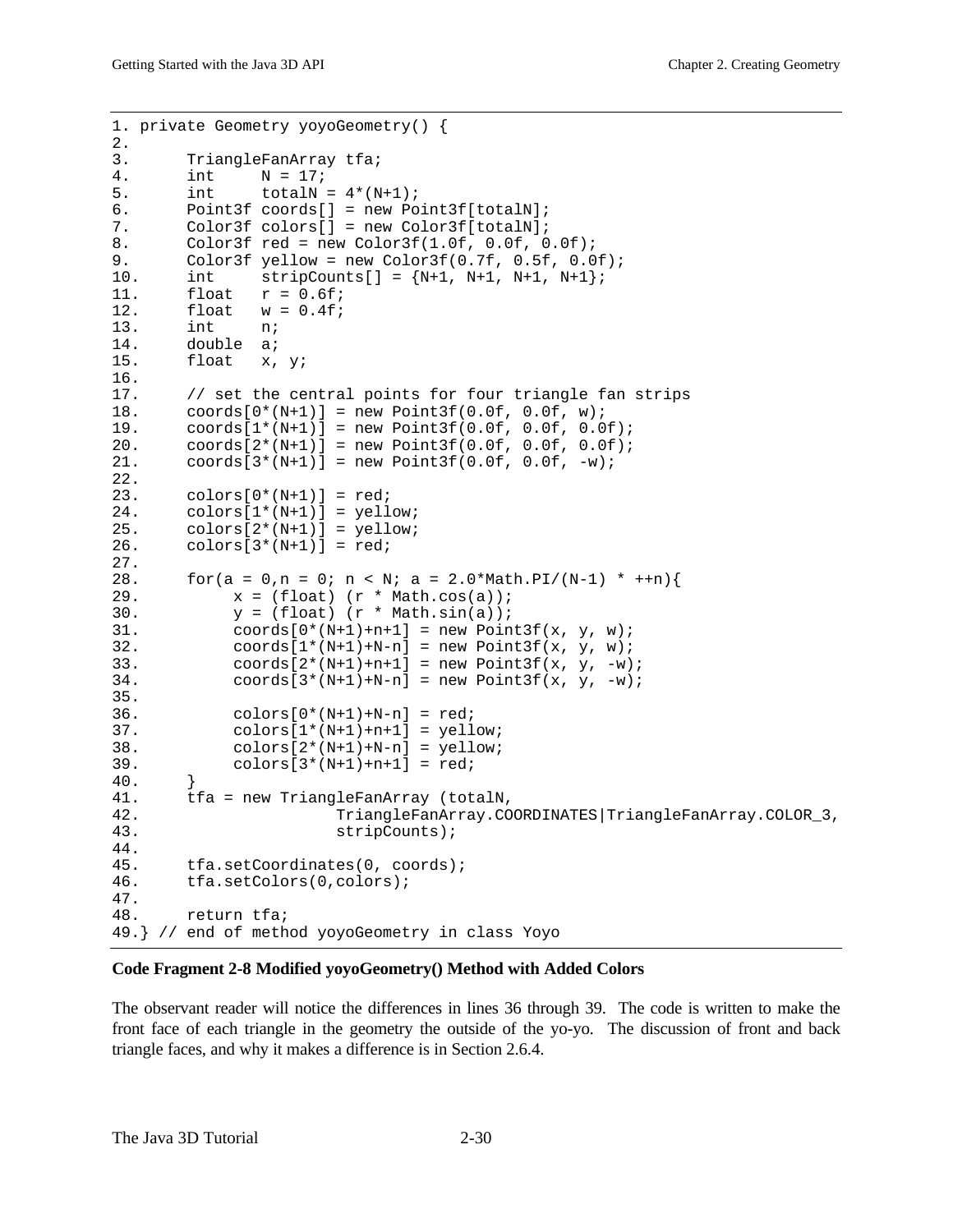```
1. private Geometry yoyoGeometry() {
2.
3.      TriangleFanArray tfa;
4.      int     N = 17;
5.      int     totalN = 4*(N+1);
6.      Point3f coords[] = new Point3f[totalN];
7.      Color3f colors[] = new Color3f[totalN];
8.      Color3f red = new Color3f(1.0f, 0.0f, 0.0f);
9.      Color3f yellow = new Color3f(0.7f, 0.5f, 0.0f);
10.     int     stripCounts[] = {N+1, N+1, N+1, N+1};
11.     float   r = 0.6f;
12.     float   w = 0.4f;
13.     int     n;
14.     double  a;
15.     float   x, y;
16.
17.     // set the central points for four triangle fan strips
18.     coords[0*(N+1)] = new Point3f(0.0f, 0.0f, w);
19.     coords[1*(N+1)] = new Point3f(0.0f, 0.0f, 0.0f);
20.     coords[2*(N+1)] = new Point3f(0.0f, 0.0f, 0.0f);
21.     coords[3*(N+1)] = new Point3f(0.0f, 0.0f, -w);
22.
23.     colors[0*(N+1)] = red;
24.     colors[1*(N+1)] = yellow;
25.     colors[2*(N+1)] = yellow;
26.     colors[3*(N+1)] = red;
27.
28.     for(a = 0,n = 0; n < N; a = 2.0*Math.PI/(N-1) * ++n){
29.          x = (float) (r * Math.cos(a));
30.          y = (float) (r * Math.sin(a));
31.          coords[0*(N+1)+n+1] = new Point3f(x, y, w);
32.          coords[1*(N+1)+N-n] = new Point3f(x, y, w);
33.          coords[2*(N+1)+n+1] = new Point3f(x, y, -w);
34.          coords[3*(N+1)+N-n] = new Point3f(x, y, -w);
35.
36.          colors[0*(N+1)+N-n] = red;
37.          colors[1*(N+1)+n+1] = yellow;
38.          colors[2*(N+1)+N-n] = yellow;
39.          colors[3*(N+1)+n+1] = red;
40.     }
41.     tfa = new TriangleFanArray (totalN,
42.                     TriangleFanArray.COORDINATES|TriangleFanArray.COLOR_3,
43.                     stripCounts);
44.
45.     tfa.setCoordinates(0, coords);
46.     tfa.setColors(0,colors);
47.
48.     return tfa;
49.} // end of method yoyoGeometry in class Yoyo
```

**Code Fragment 2-8 Modified yoyoGeometry() Method with Added Colors**

The observant reader will notice the differences in lines 36 through 39. The code is written to make the front face of each triangle in the geometry the outside of the yo-yo. The discussion of front and back triangle faces, and why it makes a difference is in Section 2.6.4.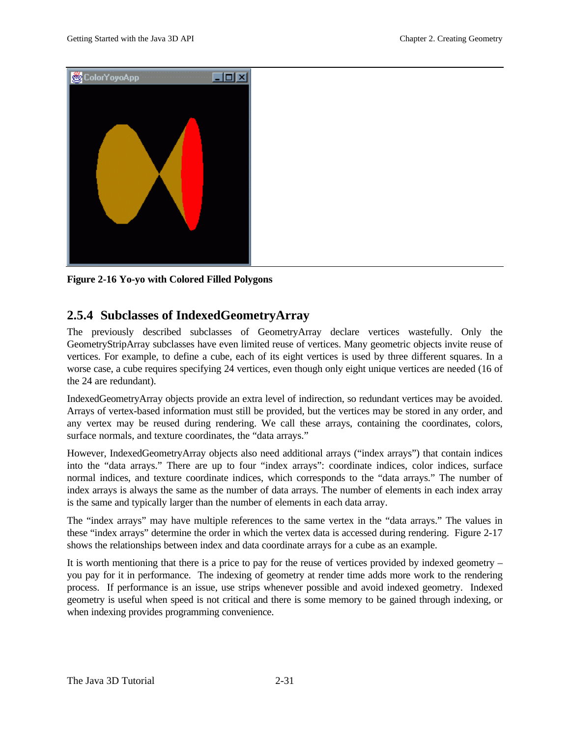Figure 2-16 Yo-yo with Colored Filled Polygons

## 2.5.4 Subclasses of IndexedGeometryArray

The previously described subclasses of GeometryArray declare vertices wastefully. Only the GeometryStripArray subclasses have even limited reuse of vertices. Many geometric objects invite reuse of vertices. For example, to define a cube, each of its eight vertices is used by three different squares. In a worse case, a cube requires specifying 24 vertices, even though only eight unique vertices are needed (16 of the 24 are redundant).

IndexedGeometryArray objects provide an extra level of indirection, so redundant vertices may be avoided. Arrays of vertex-based information must still be provided, but the vertices may be stored in any order, and any vertex may be reused during rendering. We call these arrays, containing the coordinates, colors, surface normals, and texture coordinates, the "data arrays."

However, IndexedGeometryArray objects also need additional arrays ("index arrays") that contain indices into the "data arrays." There are up to four "index arrays": coordinate indices, color indices, surface normal indices, and texture coordinate indices, which corresponds to the "data arrays." The number of index arrays is always the same as the number of data arrays. The number of elements in each index array is the same and typically larger than the number of elements in each data array.

The "index arrays" may have multiple references to the same vertex in the "data arrays." The values in these "index arrays" determine the order in which the vertex data is accessed during rendering. Figure 2-17 shows the relationships between index and data coordinate arrays for a cube as an example.

It is worth mentioning that there is a price to pay for the reuse of vertices provided by indexed geometry – you pay for it in performance. The indexing of geometry at render time adds more work to the rendering process. If performance is an issue, use strips whenever possible and avoid indexed geometry. Indexed geometry is useful when speed is not critical and there is some memory to be gained through indexing, or when indexing provides programming convenience.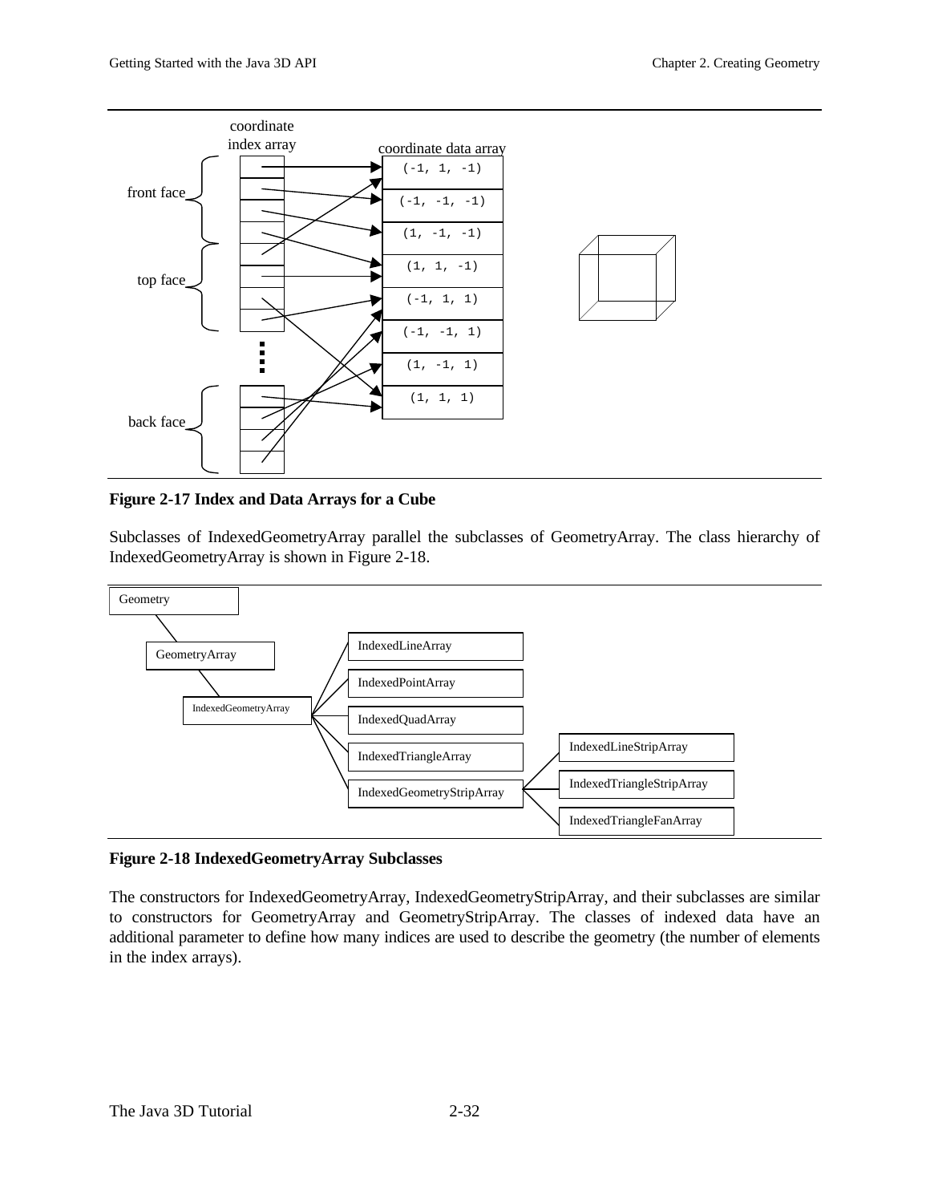**Figure 2-17 Index and Data Arrays for a Cube**

Subclasses of IndexedGeometryArray parallel the subclasses of GeometryArray. The class hierarchy of IndexedGeometryArray is shown in Figure 2-18.

**Figure 2-18 IndexedGeometryArray Subclasses**

The constructors for IndexedGeometryArray, IndexedGeometryStripArray, and their subclasses are similar to constructors for GeometryArray and GeometryStripArray. The classes of indexed data have an additional parameter to define how many indices are used to describe the geometry (the number of elements in the index arrays).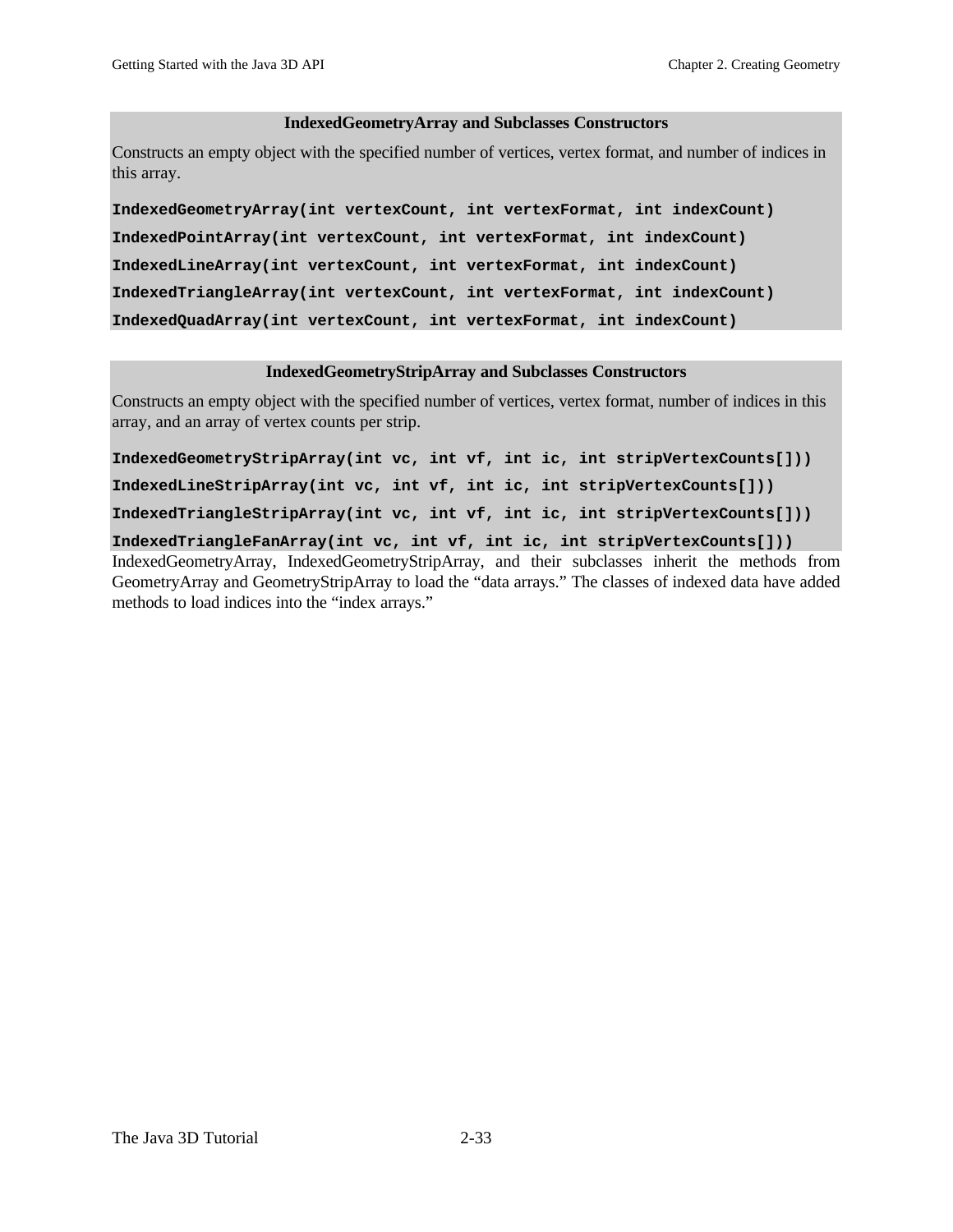**IndexedGeometryArray and Subclasses Constructors**

Constructs an empty object with the specified number of vertices, vertex format, and number of indices in this array.

```
IndexedGeometryArray(int vertexCount, int vertexFormat, int indexCount)
IndexedPointArray(int vertexCount, int vertexFormat, int indexCount)
IndexedLineArray(int vertexCount, int vertexFormat, int indexCount)
IndexedTriangleArray(int vertexCount, int vertexFormat, int indexCount)
IndexedQuadArray(int vertexCount, int vertexFormat, int indexCount)
```

**IndexedGeometryStripArray and Subclasses Constructors**

Constructs an empty object with the specified number of vertices, vertex format, number of indices in this array, and an array of vertex counts per strip.

```
IndexedGeometryStripArray(int vc, int vf, int ic, int stripVertexCounts[]))
IndexedLineStripArray(int vc, int vf, int ic, int stripVertexCounts[]))
IndexedTriangleStripArray(int vc, int vf, int ic, int stripVertexCounts[]))
IndexedTriangleFanArray(int vc, int vf, int ic, int stripVertexCounts[]))
```

IndexedGeometryArray, IndexedGeometryStripArray, and their subclasses inherit the methods from GeometryArray and GeometryStripArray to load the "data arrays." The classes of indexed data have added methods to load indices into the "index arrays."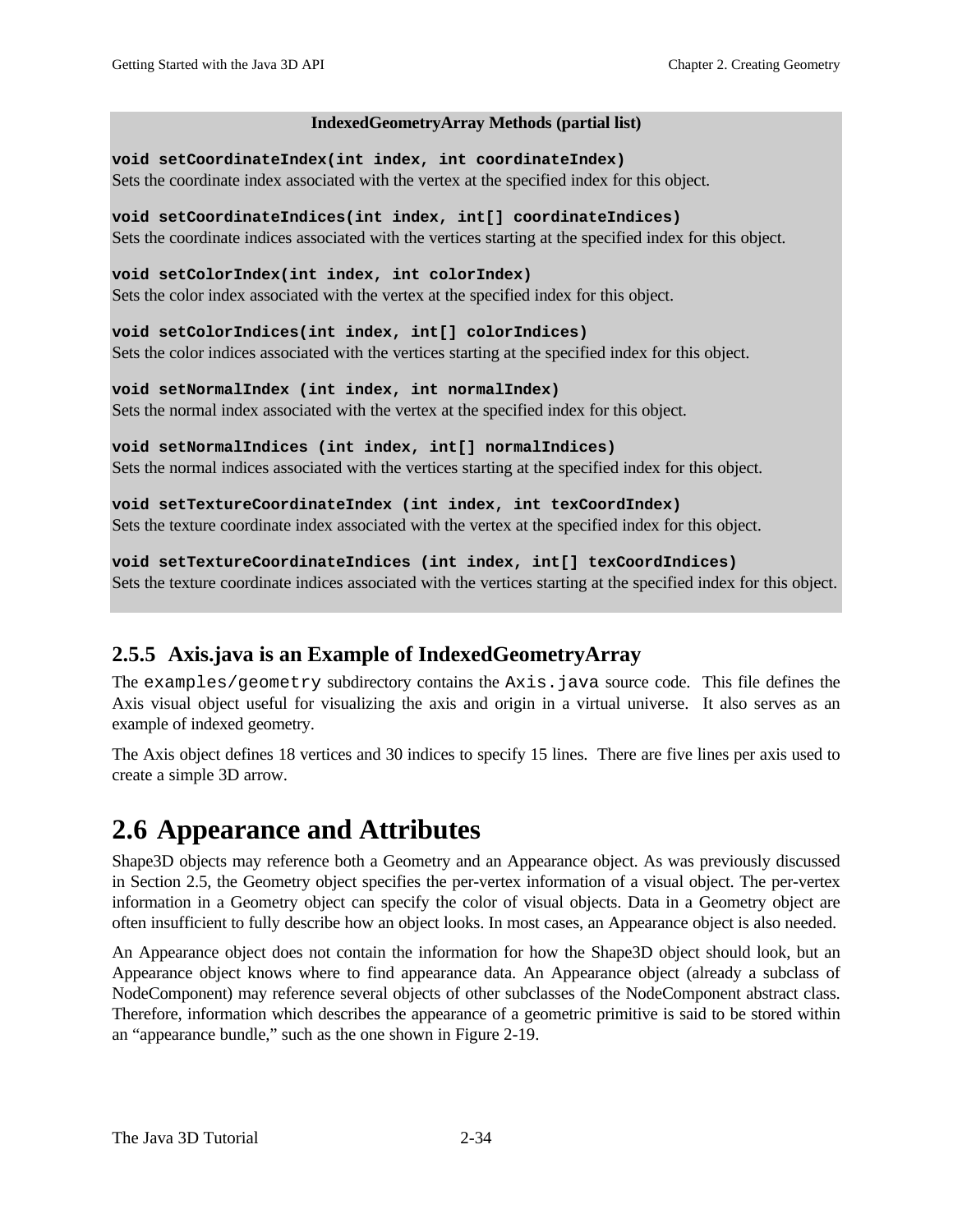**IndexedGeometryArray Methods (partial list)**

**`void setCoordinateIndex(int index, int coordinateIndex)`**
Sets the coordinate index associated with the vertex at the specified index for this object.

**`void setCoordinateIndices(int index, int[] coordinateIndices)`**
Sets the coordinate indices associated with the vertices starting at the specified index for this object.

**`void setColorIndex(int index, int colorIndex)`**
Sets the color index associated with the vertex at the specified index for this object.

**`void setColorIndices(int index, int[] colorIndices)`**
Sets the color indices associated with the vertices starting at the specified index for this object.

**`void setNormalIndex (int index, int normalIndex)`**
Sets the normal index associated with the vertex at the specified index for this object.

**`void setNormalIndices (int index, int[] normalIndices)`**
Sets the normal indices associated with the vertices starting at the specified index for this object.

**`void setTextureCoordinateIndex (int index, int texCoordIndex)`**
Sets the texture coordinate index associated with the vertex at the specified index for this object.

**`void setTextureCoordinateIndices (int index, int[] texCoordIndices)`**
Sets the texture coordinate indices associated with the vertices starting at the specified index for this object.

### 2.5.5 Axis.java is an Example of IndexedGeometryArray

The `examples/geometry` subdirectory contains the `Axis.java` source code. This file defines the Axis visual object useful for visualizing the axis and origin in a virtual universe. It also serves as an example of indexed geometry.

The Axis object defines 18 vertices and 30 indices to specify 15 lines. There are five lines per axis used to create a simple 3D arrow.

## 2.6 Appearance and Attributes

Shape3D objects may reference both a Geometry and an Appearance object. As was previously discussed in Section 2.5, the Geometry object specifies the per-vertex information of a visual object. The per-vertex information in a Geometry object can specify the color of visual objects. Data in a Geometry object are often insufficient to fully describe how an object looks. In most cases, an Appearance object is also needed.

An Appearance object does not contain the information for how the Shape3D object should look, but an Appearance object knows where to find appearance data. An Appearance object (already a subclass of NodeComponent) may reference several objects of other subclasses of the NodeComponent abstract class. Therefore, information which describes the appearance of a geometric primitive is said to be stored within an "appearance bundle," such as the one shown in Figure 2-19.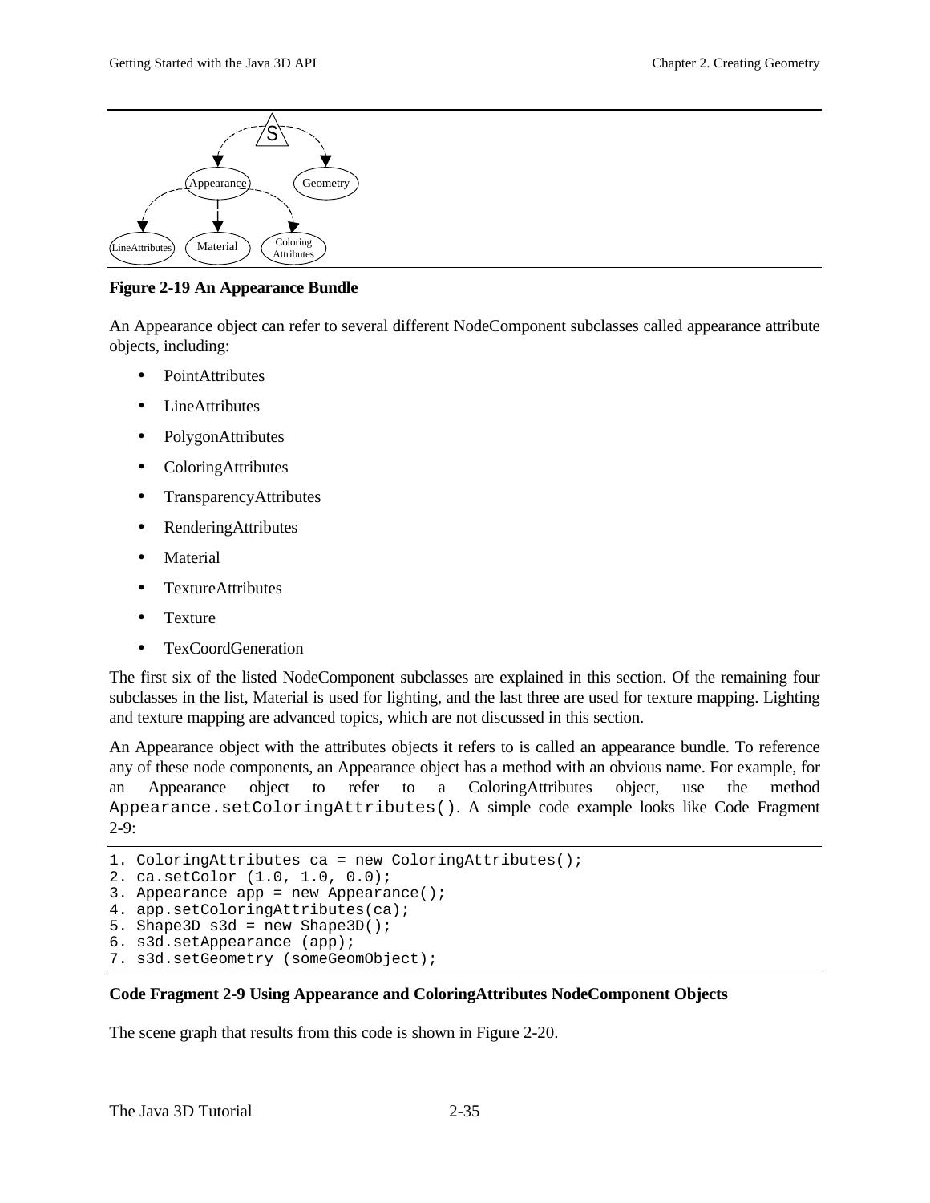**Figure 2-19 An Appearance Bundle**

An Appearance object can refer to several different NodeComponent subclasses called appearance attribute objects, including:

- PointAttributes
- LineAttributes
- PolygonAttributes
- ColoringAttributes
- TransparencyAttributes
- RenderingAttributes
- Material
- TextureAttributes
- Texture
- TexCoordGeneration

The first six of the listed NodeComponent subclasses are explained in this section. Of the remaining four subclasses in the list, Material is used for lighting, and the last three are used for texture mapping. Lighting and texture mapping are advanced topics, which are not discussed in this section.

An Appearance object with the attributes objects it refers to is called an appearance bundle. To reference any of these node components, an Appearance object has a method with an obvious name. For example, for an Appearance object to refer to a ColoringAttributes object, use the method `Appearance.setColoringAttributes()`. A simple code example looks like Code Fragment 2-9:

```
1. ColoringAttributes ca = new ColoringAttributes();
2. ca.setColor (1.0, 1.0, 0.0);
3. Appearance app = new Appearance();
4. app.setColoringAttributes(ca);
5. Shape3D s3d = new Shape3D();
6. s3d.setAppearance (app);
7. s3d.setGeometry (someGeomObject);
```

**Code Fragment 2-9 Using Appearance and ColoringAttributes NodeComponent Objects**

The scene graph that results from this code is shown in Figure 2-20.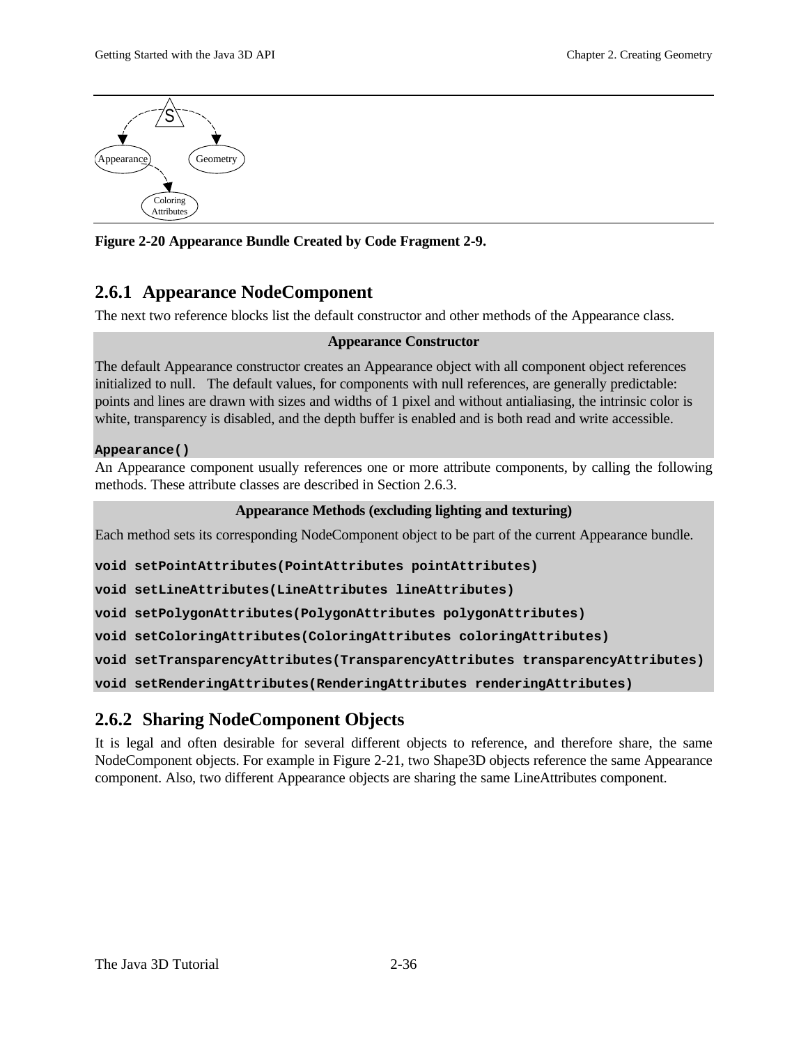**Figure 2-20 Appearance Bundle Created by Code Fragment 2-9.**

## 2.6.1 Appearance NodeComponent

The next two reference blocks list the default constructor and other methods of the Appearance class.

**Appearance Constructor**

The default Appearance constructor creates an Appearance object with all component object references initialized to null. The default values, for components with null references, are generally predictable: points and lines are drawn with sizes and widths of 1 pixel and without antialiasing, the intrinsic color is white, transparency is disabled, and the depth buffer is enabled and is both read and write accessible.

```
Appearance()
```

An Appearance component usually references one or more attribute components, by calling the following methods. These attribute classes are described in Section 2.6.3.

**Appearance Methods (excluding lighting and texturing)**

Each method sets its corresponding NodeComponent object to be part of the current Appearance bundle.

```
void setPointAttributes(PointAttributes pointAttributes)
void setLineAttributes(LineAttributes lineAttributes)
void setPolygonAttributes(PolygonAttributes polygonAttributes)
void setColoringAttributes(ColoringAttributes coloringAttributes)
void setTransparencyAttributes(TransparencyAttributes transparencyAttributes)
void setRenderingAttributes(RenderingAttributes renderingAttributes)
```

## 2.6.2 Sharing NodeComponent Objects

It is legal and often desirable for several different objects to reference, and therefore share, the same NodeComponent objects. For example in Figure 2-21, two Shape3D objects reference the same Appearance component. Also, two different Appearance objects are sharing the same LineAttributes component.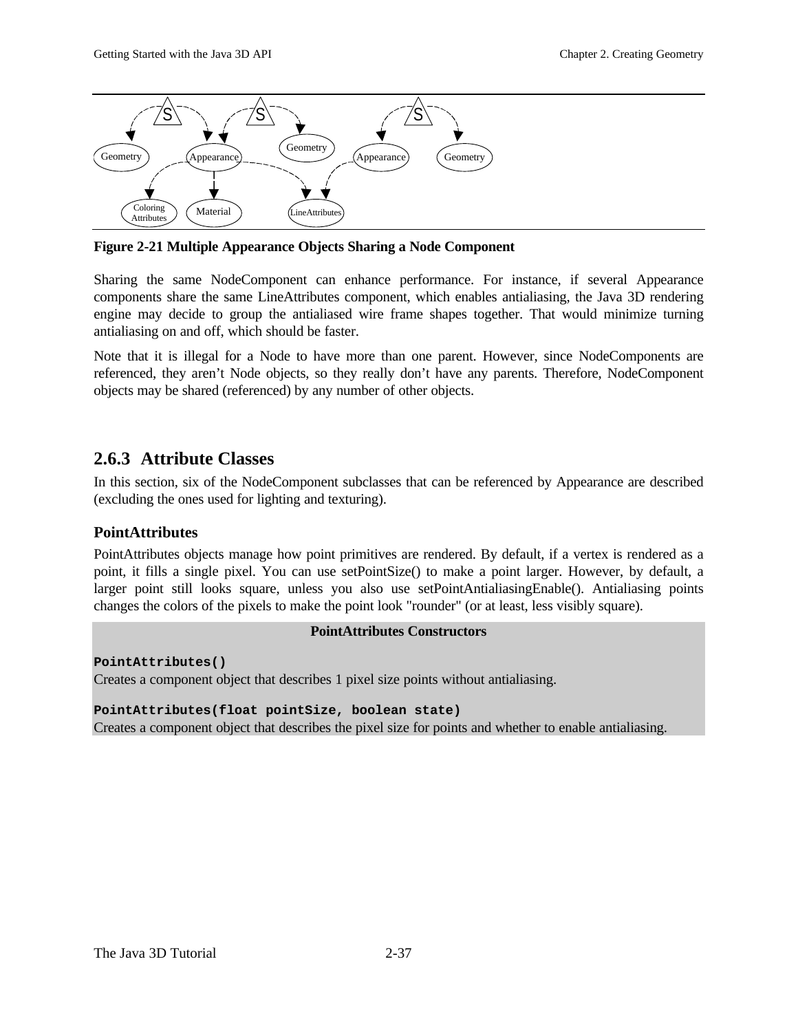**Figure 2-21 Multiple Appearance Objects Sharing a Node Component**

Sharing the same NodeComponent can enhance performance. For instance, if several Appearance components share the same LineAttributes component, which enables antialiasing, the Java 3D rendering engine may decide to group the antialiased wire frame shapes together. That would minimize turning antialiasing on and off, which should be faster.

Note that it is illegal for a Node to have more than one parent. However, since NodeComponents are referenced, they aren't Node objects, so they really don't have any parents. Therefore, NodeComponent objects may be shared (referenced) by any number of other objects.

## 2.6.3 Attribute Classes

In this section, six of the NodeComponent subclasses that can be referenced by Appearance are described (excluding the ones used for lighting and texturing).

### PointAttributes

PointAttributes objects manage how point primitives are rendered. By default, if a vertex is rendered as a point, it fills a single pixel. You can use setPointSize() to make a point larger. However, by default, a larger point still looks square, unless you also use setPointAntialiasingEnable(). Antialiasing points changes the colors of the pixels to make the point look "rounder" (or at least, less visibly square).

**PointAttributes Constructors**

**`PointAttributes()`**
Creates a component object that describes 1 pixel size points without antialiasing.

**`PointAttributes(float pointSize, boolean state)`**
Creates a component object that describes the pixel size for points and whether to enable antialiasing.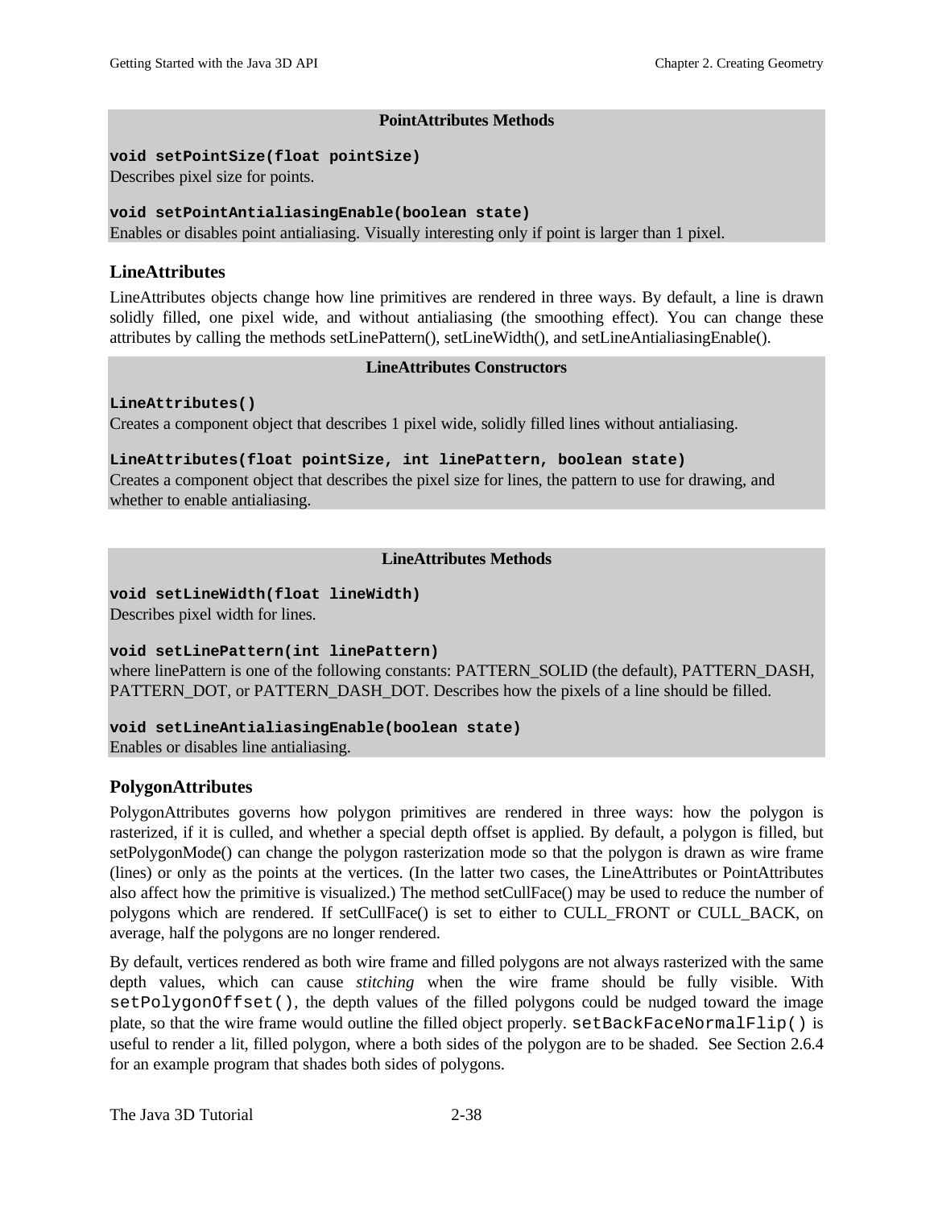**PointAttributes Methods**

**`void setPointSize(float pointSize)`**
Describes pixel size for points.

**`void setPointAntialiasingEnable(boolean state)`**
Enables or disables point antialiasing. Visually interesting only if point is larger than 1 pixel.

### LineAttributes

LineAttributes objects change how line primitives are rendered in three ways. By default, a line is drawn solidly filled, one pixel wide, and without antialiasing (the smoothing effect). You can change these attributes by calling the methods setLinePattern(), setLineWidth(), and setLineAntialiasingEnable().

**LineAttributes Constructors**

**`LineAttributes()`**
Creates a component object that describes 1 pixel wide, solidly filled lines without antialiasing.

**`LineAttributes(float pointSize, int linePattern, boolean state)`**
Creates a component object that describes the pixel size for lines, the pattern to use for drawing, and whether to enable antialiasing.

**LineAttributes Methods**

**`void setLineWidth(float lineWidth)`**
Describes pixel width for lines.

**`void setLinePattern(int linePattern)`**
where linePattern is one of the following constants: PATTERN_SOLID (the default), PATTERN_DASH, PATTERN_DOT, or PATTERN_DASH_DOT. Describes how the pixels of a line should be filled.

**`void setLineAntialiasingEnable(boolean state)`**
Enables or disables line antialiasing.

### PolygonAttributes

PolygonAttributes governs how polygon primitives are rendered in three ways: how the polygon is rasterized, if it is culled, and whether a special depth offset is applied. By default, a polygon is filled, but setPolygonMode() can change the polygon rasterization mode so that the polygon is drawn as wire frame (lines) or only as the points at the vertices. (In the latter two cases, the LineAttributes or PointAttributes also affect how the primitive is visualized.) The method setCullFace() may be used to reduce the number of polygons which are rendered. If setCullFace() is set to either to CULL_FRONT or CULL_BACK, on average, half the polygons are no longer rendered.

By default, vertices rendered as both wire frame and filled polygons are not always rasterized with the same depth values, which can cause *stitching* when the wire frame should be fully visible. With `setPolygonOffset()`, the depth values of the filled polygons could be nudged toward the image plate, so that the wire frame would outline the filled object properly. `setBackFaceNormalFlip()` is useful to render a lit, filled polygon, where a both sides of the polygon are to be shaded. See Section 2.6.4 for an example program that shades both sides of polygons.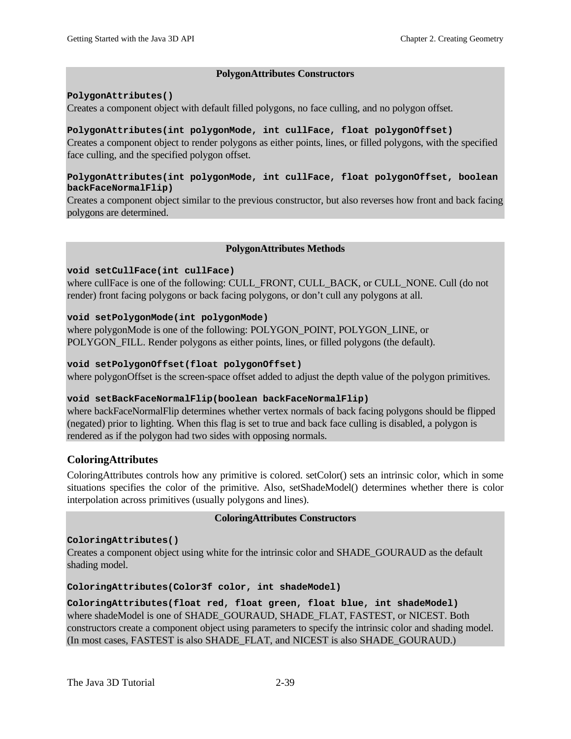**PolygonAttributes Constructors**

**`PolygonAttributes()`**
Creates a component object with default filled polygons, no face culling, and no polygon offset.

**`PolygonAttributes(int polygonMode, int cullFace, float polygonOffset)`**
Creates a component object to render polygons as either points, lines, or filled polygons, with the specified face culling, and the specified polygon offset.

**`PolygonAttributes(int polygonMode, int cullFace, float polygonOffset, boolean backFaceNormalFlip)`**
Creates a component object similar to the previous constructor, but also reverses how front and back facing polygons are determined.

**PolygonAttributes Methods**

**`void setCullFace(int cullFace)`**
where cullFace is one of the following: CULL_FRONT, CULL_BACK, or CULL_NONE. Cull (do not render) front facing polygons or back facing polygons, or don't cull any polygons at all.

**`void setPolygonMode(int polygonMode)`**
where polygonMode is one of the following: POLYGON_POINT, POLYGON_LINE, or POLYGON_FILL. Render polygons as either points, lines, or filled polygons (the default).

**`void setPolygonOffset(float polygonOffset)`**
where polygonOffset is the screen-space offset added to adjust the depth value of the polygon primitives.

**`void setBackFaceNormalFlip(boolean backFaceNormalFlip)`**
where backFaceNormalFlip determines whether vertex normals of back facing polygons should be flipped (negated) prior to lighting. When this flag is set to true and back face culling is disabled, a polygon is rendered as if the polygon had two sides with opposing normals.

### ColoringAttributes

ColoringAttributes controls how any primitive is colored. setColor() sets an intrinsic color, which in some situations specifies the color of the primitive. Also, setShadeModel() determines whether there is color interpolation across primitives (usually polygons and lines).

**ColoringAttributes Constructors**

**`ColoringAttributes()`**
Creates a component object using white for the intrinsic color and SHADE_GOURAUD as the default shading model.

**`ColoringAttributes(Color3f color, int shadeModel)`**

**`ColoringAttributes(float red, float green, float blue, int shadeModel)`**
where shadeModel is one of SHADE_GOURAUD, SHADE_FLAT, FASTEST, or NICEST. Both constructors create a component object using parameters to specify the intrinsic color and shading model. (In most cases, FASTEST is also SHADE_FLAT, and NICEST is also SHADE_GOURAUD.)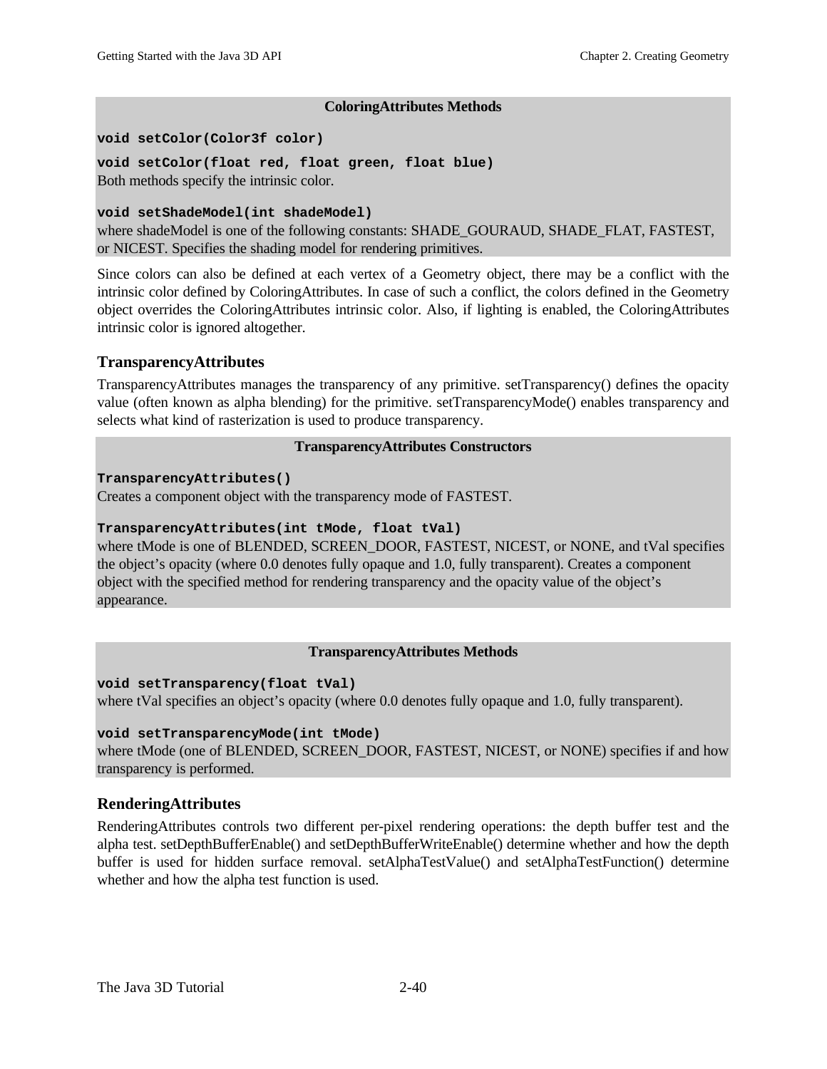**ColoringAttributes Methods**

**`void setColor(Color3f color)`**

**`void setColor(float red, float green, float blue)`**
Both methods specify the intrinsic color.

**`void setShadeModel(int shadeModel)`**
where shadeModel is one of the following constants: SHADE_GOURAUD, SHADE_FLAT, FASTEST, or NICEST. Specifies the shading model for rendering primitives.

Since colors can also be defined at each vertex of a Geometry object, there may be a conflict with the intrinsic color defined by ColoringAttributes. In case of such a conflict, the colors defined in the Geometry object overrides the ColoringAttributes intrinsic color. Also, if lighting is enabled, the ColoringAttributes intrinsic color is ignored altogether.

### TransparencyAttributes

TransparencyAttributes manages the transparency of any primitive. setTransparency() defines the opacity value (often known as alpha blending) for the primitive. setTransparencyMode() enables transparency and selects what kind of rasterization is used to produce transparency.

**TransparencyAttributes Constructors**

**`TransparencyAttributes()`**
Creates a component object with the transparency mode of FASTEST.

**`TransparencyAttributes(int tMode, float tVal)`**
where tMode is one of BLENDED, SCREEN_DOOR, FASTEST, NICEST, or NONE, and tVal specifies the object's opacity (where 0.0 denotes fully opaque and 1.0, fully transparent). Creates a component object with the specified method for rendering transparency and the opacity value of the object's appearance.

**TransparencyAttributes Methods**

**`void setTransparency(float tVal)`**
where tVal specifies an object's opacity (where 0.0 denotes fully opaque and 1.0, fully transparent).

**`void setTransparencyMode(int tMode)`**
where tMode (one of BLENDED, SCREEN_DOOR, FASTEST, NICEST, or NONE) specifies if and how transparency is performed.

### RenderingAttributes

RenderingAttributes controls two different per-pixel rendering operations: the depth buffer test and the alpha test. setDepthBufferEnable() and setDepthBufferWriteEnable() determine whether and how the depth buffer is used for hidden surface removal. setAlphaTestValue() and setAlphaTestFunction() determine whether and how the alpha test function is used.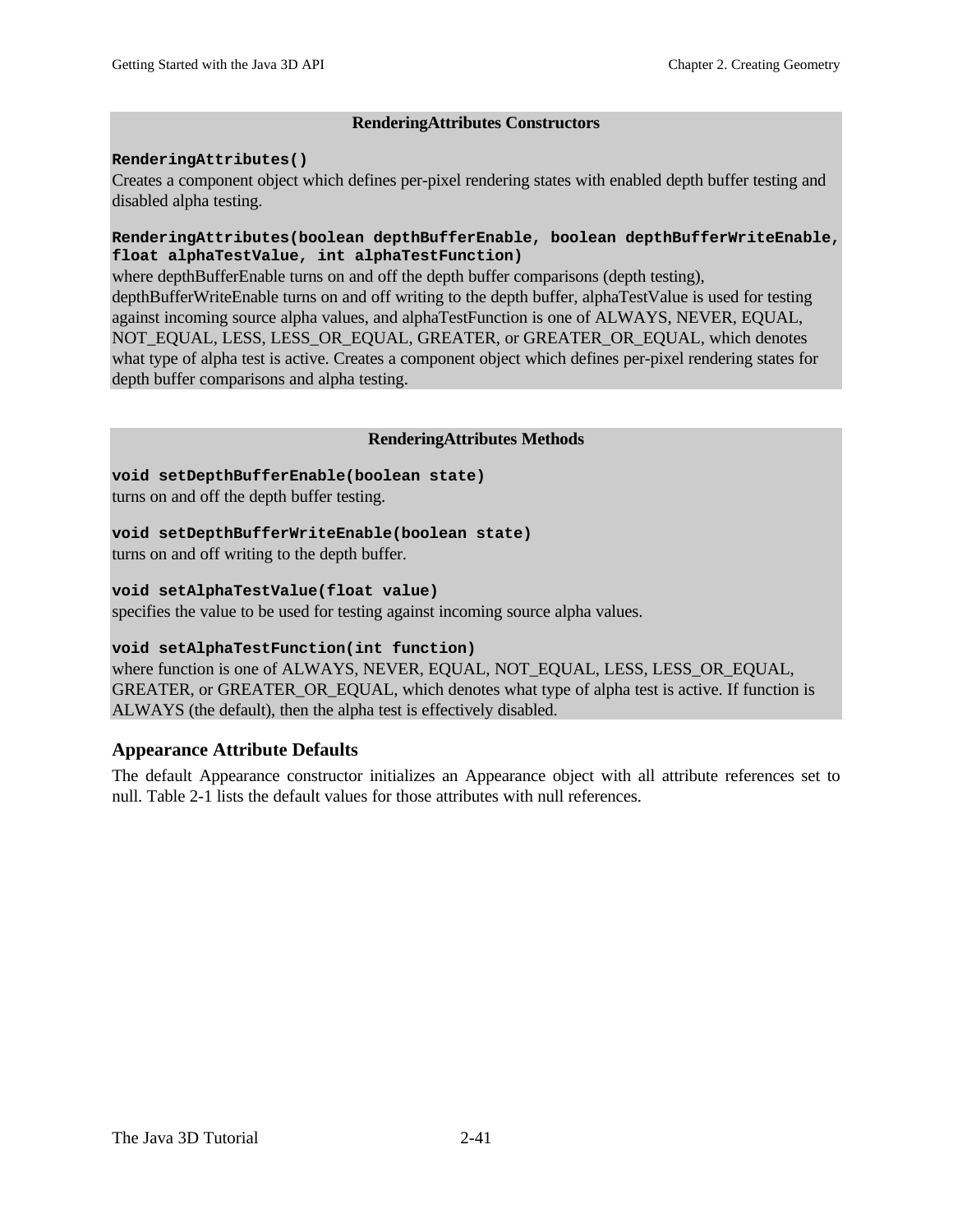**RenderingAttributes Constructors**

**`RenderingAttributes()`**
Creates a component object which defines per-pixel rendering states with enabled depth buffer testing and disabled alpha testing.

**`RenderingAttributes(boolean depthBufferEnable, boolean depthBufferWriteEnable, float alphaTestValue, int alphaTestFunction)`**
where depthBufferEnable turns on and off the depth buffer comparisons (depth testing), depthBufferWriteEnable turns on and off writing to the depth buffer, alphaTestValue is used for testing against incoming source alpha values, and alphaTestFunction is one of ALWAYS, NEVER, EQUAL, NOT_EQUAL, LESS, LESS_OR_EQUAL, GREATER, or GREATER_OR_EQUAL, which denotes what type of alpha test is active. Creates a component object which defines per-pixel rendering states for depth buffer comparisons and alpha testing.

**RenderingAttributes Methods**

**`void setDepthBufferEnable(boolean state)`**
turns on and off the depth buffer testing.

**`void setDepthBufferWriteEnable(boolean state)`**
turns on and off writing to the depth buffer.

**`void setAlphaTestValue(float value)`**
specifies the value to be used for testing against incoming source alpha values.

**`void setAlphaTestFunction(int function)`**
where function is one of ALWAYS, NEVER, EQUAL, NOT_EQUAL, LESS, LESS_OR_EQUAL, GREATER, or GREATER_OR_EQUAL, which denotes what type of alpha test is active. If function is ALWAYS (the default), then the alpha test is effectively disabled.

### Appearance Attribute Defaults

The default Appearance constructor initializes an Appearance object with all attribute references set to null. Table 2-1 lists the default values for those attributes with null references.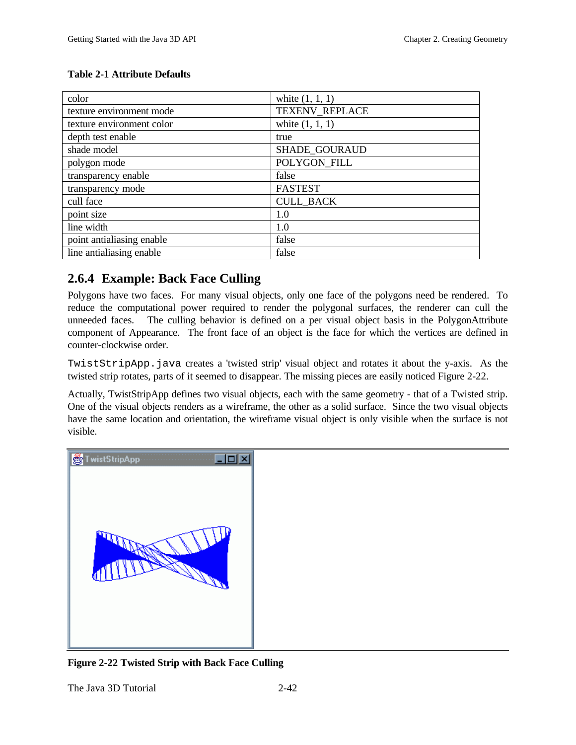**Table 2-1 Attribute Defaults**

| | |
|---|---|
| color | white (1, 1, 1) |
| texture environment mode | TEXENV_REPLACE |
| texture environment color | white (1, 1, 1) |
| depth test enable | true |
| shade model | SHADE_GOURAUD |
| polygon mode | POLYGON_FILL |
| transparency enable | false |
| transparency mode | FASTEST |
| cull face | CULL_BACK |
| point size | 1.0 |
| line width | 1.0 |
| point antialiasing enable | false |
| line antialiasing enable | false |

### 2.6.4 Example: Back Face Culling

Polygons have two faces. For many visual objects, only one face of the polygons need be rendered. To reduce the computational power required to render the polygonal surfaces, the renderer can cull the unneeded faces. The culling behavior is defined on a per visual object basis in the PolygonAttribute component of Appearance. The front face of an object is the face for which the vertices are defined in counter-clockwise order.

`TwistStripApp.java` creates a 'twisted strip' visual object and rotates it about the y-axis. As the twisted strip rotates, parts of it seemed to disappear. The missing pieces are easily noticed Figure 2-22.

Actually, TwistStripApp defines two visual objects, each with the same geometry - that of a Twisted strip. One of the visual objects renders as a wireframe, the other as a solid surface. Since the two visual objects have the same location and orientation, the wireframe visual object is only visible when the surface is not visible.

**Figure 2-22 Twisted Strip with Back Face Culling**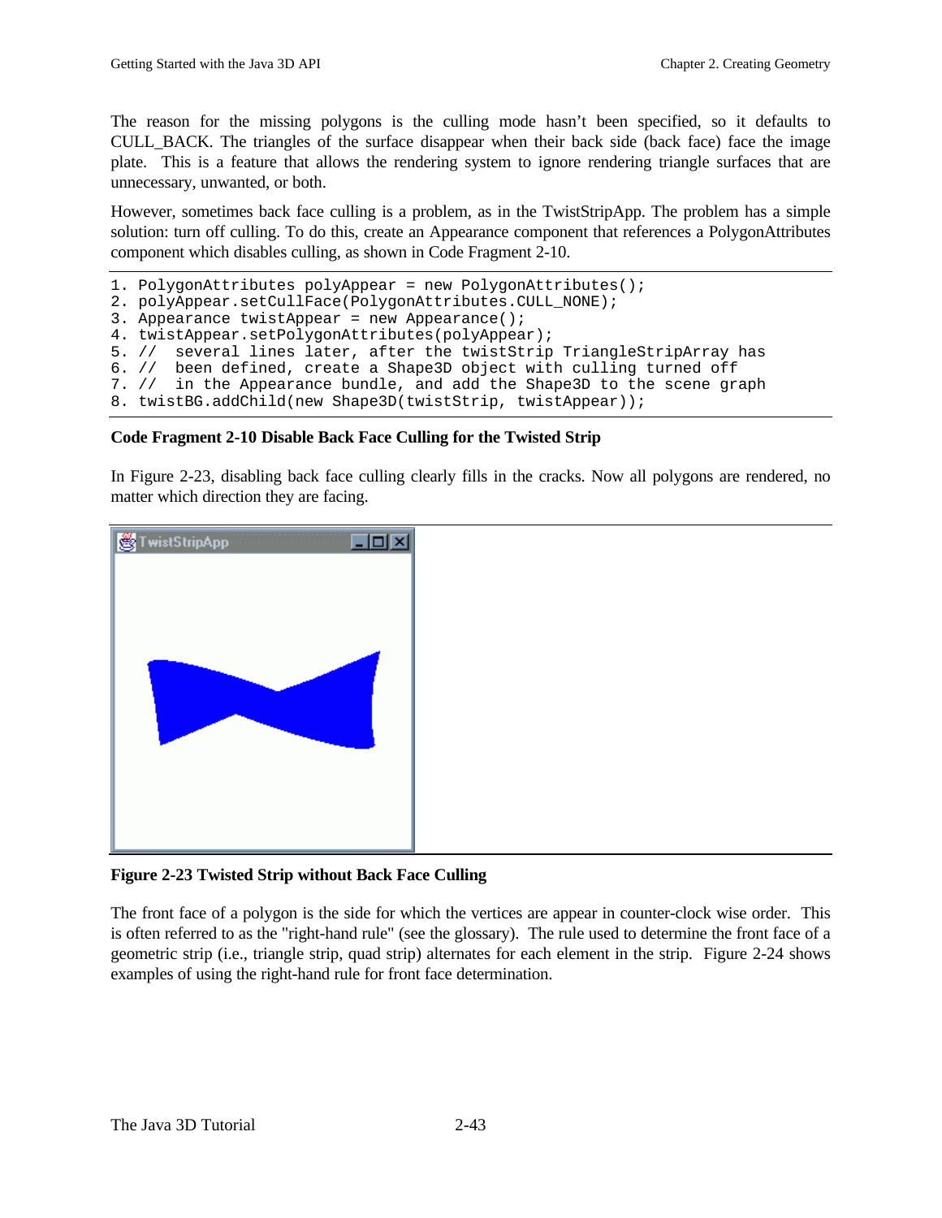The reason for the missing polygons is the culling mode hasn't been specified, so it defaults to CULL_BACK. The triangles of the surface disappear when their back side (back face) face the image plate. This is a feature that allows the rendering system to ignore rendering triangle surfaces that are unnecessary, unwanted, or both.

However, sometimes back face culling is a problem, as in the TwistStripApp. The problem has a simple solution: turn off culling. To do this, create an Appearance component that references a PolygonAttributes component which disables culling, as shown in Code Fragment 2-10.

```
1. PolygonAttributes polyAppear = new PolygonAttributes();
2. polyAppear.setCullFace(PolygonAttributes.CULL_NONE);
3. Appearance twistAppear = new Appearance();
4. twistAppear.setPolygonAttributes(polyAppear);
5. //  several lines later, after the twistStrip TriangleStripArray has
6. //  been defined, create a Shape3D object with culling turned off
7. //  in the Appearance bundle, and add the Shape3D to the scene graph
8. twistBG.addChild(new Shape3D(twistStrip, twistAppear));
```

**Code Fragment 2-10 Disable Back Face Culling for the Twisted Strip**

In Figure 2-23, disabling back face culling clearly fills in the cracks. Now all polygons are rendered, no matter which direction they are facing.

**Figure 2-23 Twisted Strip without Back Face Culling**

The front face of a polygon is the side for which the vertices are appear in counter-clock wise order. This is often referred to as the "right-hand rule" (see the glossary). The rule used to determine the front face of a geometric strip (i.e., triangle strip, quad strip) alternates for each element in the strip. Figure 2-24 shows examples of using the right-hand rule for front face determination.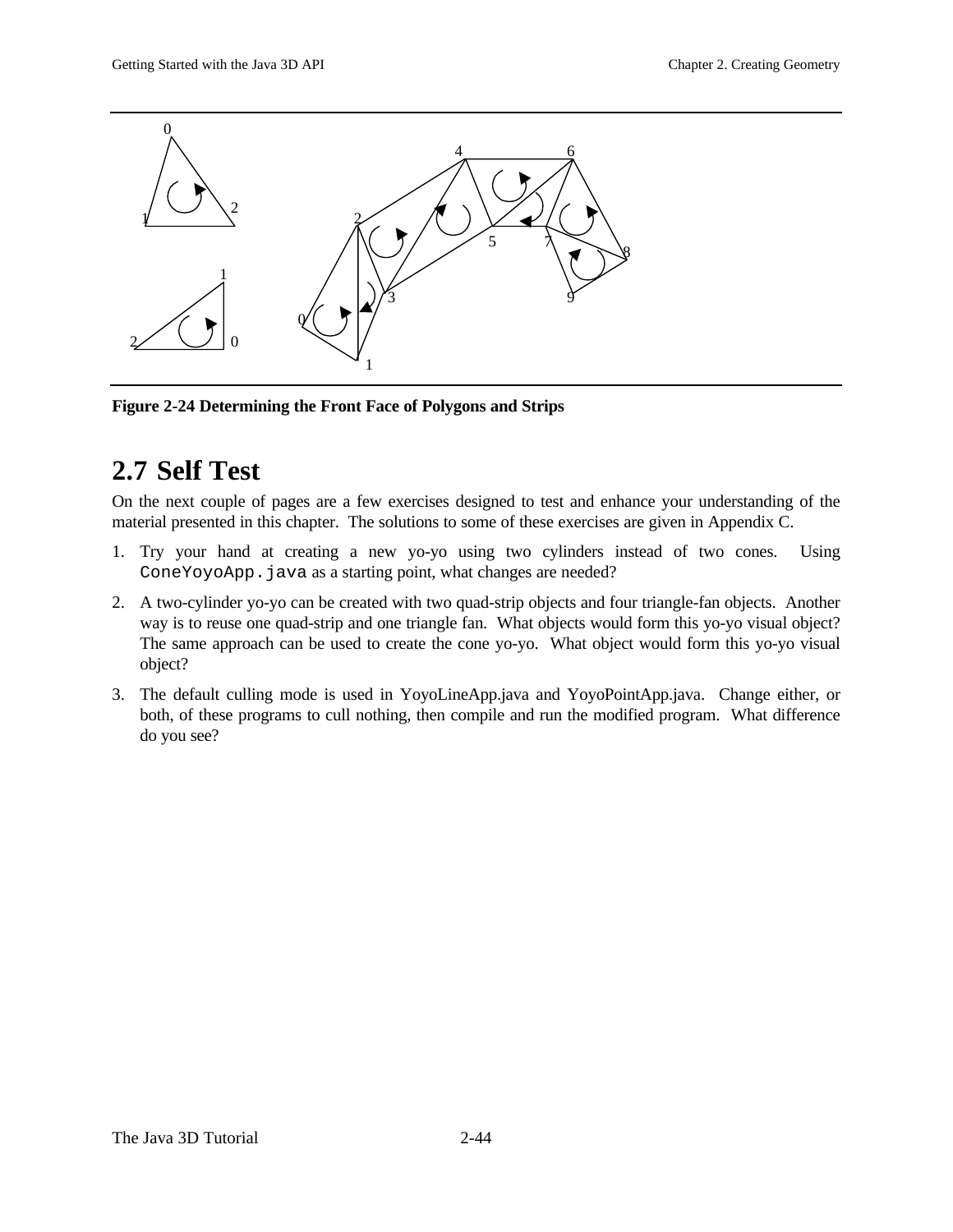0

1 2

1

2 0

4 6

2

5 7

8

3 9

0

1

**Figure 2-24 Determining the Front Face of Polygons and Strips**

# 2.7 Self Test

On the next couple of pages are a few exercises designed to test and enhance your understanding of the material presented in this chapter. The solutions to some of these exercises are given in Appendix C.

1. Try your hand at creating a new yo-yo using two cylinders instead of two cones. Using `ConeYoyoApp.java` as a starting point, what changes are needed?
2. A two-cylinder yo-yo can be created with two quad-strip objects and four triangle-fan objects. Another way is to reuse one quad-strip and one triangle fan. What objects would form this yo-yo visual object? The same approach can be used to create the cone yo-yo. What object would form this yo-yo visual object?
3. The default culling mode is used in YoyoLineApp.java and YoyoPointApp.java. Change either, or both, of these programs to cull nothing, then compile and run the modified program. What difference do you see?